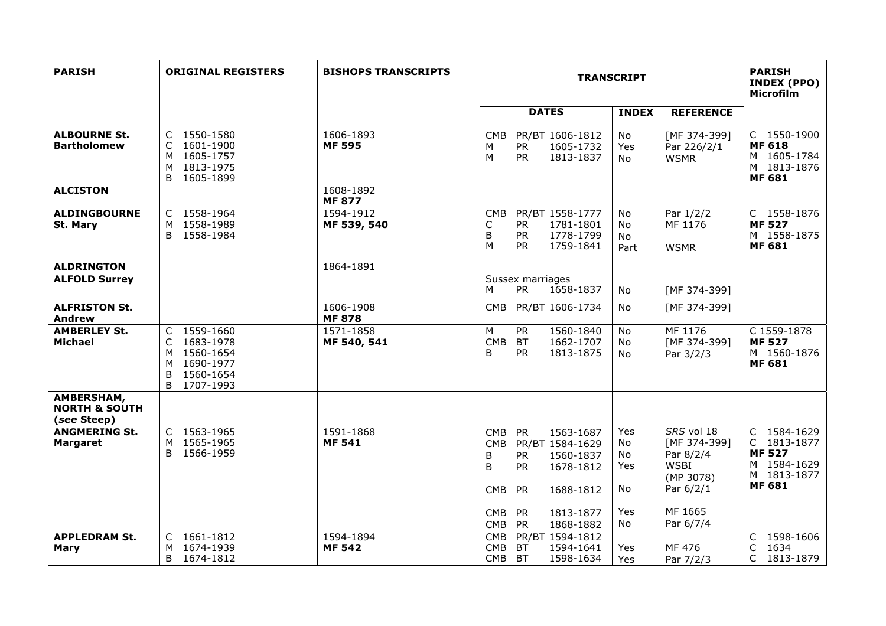| PARISH | ORIGINAL REGISTERS | BISHOPS TRANSCRIPTS | TRANSCRIPT | | | PARISH INDEX (PPO) Microfilm |
|---|---|---|---|---|---|---|
| | | | DATES | INDEX | REFERENCE | |
| **ALBOURNE St. Bartholomew** | C 1550-1580<br>C 1601-1900<br>M 1605-1757<br>M 1813-1975<br>B 1605-1899 | 1606-1893<br>**MF 595** | CMB PR/BT 1606-1812<br>M PR 1605-1732<br>M PR 1813-1837 | No<br>Yes<br>No | [MF 374-399]<br>Par 226/2/1<br>WSMR | C 1550-1900<br>**MF 618**<br>M 1605-1784<br>M 1813-1876<br>**MF 681** |
| **ALCISTON** | | 1608-1892<br>**MF 877** | | | | |
| **ALDINGBOURNE St. Mary** | C 1558-1964<br>M 1558-1989<br>B 1558-1984 | 1594-1912<br>**MF 539, 540** | CMB PR/BT 1558-1777<br>C PR 1781-1801<br>B PR 1778-1799<br>M PR 1759-1841 | No<br>No<br>No<br>Part | Par 1/2/2<br>MF 1176<br><br>WSMR | C 1558-1876<br>**MF 527**<br>M 1558-1875<br>**MF 681** |
| **ALDRINGTON** | | 1864-1891 | | | | |
| **ALFOLD Surrey** | | | Sussex marriages<br>M PR 1658-1837 | No | [MF 374-399] | |
| **ALFRISTON St. Andrew** | | 1606-1908<br>**MF 878** | CMB PR/BT 1606-1734 | No | [MF 374-399] | |
| **AMBERLEY St. Michael** | C 1559-1660<br>C 1683-1978<br>M 1560-1654<br>M 1690-1977<br>B 1560-1654<br>B 1707-1993 | 1571-1858<br>**MF 540, 541** | M PR 1560-1840<br>CMB BT 1662-1707<br>B PR 1813-1875 | No<br>No<br>No | MF 1176<br>[MF 374-399]<br>Par 3/2/3 | C 1559-1878<br>**MF 527**<br>M 1560-1876<br>**MF 681** |
| **AMBERSHAM, NORTH & SOUTH (*see* Steep)** | | | | | | |
| **ANGMERING St. Margaret** | C 1563-1965<br>M 1565-1965<br>B 1566-1959 | 1591-1868<br>**MF 541** | CMB PR 1563-1687<br>CMB PR/BT 1584-1629<br>B PR 1560-1837<br>B PR 1678-1812<br><br>CMB PR 1688-1812<br><br>CMB PR 1813-1877<br>CMB PR 1868-1882 | Yes<br>No<br>No<br>Yes<br><br>No<br><br>Yes<br>No | *SRS* vol 18<br>[MF 374-399]<br>Par 8/2/4<br>WSBI<br>(MP 3078)<br>Par 6/2/1<br><br>MF 1665<br>Par 6/7/4 | C 1584-1629<br>C 1813-1877<br>**MF 527**<br>M 1584-1629<br>M 1813-1877<br>**MF 681** |
| **APPLEDRAM St. Mary** | C 1661-1812<br>M 1674-1939<br>B 1674-1812 | 1594-1894<br>**MF 542** | CMB PR/BT 1594-1812<br>CMB BT 1594-1641<br>CMB BT 1598-1634 | <br>Yes<br>Yes | <br>MF 476<br>Par 7/2/3 | C 1598-1606<br>C 1634<br>C 1813-1879 |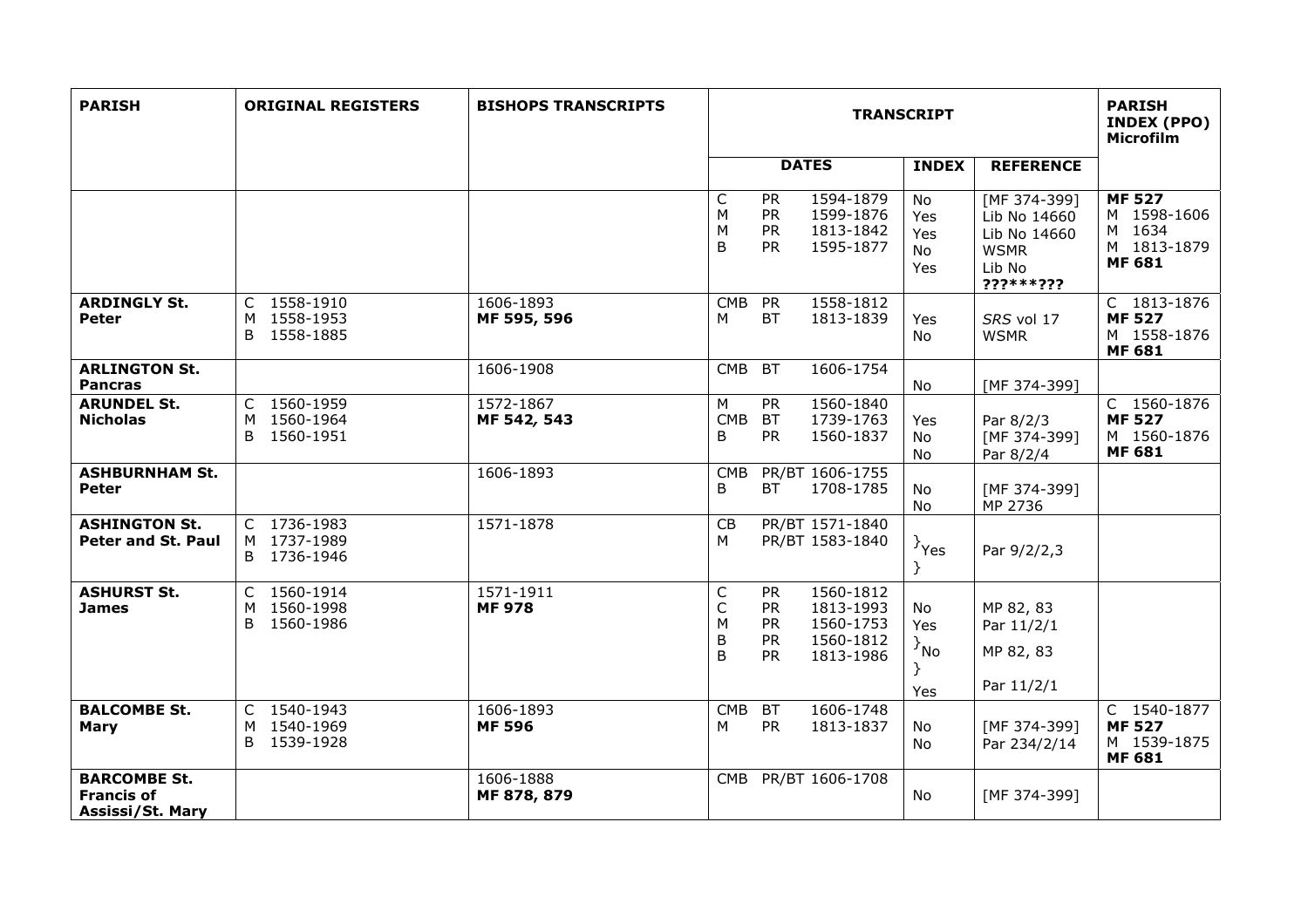| PARISH | ORIGINAL REGISTERS | BISHOPS TRANSCRIPTS | TRANSCRIPT | | | PARISH INDEX (PPO) Microfilm |
|---|---|---|---|---|---|---|
| | | | DATES | INDEX | REFERENCE | |
| | | | C PR 1594-1879<br>M PR 1599-1876<br>M PR 1813-1842<br>B PR 1595-1877 | No<br>Yes<br>Yes<br>No<br>Yes | [MF 374-399]<br>Lib No 14660<br>Lib No 14660<br>WSMR<br>Lib No ???***??? | **MF 527**<br>M 1598-1606<br>M 1634<br>M 1813-1879<br>**MF 681** |
| **ARDINGLY St. Peter** | C 1558-1910<br>M 1558-1953<br>B 1558-1885 | 1606-1893<br>**MF 595, 596** | CMB PR 1558-1812<br>M BT 1813-1839 | Yes<br>No | *SRS* vol 17<br>WSMR | C 1813-1876<br>**MF 527**<br>M 1558-1876<br>**MF 681** |
| **ARLINGTON St. Pancras** | | 1606-1908 | CMB BT 1606-1754 | No | [MF 374-399] | |
| **ARUNDEL St. Nicholas** | C 1560-1959<br>M 1560-1964<br>B 1560-1951 | 1572-1867<br>**MF 542, 543** | M PR 1560-1840<br>CMB BT 1739-1763<br>B PR 1560-1837 | Yes<br>No<br>No | Par 8/2/3<br>[MF 374-399]<br>Par 8/2/4 | C 1560-1876<br>**MF 527**<br>M 1560-1876<br>**MF 681** |
| **ASHBURNHAM St. Peter** | | 1606-1893 | CMB PR/BT 1606-1755<br>B BT 1708-1785 | No<br>No | [MF 374-399]<br>MP 2736 | |
| **ASHINGTON St. Peter and St. Paul** | C 1736-1983<br>M 1737-1989<br>B 1736-1946 | 1571-1878 | CB PR/BT 1571-1840<br>M PR/BT 1583-1840 | }Yes<br>} | Par 9/2/2,3 | |
| **ASHURST St. James** | C 1560-1914<br>M 1560-1998<br>B 1560-1986 | 1571-1911<br>**MF 978** | C PR 1560-1812<br>C PR 1813-1993<br>M PR 1560-1753<br>B PR 1560-1812<br>B PR 1813-1986 | No<br>Yes<br>}No<br>}<br>Yes | MP 82, 83<br>Par 11/2/1<br>MP 82, 83<br>Par 11/2/1 | |
| **BALCOMBE St. Mary** | C 1540-1943<br>M 1540-1969<br>B 1539-1928 | 1606-1893<br>**MF 596** | CMB BT 1606-1748<br>M PR 1813-1837 | No<br>No | [MF 374-399]<br>Par 234/2/14 | C 1540-1877<br>**MF 527**<br>M 1539-1875<br>**MF 681** |
| **BARCOMBE St. Francis of Assissi/St. Mary** | | 1606-1888<br>**MF 878, 879** | CMB PR/BT 1606-1708 | No | [MF 374-399] | |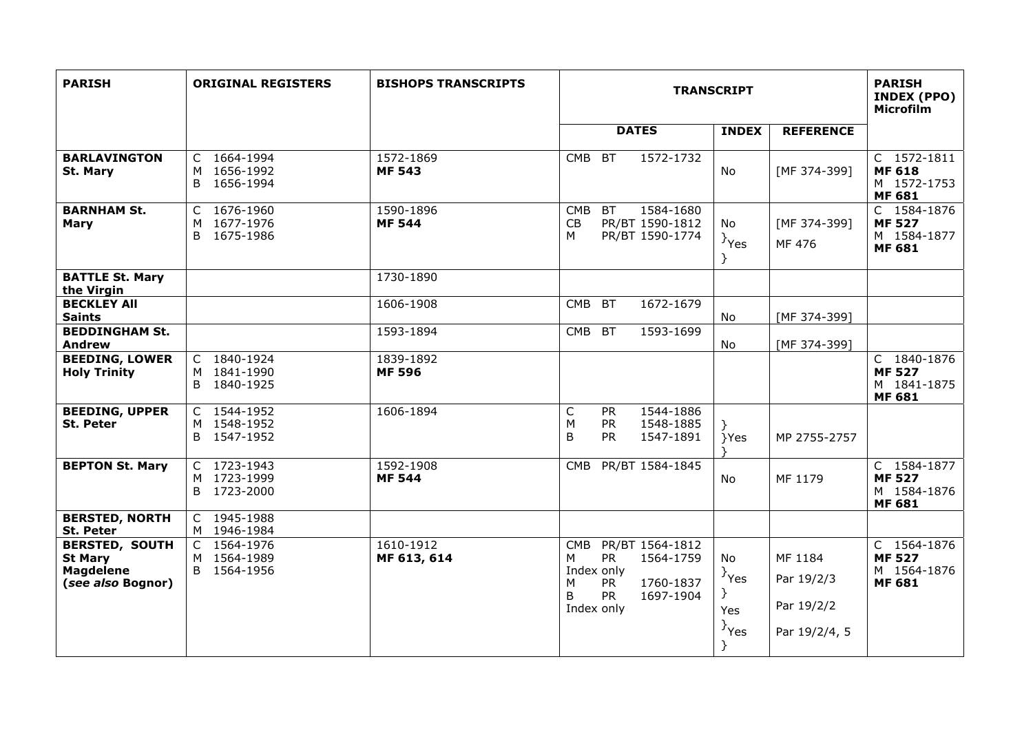| PARISH | ORIGINAL REGISTERS | BISHOPS TRANSCRIPTS | TRANSCRIPT | | | PARISH INDEX (PPO) Microfilm |
|---|---|---|---|---|---|---|
| | | | DATES | INDEX | REFERENCE | |
| **BARLAVINGTON St. Mary** | C 1664-1994<br>M 1656-1992<br>B 1656-1994 | 1572-1869<br>**MF 543** | CMB BT 1572-1732 | No | [MF 374-399] | C 1572-1811<br>**MF 618**<br>M 1572-1753<br>**MF 681** |
| **BARNHAM St. Mary** | C 1676-1960<br>M 1677-1976<br>B 1675-1986 | 1590-1896<br>**MF 544** | CMB BT 1584-1680<br>CB PR/BT 1590-1812<br>M PR/BT 1590-1774 | No<br>}Yes<br>} | [MF 374-399]<br>MF 476 | C 1584-1876<br>**MF 527**<br>M 1584-1877<br>**MF 681** |
| **BATTLE St. Mary the Virgin** | | 1730-1890 | | | | |
| **BECKLEY All Saints** | | 1606-1908 | CMB BT 1672-1679 | No | [MF 374-399] | |
| **BEDDINGHAM St. Andrew** | | 1593-1894 | CMB BT 1593-1699 | No | [MF 374-399] | |
| **BEEDING, LOWER Holy Trinity** | C 1840-1924<br>M 1841-1990<br>B 1840-1925 | 1839-1892<br>**MF 596** | | | | C 1840-1876<br>**MF 527**<br>M 1841-1875<br>**MF 681** |
| **BEEDING, UPPER St. Peter** | C 1544-1952<br>M 1548-1952<br>B 1547-1952 | 1606-1894 | C PR 1544-1886<br>M PR 1548-1885<br>B PR 1547-1891 | }<br>}Yes<br>} | MP 2755-2757 | |
| **BEPTON St. Mary** | C 1723-1943<br>M 1723-1999<br>B 1723-2000 | 1592-1908<br>**MF 544** | CMB PR/BT 1584-1845 | No | MF 1179 | C 1584-1877<br>**MF 527**<br>M 1584-1876<br>**MF 681** |
| **BERSTED, NORTH St. Peter** | C 1945-1988<br>M 1946-1984 | | | | | |
| **BERSTED, SOUTH St Mary Magdelene (*see also* Bognor)** | C 1564-1976<br>M 1564-1989<br>B 1564-1956 | 1610-1912<br>**MF 613, 614** | CMB PR/BT 1564-1812<br>M PR 1564-1759<br>Index only<br>M PR 1760-1837<br>B PR 1697-1904<br>Index only | No<br>}Yes<br>}<br>Yes<br>}Yes<br>} | MF 1184<br>Par 19/2/3<br>Par 19/2/2<br>Par 19/2/4, 5 | C 1564-1876<br>**MF 527**<br>M 1564-1876<br>**MF 681** |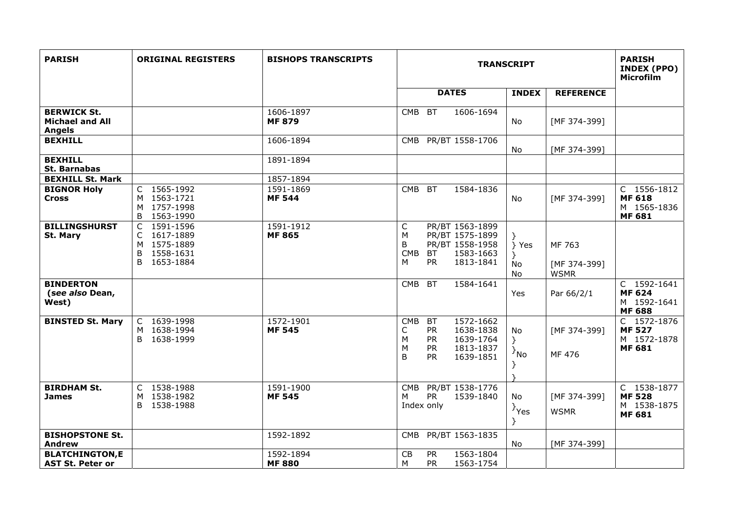| PARISH | ORIGINAL REGISTERS | BISHOPS TRANSCRIPTS | TRANSCRIPT | | | PARISH INDEX (PPO) Microfilm |
|---|---|---|---|---|---|---|
| | | | DATES | INDEX | REFERENCE | |
| **BERWICK St. Michael and All Angels** | | 1606-1897 **MF 879** | CMB BT 1606-1694 | No | [MF 374-399] | |
| **BEXHILL** | | 1606-1894 | CMB PR/BT 1558-1706 | No | [MF 374-399] | |
| **BEXHILL St. Barnabas** | | 1891-1894 | | | | |
| **BEXHILL St. Mark** | | 1857-1894 | | | | |
| **BIGNOR Holy Cross** | C 1565-1992<br>M 1563-1721<br>M 1757-1998<br>B 1563-1990 | 1591-1869 **MF 544** | CMB BT 1584-1836 | No | [MF 374-399] | C 1556-1812 **MF 618**<br>M 1565-1836 **MF 681** |
| **BILLINGSHURST St. Mary** | C 1591-1596<br>C 1617-1889<br>M 1575-1889<br>B 1558-1631<br>B 1653-1884 | 1591-1912 **MF 865** | C PR/BT 1563-1899<br>M PR/BT 1575-1899<br>B PR/BT 1558-1958<br>CMB BT 1583-1663<br>M PR 1813-1841 | } Yes<br>}<br>No<br>No | MF 763<br><br>[MF 374-399]<br>WSMR | |
| **BINDERTON (see *also* Dean, West)** | | | CMB BT 1584-1641 | Yes | Par 66/2/1 | C 1592-1641 **MF 624**<br>M 1592-1641 **MF 688** |
| **BINSTED St. Mary** | C 1639-1998<br>M 1638-1994<br>B 1638-1999 | 1572-1901 **MF 545** | CMB BT 1572-1662<br>C PR 1638-1838<br>M PR 1639-1764<br>M PR 1813-1837<br>B PR 1639-1851 | No<br>}<br>} No<br>}<br>} | [MF 374-399]<br><br>MF 476 | C 1572-1876 **MF 527**<br>M 1572-1878 **MF 681** |
| **BIRDHAM St. James** | C 1538-1988<br>M 1538-1982<br>B 1538-1988 | 1591-1900 **MF 545** | CMB PR/BT 1538-1776<br>M PR 1539-1840<br>Index only | No<br>} Yes<br>} | [MF 374-399]<br>WSMR | C 1538-1877 **MF 528**<br>M 1538-1875 **MF 681** |
| **BISHOPSTONE St. Andrew** | | 1592-1892 | CMB PR/BT 1563-1835 | No | [MF 374-399] | |
| **BLATCHINGTON,EAST St. Peter or** | | 1592-1894 **MF 880** | CB PR 1563-1804<br>M PR 1563-1754 | | | |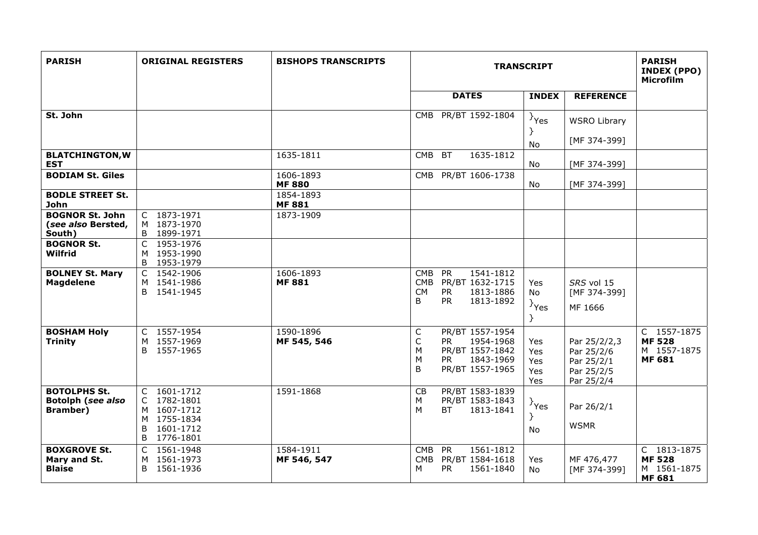| PARISH | ORIGINAL REGISTERS | BISHOPS TRANSCRIPTS | TRANSCRIPT | | | PARISH INDEX (PPO) Microfilm |
|---|---|---|---|---|---|---|
| | | | DATES | INDEX | REFERENCE | |
| **St. John** | | | CMB PR/BT 1592-1804 | }Yes<br>}<br>No | WSRO Library<br>[MF 374-399] | |
| **BLATCHINGTON,WEST** | | 1635-1811 | CMB BT 1635-1812 | No | [MF 374-399] | |
| **BODIAM St. Giles** | | 1606-1893<br>**MF 880** | CMB PR/BT 1606-1738 | No | [MF 374-399] | |
| **BODLE STREET St. John** | | 1854-1893<br>**MF 881** | | | | |
| **BOGNOR St. John (*see also* Bersted, South)** | C 1873-1971<br>M 1873-1970<br>B 1899-1971 | 1873-1909 | | | | |
| **BOGNOR St. Wilfrid** | C 1953-1976<br>M 1953-1990<br>B 1953-1979 | | | | | |
| **BOLNEY St. Mary Magdelene** | C 1542-1906<br>M 1541-1986<br>B 1541-1945 | 1606-1893<br>**MF 881** | CMB PR 1541-1812<br>CMB PR/BT 1632-1715<br>CM PR 1813-1886<br>B PR 1813-1892 | Yes<br>No<br>}Yes<br>} | *SRS* vol 15<br>[MF 374-399]<br>MF 1666 | |
| **BOSHAM Holy Trinity** | C 1557-1954<br>M 1557-1969<br>B 1557-1965 | 1590-1896<br>**MF 545, 546** | C PR/BT 1557-1954<br>C PR 1954-1968<br>M PR/BT 1557-1842<br>M PR 1843-1969<br>B PR/BT 1557-1965 | Yes<br>Yes<br>Yes<br>Yes<br>Yes | Par 25/2/2,3<br>Par 25/2/6<br>Par 25/2/1<br>Par 25/2/5<br>Par 25/2/4 | C 1557-1875<br>**MF 528**<br>M 1557-1875<br>**MF 681** |
| **BOTOLPHS St. Botolph (*see also* Bramber)** | C 1601-1712<br>C 1782-1801<br>M 1607-1712<br>M 1755-1834<br>B 1601-1712<br>B 1776-1801 | 1591-1868 | CB PR/BT 1583-1839<br>M PR/BT 1583-1843<br>M BT 1813-1841 | }Yes<br>}<br>No | Par 26/2/1<br>WSMR | |
| **BOXGROVE St. Mary and St. Blaise** | C 1561-1948<br>M 1561-1973<br>B 1561-1936 | 1584-1911<br>**MF 546, 547** | CMB PR 1561-1812<br>CMB PR/BT 1584-1618<br>M PR 1561-1840 | Yes<br>No | MF 476,477<br>[MF 374-399] | C 1813-1875<br>**MF 528**<br>M 1561-1875<br>**MF 681** |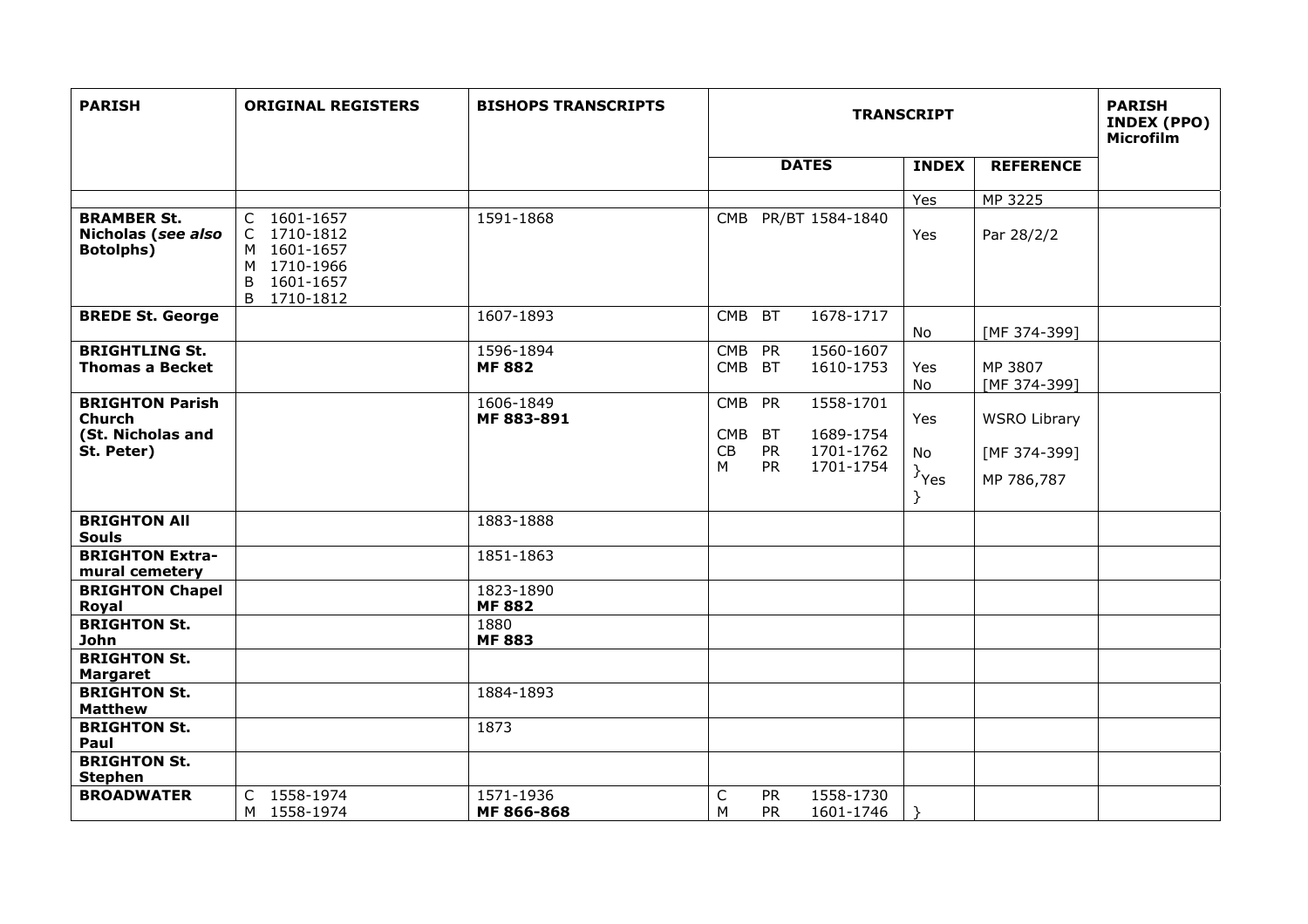| PARISH | ORIGINAL REGISTERS | BISHOPS TRANSCRIPTS | TRANSCRIPT | | | PARISH INDEX (PPO) Microfilm |
|---|---|---|---|---|---|---|
| | | | DATES | INDEX | REFERENCE | |
| | | | | Yes | MP 3225 | |
| **BRAMBER St. Nicholas (*see also* Botolphs)** | C 1601-1657<br>C 1710-1812<br>M 1601-1657<br>M 1710-1966<br>B 1601-1657<br>B 1710-1812 | 1591-1868 | CMB PR/BT 1584-1840 | Yes | Par 28/2/2 | |
| **BREDE St. George** | | 1607-1893 | CMB BT 1678-1717 | No | [MF 374-399] | |
| **BRIGHTLING St. Thomas a Becket** | | 1596-1894<br>**MF 882** | CMB PR 1560-1607<br>CMB BT 1610-1753 | Yes<br>No | MP 3807<br>[MF 374-399] | |
| **BRIGHTON Parish Church (St. Nicholas and St. Peter)** | | 1606-1849<br>**MF 883-891** | CMB PR 1558-1701<br>CMB BT 1689-1754<br>CB PR 1701-1762<br>M PR 1701-1754 | Yes<br>No<br>} Yes } | WSRO Library<br>[MF 374-399]<br>MP 786,787 | |
| **BRIGHTON All Souls** | | 1883-1888 | | | | |
| **BRIGHTON Extra-mural cemetery** | | 1851-1863 | | | | |
| **BRIGHTON Chapel Royal** | | 1823-1890<br>**MF 882** | | | | |
| **BRIGHTON St. John** | | 1880<br>**MF 883** | | | | |
| **BRIGHTON St. Margaret** | | | | | | |
| **BRIGHTON St. Matthew** | | 1884-1893 | | | | |
| **BRIGHTON St. Paul** | | 1873 | | | | |
| **BRIGHTON St. Stephen** | | | | | | |
| **BROADWATER** | C 1558-1974<br>M 1558-1974 | 1571-1936<br>**MF 866-868** | C PR 1558-1730<br>M PR 1601-1746 | } | | |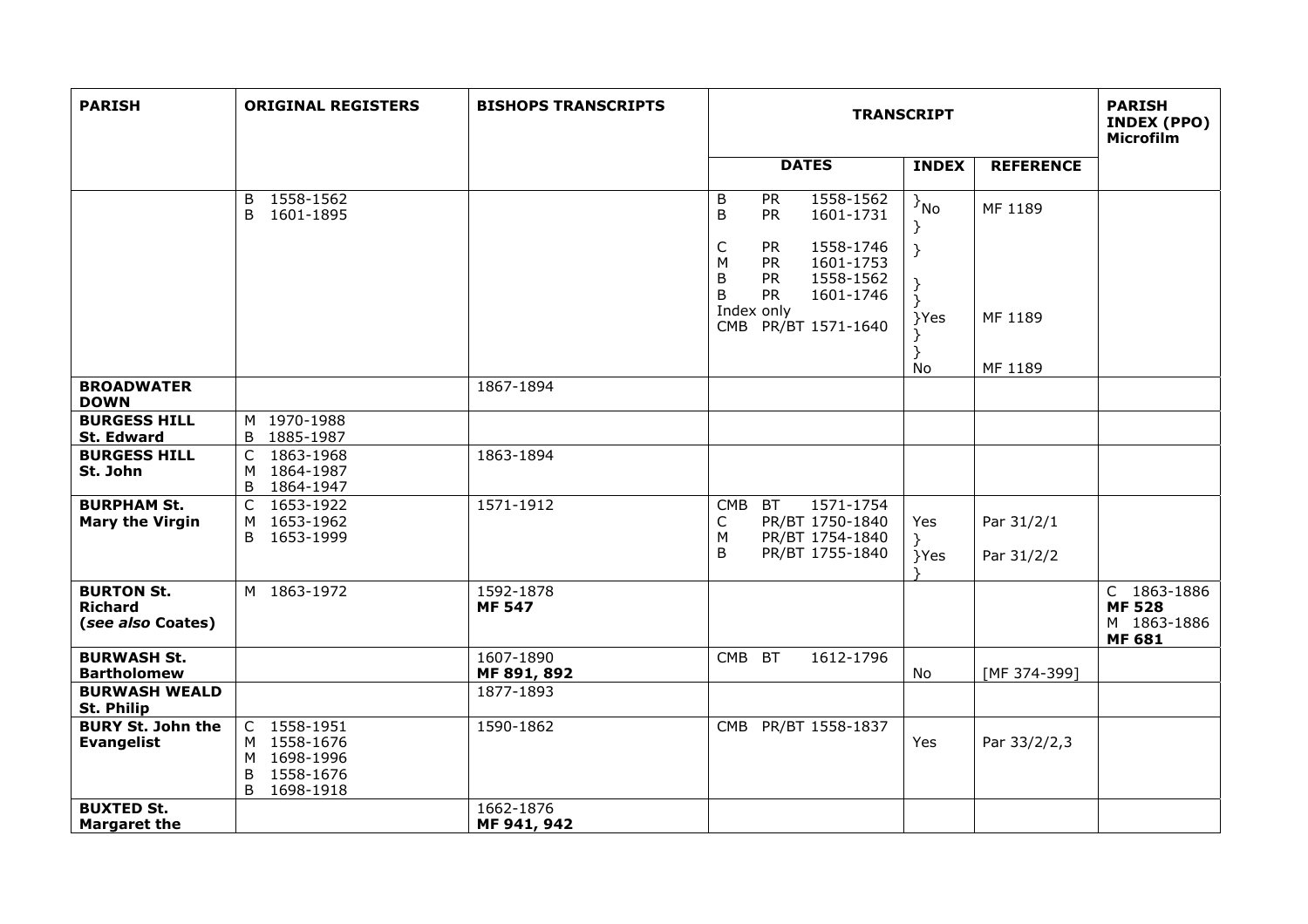| PARISH | ORIGINAL REGISTERS | BISHOPS TRANSCRIPTS | TRANSCRIPT | | | PARISH INDEX (PPO) Microfilm |
|---|---|---|---|---|---|---|
| | | | DATES | INDEX | REFERENCE | |
| | B 1558-1562<br>B 1601-1895 | | B PR 1558-1562<br>B PR 1601-1731<br><br>C PR 1558-1746<br>M PR 1601-1753<br>B PR 1558-1562<br>B PR 1601-1746<br>Index only<br>CMB PR/BT 1571-1640 | }No<br>}<br><br>}<br><br>}<br>}<br>}Yes<br>}<br>}<br>No | MF 1189<br><br><br><br><br><br>MF 1189<br><br><br>MF 1189 | |
| **BROADWATER DOWN** | | 1867-1894 | | | | |
| **BURGESS HILL St. Edward** | M 1970-1988<br>B 1885-1987 | | | | | |
| **BURGESS HILL St. John** | C 1863-1968<br>M 1864-1987<br>B 1864-1947 | 1863-1894 | | | | |
| **BURPHAM St. Mary the Virgin** | C 1653-1922<br>M 1653-1962<br>B 1653-1999 | 1571-1912 | CMB BT 1571-1754<br>C PR/BT 1750-1840<br>M PR/BT 1754-1840<br>B PR/BT 1755-1840 | Yes<br>}<br>}Yes<br>} | Par 31/2/1<br><br>Par 31/2/2 | |
| **BURTON St. Richard (*see also* Coates)** | M 1863-1972 | 1592-1878<br>**MF 547** | | | | C 1863-1886<br>**MF 528**<br>M 1863-1886<br>**MF 681** |
| **BURWASH St. Bartholomew** | | 1607-1890<br>**MF 891, 892** | CMB BT 1612-1796 | No | [MF 374-399] | |
| **BURWASH WEALD St. Philip** | | 1877-1893 | | | | |
| **BURY St. John the Evangelist** | C 1558-1951<br>M 1558-1676<br>M 1698-1996<br>B 1558-1676<br>B 1698-1918 | 1590-1862 | CMB PR/BT 1558-1837 | Yes | Par 33/2/2,3 | |
| **BUXTED St. Margaret the** | | 1662-1876<br>**MF 941, 942** | | | | |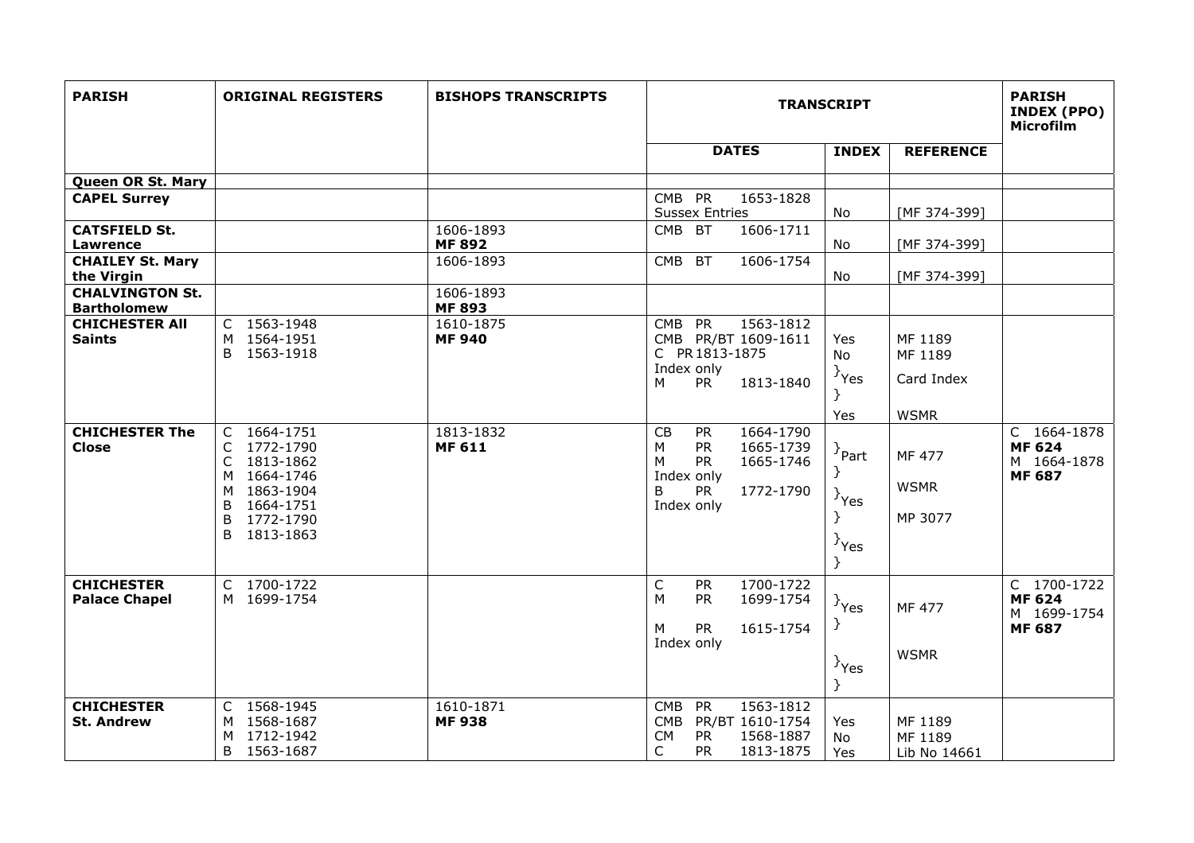| PARISH | ORIGINAL REGISTERS | BISHOPS TRANSCRIPTS | TRANSCRIPT | | | PARISH INDEX (PPO) Microfilm |
|---|---|---|---|---|---|---|
| | | | DATES | INDEX | REFERENCE | |
| **Queen OR St. Mary** | | | | | | |
| **CAPEL Surrey** | | | CMB PR 1653-1828 Sussex Entries | No | [MF 374-399] | |
| **CATSFIELD St. Lawrence** | | 1606-1893 **MF 892** | CMB BT 1606-1711 | No | [MF 374-399] | |
| **CHAILEY St. Mary the Virgin** | | 1606-1893 | CMB BT 1606-1754 | No | [MF 374-399] | |
| **CHALVINGTON St. Bartholomew** | | 1606-1893 **MF 893** | | | | |
| **CHICHESTER All Saints** | C 1563-1948<br>M 1564-1951<br>B 1563-1918 | 1610-1875 **MF 940** | CMB PR 1563-1812<br>CMB PR/BT 1609-1611<br>C PR 1813-1875 Index only<br>M PR 1813-1840 | Yes<br>No<br>}Yes<br>}<br>Yes | MF 1189<br>MF 1189<br>Card Index<br>WSMR | |
| **CHICHESTER The Close** | C 1664-1751<br>C 1772-1790<br>C 1813-1862<br>M 1664-1746<br>M 1863-1904<br>B 1664-1751<br>B 1772-1790<br>B 1813-1863 | 1813-1832 **MF 611** | CB PR 1664-1790<br>M PR 1665-1739<br>M PR 1665-1746 Index only<br>B PR 1772-1790 Index only | }Part<br>}<br>}Yes<br>}<br>}Yes<br>} | MF 477<br>WSMR<br>MP 3077 | C 1664-1878 **MF 624**<br>M 1664-1878 **MF 687** |
| **CHICHESTER Palace Chapel** | C 1700-1722<br>M 1699-1754 | | C PR 1700-1722<br>M PR 1699-1754<br>M PR 1615-1754 Index only | }Yes<br>}<br>}Yes<br>} | MF 477<br>WSMR | C 1700-1722 **MF 624**<br>M 1699-1754 **MF 687** |
| **CHICHESTER St. Andrew** | C 1568-1945<br>M 1568-1687<br>M 1712-1942<br>B 1563-1687 | 1610-1871 **MF 938** | CMB PR 1563-1812<br>CMB PR/BT 1610-1754<br>CM PR 1568-1887<br>C PR 1813-1875 | Yes<br>No<br>Yes | MF 1189<br>MF 1189<br>Lib No 14661 | |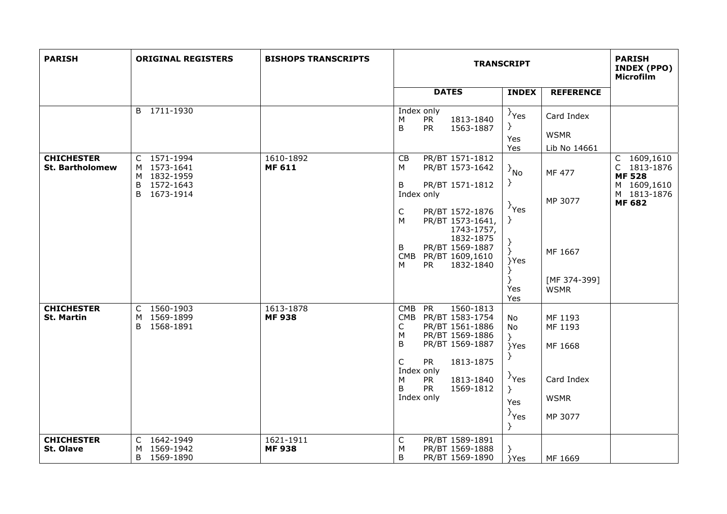| PARISH | ORIGINAL REGISTERS | BISHOPS TRANSCRIPTS | TRANSCRIPT | | | PARISH INDEX (PPO) Microfilm |
|---|---|---|---|---|---|---|
| | | | DATES | INDEX | REFERENCE | |
| | B 1711-1930 | | Index only<br>M PR 1813-1840<br>B PR 1563-1887 | }Yes<br>}<br>Yes<br>Yes | Card Index<br>WSMR<br>Lib No 14661 | |
| **CHICHESTER St. Bartholomew** | C 1571-1994<br>M 1573-1641<br>M 1832-1959<br>B 1572-1643<br>B 1673-1914 | 1610-1892<br>**MF 611** | CB PR/BT 1571-1812<br>M PR/BT 1573-1642<br>B PR/BT 1571-1812<br>Index only<br>C PR/BT 1572-1876<br>M PR/BT 1573-1641, 1743-1757, 1832-1875<br>B PR/BT 1569-1887<br>CMB PR/BT 1609,1610<br>M PR 1832-1840 | }No<br>}<br>}Yes<br>}<br>}<br>}<br>}Yes<br>}<br>}<br>Yes<br>Yes | MF 477<br>MP 3077<br>MF 1667<br>[MF 374-399]<br>WSMR | C 1609,1610<br>C 1813-1876<br>**MF 528**<br>M 1609,1610<br>M 1813-1876<br>**MF 682** |
| **CHICHESTER St. Martin** | C 1560-1903<br>M 1569-1899<br>B 1568-1891 | 1613-1878<br>**MF 938** | CMB PR 1560-1813<br>CMB PR/BT 1583-1754<br>C PR/BT 1561-1886<br>M PR/BT 1569-1886<br>B PR/BT 1569-1887<br>C PR 1813-1875<br>Index only<br>M PR 1813-1840<br>B PR 1569-1812<br>Index only | No<br>No<br>}<br>}Yes<br>}<br>}Yes<br>}<br>Yes<br>}Yes<br>} | MF 1193<br>MF 1193<br>MF 1668<br>Card Index<br>WSMR<br>MP 3077 | |
| **CHICHESTER St. Olave** | C 1642-1949<br>M 1569-1942<br>B 1569-1890 | 1621-1911<br>**MF 938** | C PR/BT 1589-1891<br>M PR/BT 1569-1888<br>B PR/BT 1569-1890 | }<br>}Yes | MF 1669 | |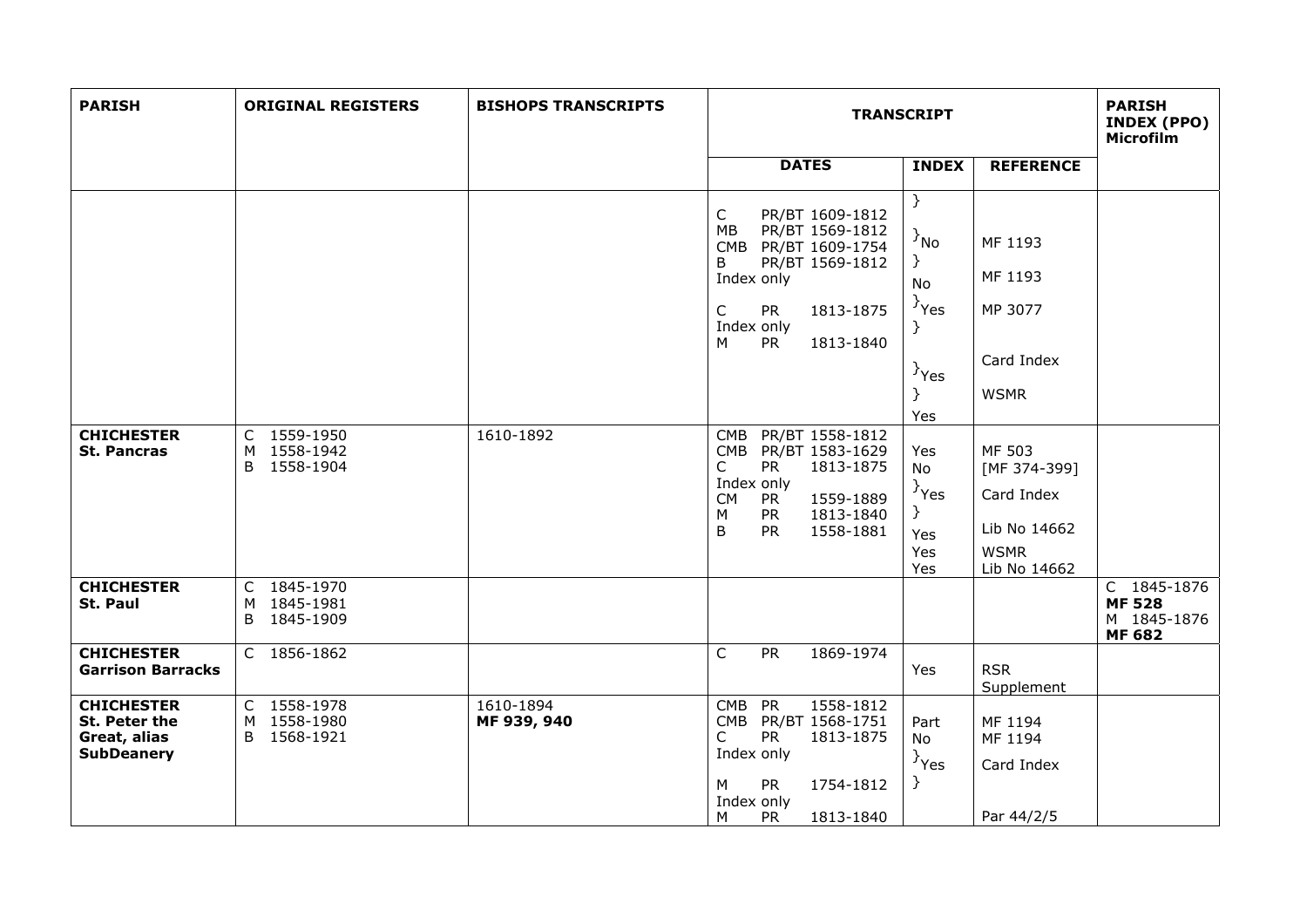| PARISH | ORIGINAL REGISTERS | BISHOPS TRANSCRIPTS | TRANSCRIPT | | | PARISH INDEX (PPO) Microfilm |
|---|---|---|---|---|---|---|
| | | | DATES | INDEX | REFERENCE | |
| | | | C PR/BT 1609-1812<br>MB PR/BT 1569-1812<br>CMB PR/BT 1609-1754<br>B PR/BT 1569-1812<br>Index only<br>C PR 1813-1875<br>Index only<br>M PR 1813-1840 | }<br>}No<br>}<br>No<br>}Yes<br>}<br>}Yes<br>}<br>Yes | MF 1193<br>MF 1193<br>MP 3077<br>Card Index<br>WSMR | |
| **CHICHESTER St. Pancras** | C 1559-1950<br>M 1558-1942<br>B 1558-1904 | 1610-1892 | CMB PR/BT 1558-1812<br>CMB PR/BT 1583-1629<br>C PR 1813-1875<br>Index only<br>CM PR 1559-1889<br>M PR 1813-1840<br>B PR 1558-1881 | Yes<br>No<br>}Yes<br>}<br>Yes<br>Yes<br>Yes | MF 503<br>[MF 374-399]<br>Card Index<br>Lib No 14662<br>WSMR<br>Lib No 14662 | |
| **CHICHESTER St. Paul** | C 1845-1970<br>M 1845-1981<br>B 1845-1909 | | | | | C 1845-1876<br>**MF 528**<br>M 1845-1876<br>**MF 682** |
| **CHICHESTER Garrison Barracks** | C 1856-1862 | | C PR 1869-1974 | Yes | RSR Supplement | |
| **CHICHESTER St. Peter the Great, alias SubDeanery** | C 1558-1978<br>M 1558-1980<br>B 1568-1921 | 1610-1894<br>**MF 939, 940** | CMB PR 1558-1812<br>CMB PR/BT 1568-1751<br>C PR 1813-1875<br>Index only<br>M PR 1754-1812<br>Index only<br>M PR 1813-1840 | Part<br>No<br>}Yes<br>} | MF 1194<br>MF 1194<br>Card Index<br>Par 44/2/5 | |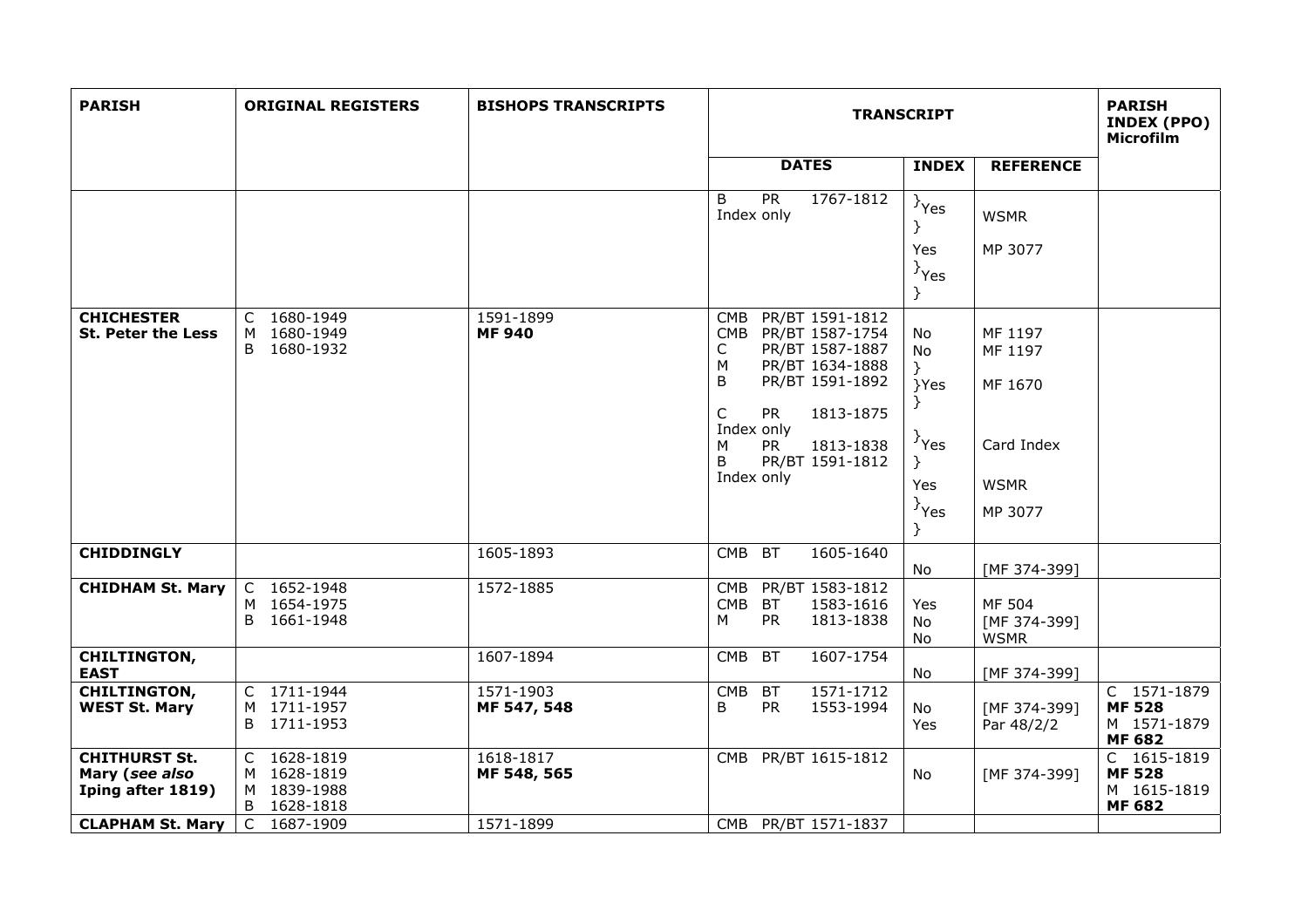| PARISH | ORIGINAL REGISTERS | BISHOPS TRANSCRIPTS | TRANSCRIPT | | | PARISH INDEX (PPO) Microfilm |
|---|---|---|---|---|---|---|
| | | | DATES | INDEX | REFERENCE | |
| | | | B PR 1767-1812<br>Index only | }Yes<br>}<br>Yes<br>}Yes<br>} | WSMR<br><br>MP 3077 | |
| **CHICHESTER St. Peter the Less** | C 1680-1949<br>M 1680-1949<br>B 1680-1932 | 1591-1899<br>**MF 940** | CMB PR/BT 1591-1812<br>CMB PR/BT 1587-1754<br>C PR/BT 1587-1887<br>M PR/BT 1634-1888<br>B PR/BT 1591-1892<br>C PR 1813-1875<br>Index only<br>M PR 1813-1838<br>B PR/BT 1591-1812<br>Index only | No<br>No<br>}<br>}Yes<br>}<br>}Yes<br>}<br>Yes<br>}Yes<br>} | MF 1197<br>MF 1197<br><br>MF 1670<br><br>Card Index<br><br>WSMR<br><br>MP 3077 | |
| **CHIDDINGLY** | | 1605-1893 | CMB BT 1605-1640 | No | [MF 374-399] | |
| **CHIDHAM St. Mary** | C 1652-1948<br>M 1654-1975<br>B 1661-1948 | 1572-1885 | CMB PR/BT 1583-1812<br>CMB BT 1583-1616<br>M PR 1813-1838 | Yes<br>No<br>No | MF 504<br>[MF 374-399]<br>WSMR | |
| **CHILTINGTON, EAST** | | 1607-1894 | CMB BT 1607-1754 | No | [MF 374-399] | |
| **CHILTINGTON, WEST St. Mary** | C 1711-1944<br>M 1711-1957<br>B 1711-1953 | 1571-1903<br>**MF 547, 548** | CMB BT 1571-1712<br>B PR 1553-1994 | No<br>Yes | [MF 374-399]<br>Par 48/2/2 | C 1571-1879<br>**MF 528**<br>M 1571-1879<br>**MF 682** |
| **CHITHURST St. Mary (*see also* Iping after 1819)** | C 1628-1819<br>M 1628-1819<br>M 1839-1988<br>B 1628-1818 | 1618-1817<br>**MF 548, 565** | CMB PR/BT 1615-1812 | No | [MF 374-399] | C 1615-1819<br>**MF 528**<br>M 1615-1819<br>**MF 682** |
| **CLAPHAM St. Mary** | C 1687-1909 | 1571-1899 | CMB PR/BT 1571-1837 | | | |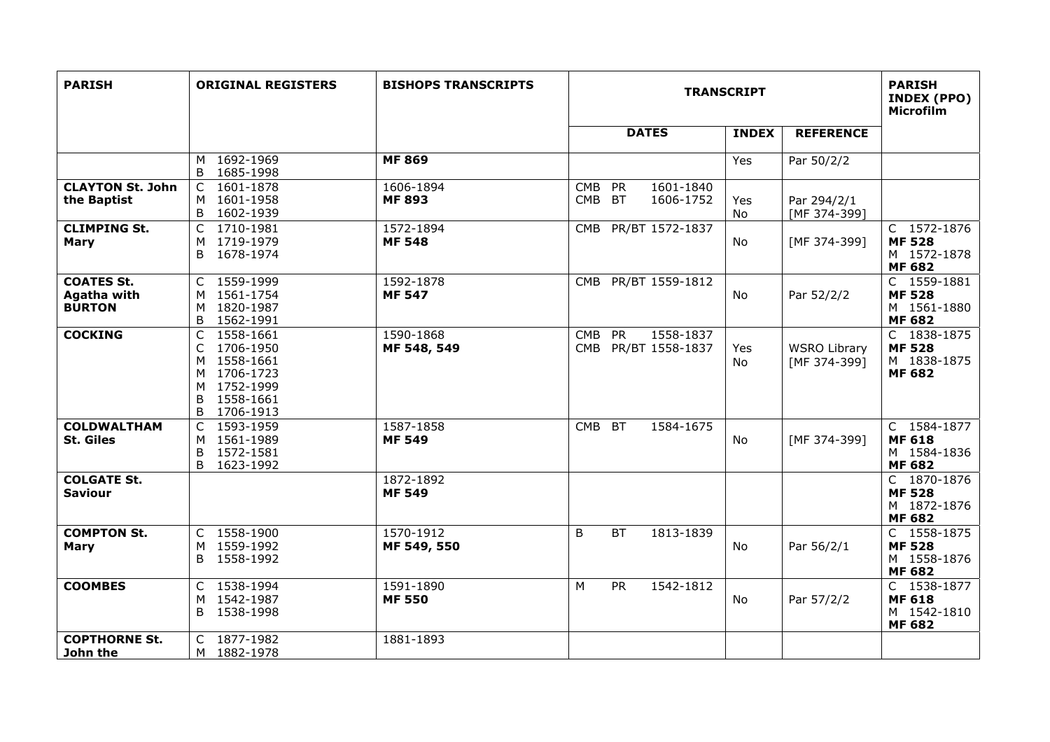| PARISH | ORIGINAL REGISTERS | BISHOPS TRANSCRIPTS | TRANSCRIPT | | | PARISH INDEX (PPO) Microfilm |
|---|---|---|---|---|---|---|
| | | | DATES | INDEX | REFERENCE | |
| | M 1692-1969<br>B 1685-1998 | **MF 869** | | Yes | Par 50/2/2 | |
| **CLAYTON St. John the Baptist** | C 1601-1878<br>M 1601-1958<br>B 1602-1939 | 1606-1894<br>**MF 893** | CMB PR 1601-1840<br>CMB BT 1606-1752 | Yes<br>No | Par 294/2/1<br>[MF 374-399] | |
| **CLIMPING St. Mary** | C 1710-1981<br>M 1719-1979<br>B 1678-1974 | 1572-1894<br>**MF 548** | CMB PR/BT 1572-1837 | No | [MF 374-399] | C 1572-1876<br>**MF 528**<br>M 1572-1878<br>**MF 682** |
| **COATES St. Agatha with BURTON** | C 1559-1999<br>M 1561-1754<br>M 1820-1987<br>B 1562-1991 | 1592-1878<br>**MF 547** | CMB PR/BT 1559-1812 | No | Par 52/2/2 | C 1559-1881<br>**MF 528**<br>M 1561-1880<br>**MF 682** |
| **COCKING** | C 1558-1661<br>C 1706-1950<br>M 1558-1661<br>M 1706-1723<br>M 1752-1999<br>B 1558-1661<br>B 1706-1913 | 1590-1868<br>**MF 548, 549** | CMB PR 1558-1837<br>CMB PR/BT 1558-1837 | Yes<br>No | WSRO Library<br>[MF 374-399] | C 1838-1875<br>**MF 528**<br>M 1838-1875<br>**MF 682** |
| **COLDWALTHAM St. Giles** | C 1593-1959<br>M 1561-1989<br>B 1572-1581<br>B 1623-1992 | 1587-1858<br>**MF 549** | CMB BT 1584-1675 | No | [MF 374-399] | C 1584-1877<br>**MF 618**<br>M 1584-1836<br>**MF 682** |
| **COLGATE St. Saviour** | | 1872-1892<br>**MF 549** | | | | C 1870-1876<br>**MF 528**<br>M 1872-1876<br>**MF 682** |
| **COMPTON St. Mary** | C 1558-1900<br>M 1559-1992<br>B 1558-1992 | 1570-1912<br>**MF 549, 550** | B BT 1813-1839 | No | Par 56/2/1 | C 1558-1875<br>**MF 528**<br>M 1558-1876<br>**MF 682** |
| **COOMBES** | C 1538-1994<br>M 1542-1987<br>B 1538-1998 | 1591-1890<br>**MF 550** | M PR 1542-1812 | No | Par 57/2/2 | C 1538-1877<br>**MF 618**<br>M 1542-1810<br>**MF 682** |
| **COPTHORNE St. John the** | C 1877-1982<br>M 1882-1978 | 1881-1893 | | | | |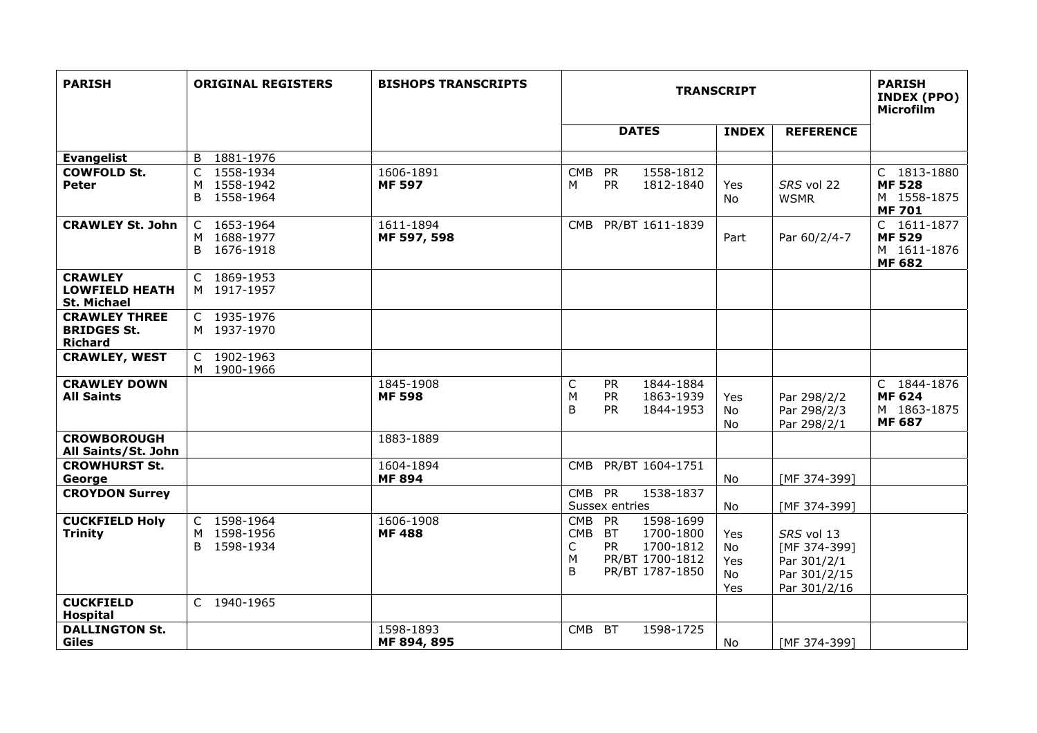| PARISH | ORIGINAL REGISTERS | BISHOPS TRANSCRIPTS | TRANSCRIPT | | | PARISH INDEX (PPO) Microfilm |
|---|---|---|---|---|---|---|
| | | | DATES | INDEX | REFERENCE | |
| **Evangelist** | B 1881-1976 | | | | | |
| **COWFOLD St. Peter** | C 1558-1934<br>M 1558-1942<br>B 1558-1964 | 1606-1891<br>**MF 597** | CMB PR 1558-1812<br>M PR 1812-1840 | Yes<br>No | *SRS* vol 22<br>WSMR | C 1813-1880<br>**MF 528**<br>M 1558-1875<br>**MF 701** |
| **CRAWLEY St. John** | C 1653-1964<br>M 1688-1977<br>B 1676-1918 | 1611-1894<br>**MF 597, 598** | CMB PR/BT 1611-1839 | Part | Par 60/2/4-7 | C 1611-1877<br>**MF 529**<br>M 1611-1876<br>**MF 682** |
| **CRAWLEY LOWFIELD HEATH St. Michael** | C 1869-1953<br>M 1917-1957 | | | | | |
| **CRAWLEY THREE BRIDGES St. Richard** | C 1935-1976<br>M 1937-1970 | | | | | |
| **CRAWLEY, WEST** | C 1902-1963<br>M 1900-1966 | | | | | |
| **CRAWLEY DOWN All Saints** | | 1845-1908<br>**MF 598** | C PR 1844-1884<br>M PR 1863-1939<br>B PR 1844-1953 | Yes<br>No<br>No | Par 298/2/2<br>Par 298/2/3<br>Par 298/2/1 | C 1844-1876<br>**MF 624**<br>M 1863-1875<br>**MF 687** |
| **CROWBOROUGH All Saints/St. John** | | 1883-1889 | | | | |
| **CROWHURST St. George** | | 1604-1894<br>**MF 894** | CMB PR/BT 1604-1751 | No | [MF 374-399] | |
| **CROYDON Surrey** | | | CMB PR 1538-1837<br>Sussex entries | No | [MF 374-399] | |
| **CUCKFIELD Holy Trinity** | C 1598-1964<br>M 1598-1956<br>B 1598-1934 | 1606-1908<br>**MF 488** | CMB PR 1598-1699<br>CMB BT 1700-1800<br>C PR 1700-1812<br>M PR/BT 1700-1812<br>B PR/BT 1787-1850 | Yes<br>No<br>Yes<br>No<br>Yes | *SRS* vol 13<br>[MF 374-399]<br>Par 301/2/1<br>Par 301/2/15<br>Par 301/2/16 | |
| **CUCKFIELD Hospital** | C 1940-1965 | | | | | |
| **DALLINGTON St. Giles** | | 1598-1893<br>**MF 894, 895** | CMB BT 1598-1725 | No | [MF 374-399] | |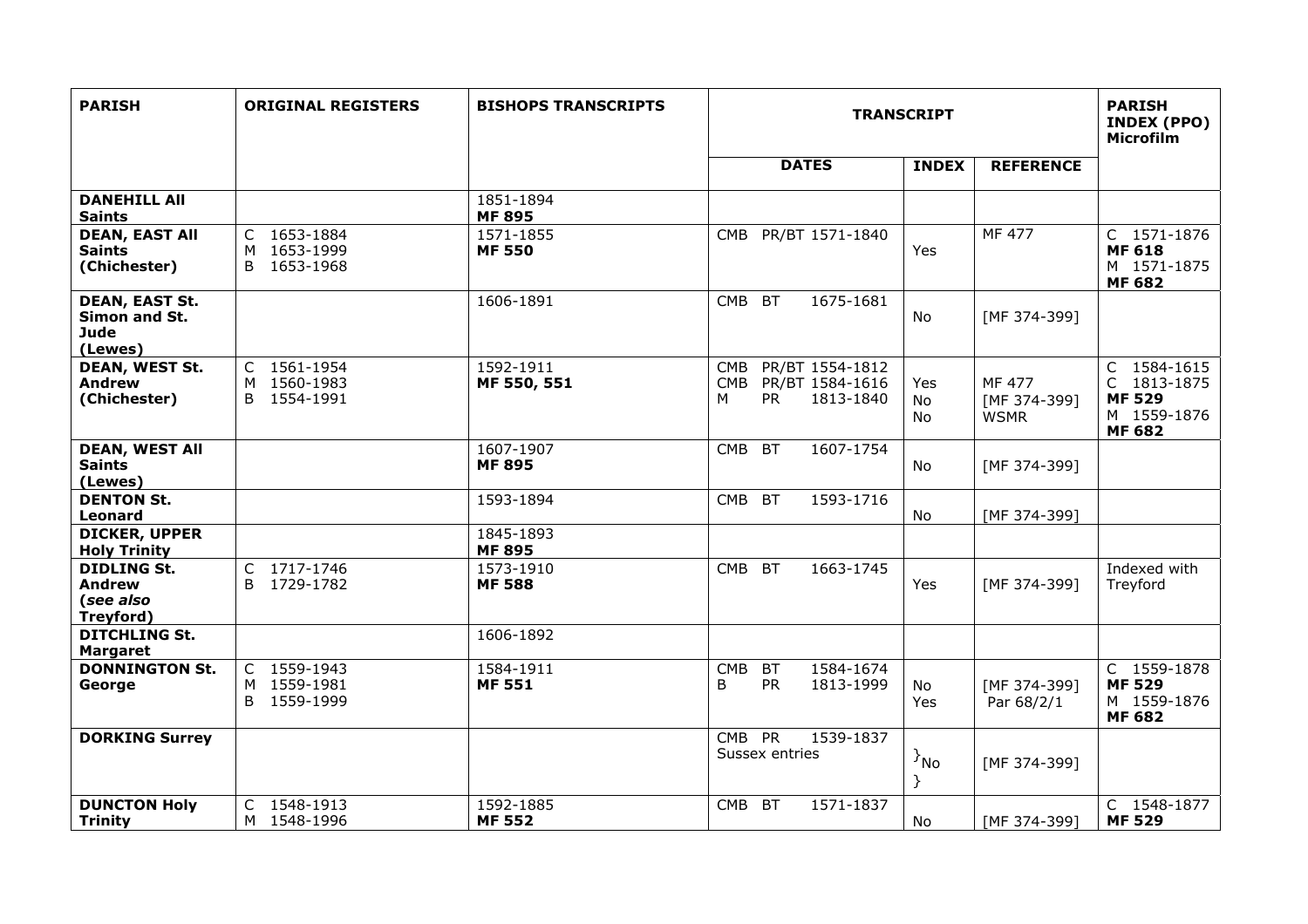| PARISH | ORIGINAL REGISTERS | BISHOPS TRANSCRIPTS | TRANSCRIPT | | | PARISH INDEX (PPO) Microfilm |
|---|---|---|---|---|---|---|
| | | | DATES | INDEX | REFERENCE | |
| **DANEHILL All Saints** | | 1851-1894 **MF 895** | | | | |
| **DEAN, EAST All Saints (Chichester)** | C 1653-1884<br>M 1653-1999<br>B 1653-1968 | 1571-1855 **MF 550** | CMB PR/BT 1571-1840 | Yes | MF 477 | C 1571-1876 **MF 618**<br>M 1571-1875 **MF 682** |
| **DEAN, EAST St. Simon and St. Jude (Lewes)** | | 1606-1891 | CMB BT 1675-1681 | No | [MF 374-399] | |
| **DEAN, WEST St. Andrew (Chichester)** | C 1561-1954<br>M 1560-1983<br>B 1554-1991 | 1592-1911 **MF 550, 551** | CMB PR/BT 1554-1812<br>CMB PR/BT 1584-1616<br>M PR 1813-1840 | Yes<br>No<br>No | MF 477<br>[MF 374-399]<br>WSMR | C 1584-1615<br>C 1813-1875 **MF 529**<br>M 1559-1876 **MF 682** |
| **DEAN, WEST All Saints (Lewes)** | | 1607-1907 **MF 895** | CMB BT 1607-1754 | No | [MF 374-399] | |
| **DENTON St. Leonard** | | 1593-1894 | CMB BT 1593-1716 | No | [MF 374-399] | |
| **DICKER, UPPER Holy Trinity** | | 1845-1893 **MF 895** | | | | |
| **DIDLING St. Andrew (*see also* Treyford)** | C 1717-1746<br>B 1729-1782 | 1573-1910 **MF 588** | CMB BT 1663-1745 | Yes | [MF 374-399] | Indexed with Treyford |
| **DITCHLING St. Margaret** | | 1606-1892 | | | | |
| **DONNINGTON St. George** | C 1559-1943<br>M 1559-1981<br>B 1559-1999 | 1584-1911 **MF 551** | CMB BT 1584-1674<br>B PR 1813-1999 | No<br>Yes | [MF 374-399]<br>Par 68/2/1 | C 1559-1878 **MF 529**<br>M 1559-1876 **MF 682** |
| **DORKING Surrey** | | | CMB PR 1539-1837<br>Sussex entries | }No<br>} | [MF 374-399] | |
| **DUNCTON Holy Trinity** | C 1548-1913<br>M 1548-1996 | 1592-1885 **MF 552** | CMB BT 1571-1837 | No | [MF 374-399] | C 1548-1877 **MF 529** |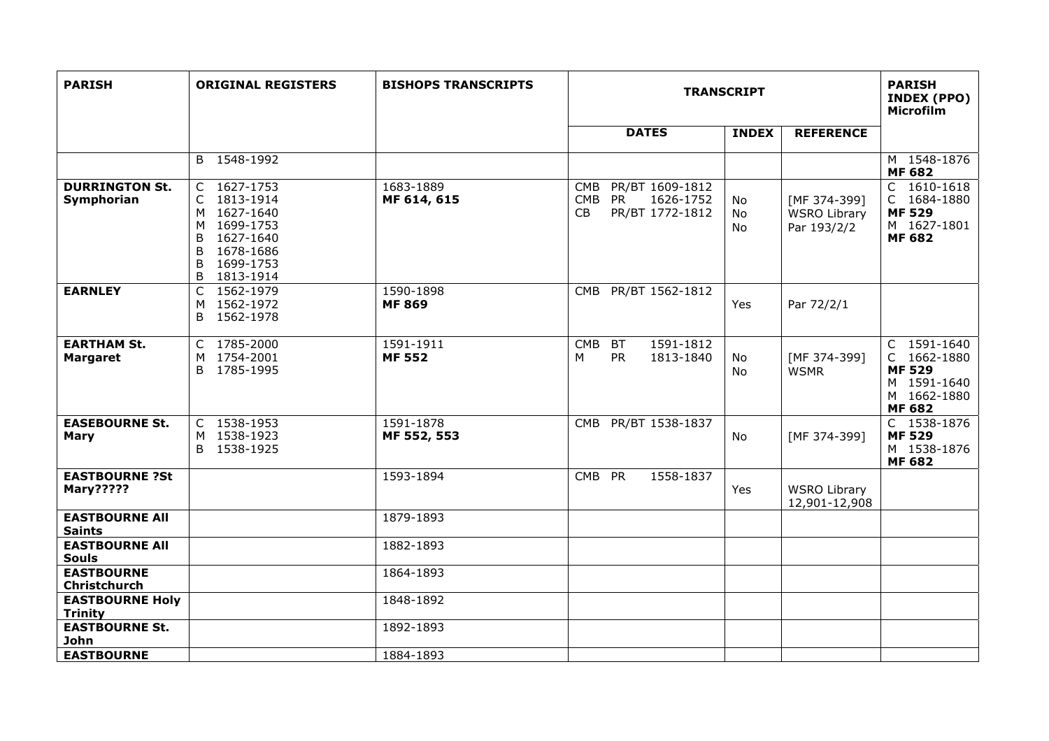| PARISH | ORIGINAL REGISTERS | BISHOPS TRANSCRIPTS | TRANSCRIPT | | | PARISH INDEX (PPO) Microfilm |
|---|---|---|---|---|---|---|
| | | | DATES | INDEX | REFERENCE | |
| | B 1548-1992 | | | | | M 1548-1876 **MF 682** |
| **DURRINGTON St. Symphorian** | C 1627-1753<br>C 1813-1914<br>M 1627-1640<br>M 1699-1753<br>B 1627-1640<br>B 1678-1686<br>B 1699-1753<br>B 1813-1914 | 1683-1889<br>**MF 614, 615** | CMB PR/BT 1609-1812<br>CMB PR 1626-1752<br>CB PR/BT 1772-1812 | No<br>No<br>No | [MF 374-399]<br>WSRO Library<br>Par 193/2/2 | C 1610-1618<br>C 1684-1880<br>**MF 529**<br>M 1627-1801<br>**MF 682** |
| **EARNLEY** | C 1562-1979<br>M 1562-1972<br>B 1562-1978 | 1590-1898<br>**MF 869** | CMB PR/BT 1562-1812 | Yes | Par 72/2/1 | |
| **EARTHAM St. Margaret** | C 1785-2000<br>M 1754-2001<br>B 1785-1995 | 1591-1911<br>**MF 552** | CMB BT 1591-1812<br>M PR 1813-1840 | No<br>No | [MF 374-399]<br>WSMR | C 1591-1640<br>C 1662-1880<br>**MF 529**<br>M 1591-1640<br>M 1662-1880<br>**MF 682** |
| **EASEBOURNE St. Mary** | C 1538-1953<br>M 1538-1923<br>B 1538-1925 | 1591-1878<br>**MF 552, 553** | CMB PR/BT 1538-1837 | No | [MF 374-399] | C 1538-1876<br>**MF 529**<br>M 1538-1876<br>**MF 682** |
| **EASTBOURNE ?St Mary?????** | | 1593-1894 | CMB PR 1558-1837 | Yes | WSRO Library 12,901-12,908 | |
| **EASTBOURNE All Saints** | | 1879-1893 | | | | |
| **EASTBOURNE All Souls** | | 1882-1893 | | | | |
| **EASTBOURNE Christchurch** | | 1864-1893 | | | | |
| **EASTBOURNE Holy Trinity** | | 1848-1892 | | | | |
| **EASTBOURNE St. John** | | 1892-1893 | | | | |
| **EASTBOURNE** | | 1884-1893 | | | | |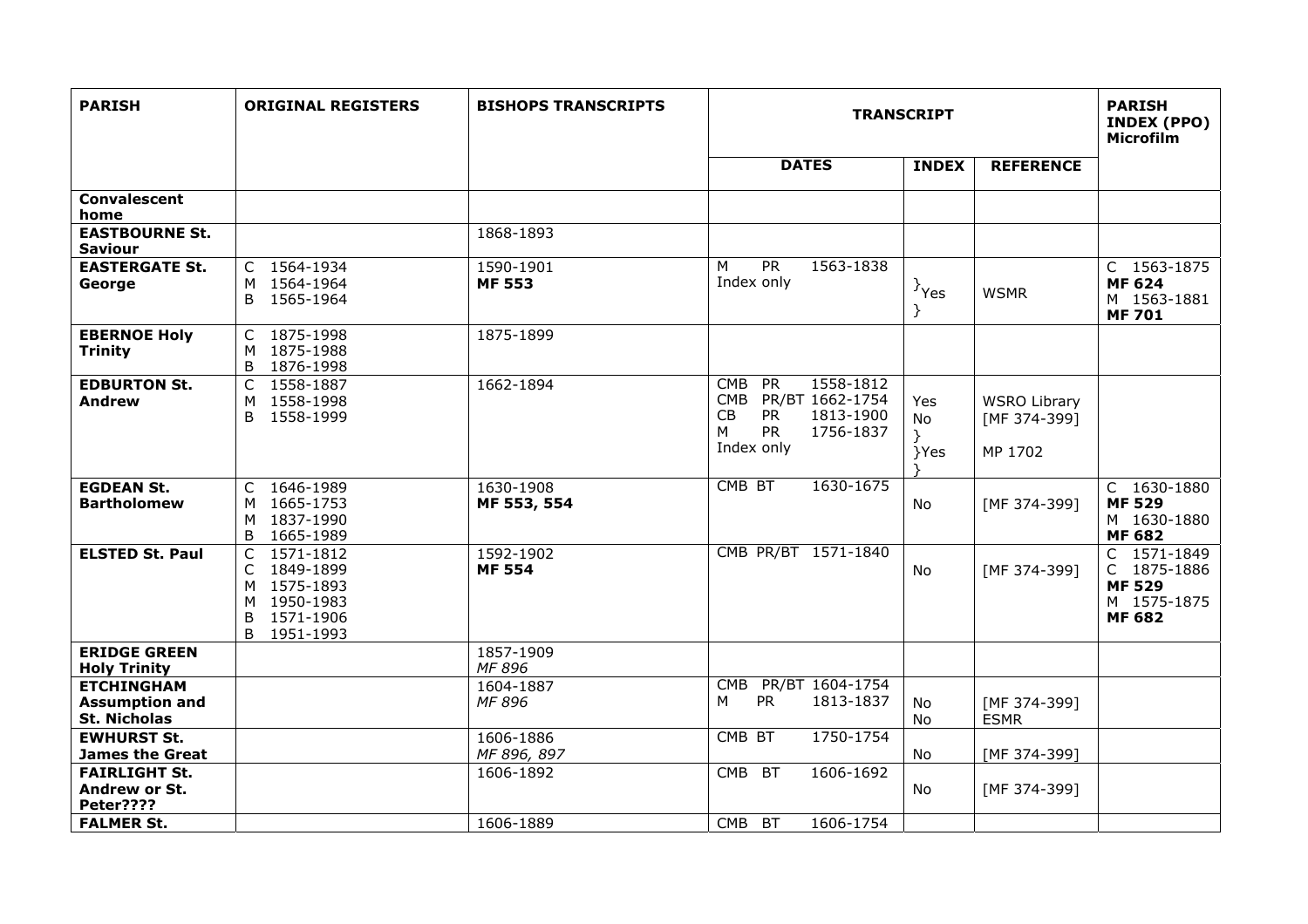| PARISH | ORIGINAL REGISTERS | BISHOPS TRANSCRIPTS | TRANSCRIPT | | | PARISH INDEX (PPO) Microfilm |
|---|---|---|---|---|---|---|
| | | | DATES | INDEX | REFERENCE | |
| **Convalescent home** | | | | | | |
| **EASTBOURNE St. Saviour** | | 1868-1893 | | | | |
| **EASTERGATE St. George** | C 1564-1934<br>M 1564-1964<br>B 1565-1964 | 1590-1901<br>**MF 553** | M PR 1563-1838<br>Index only | }Yes<br>} | WSMR | C 1563-1875<br>**MF 624**<br>M 1563-1881<br>**MF 701** |
| **EBERNOE Holy Trinity** | C 1875-1998<br>M 1875-1988<br>B 1876-1998 | 1875-1899 | | | | |
| **EDBURTON St. Andrew** | C 1558-1887<br>M 1558-1998<br>B 1558-1999 | 1662-1894 | CMB PR 1558-1812<br>CMB PR/BT 1662-1754<br>CB PR 1813-1900<br>M PR 1756-1837<br>Index only | Yes<br>No<br>}<br>}Yes<br>} | WSRO Library<br>[MF 374-399]<br>MP 1702 | |
| **EGDEAN St. Bartholomew** | C 1646-1989<br>M 1665-1753<br>M 1837-1990<br>B 1665-1989 | 1630-1908<br>**MF 553, 554** | CMB BT 1630-1675 | No | [MF 374-399] | C 1630-1880<br>**MF 529**<br>M 1630-1880<br>**MF 682** |
| **ELSTED St. Paul** | C 1571-1812<br>C 1849-1899<br>M 1575-1893<br>M 1950-1983<br>B 1571-1906<br>B 1951-1993 | 1592-1902<br>**MF 554** | CMB PR/BT 1571-1840 | No | [MF 374-399] | C 1571-1849<br>C 1875-1886<br>**MF 529**<br>M 1575-1875<br>**MF 682** |
| **ERIDGE GREEN Holy Trinity** | | 1857-1909<br>*MF 896* | | | | |
| **ETCHINGHAM Assumption and St. Nicholas** | | 1604-1887<br>*MF 896* | CMB PR/BT 1604-1754<br>M PR 1813-1837 | No<br>No | [MF 374-399]<br>ESMR | |
| **EWHURST St. James the Great** | | 1606-1886<br>*MF 896, 897* | CMB BT 1750-1754 | No | [MF 374-399] | |
| **FAIRLIGHT St. Andrew or St. Peter????** | | 1606-1892 | CMB BT 1606-1692 | No | [MF 374-399] | |
| **FALMER St.** | | 1606-1889 | CMB BT 1606-1754 | | | |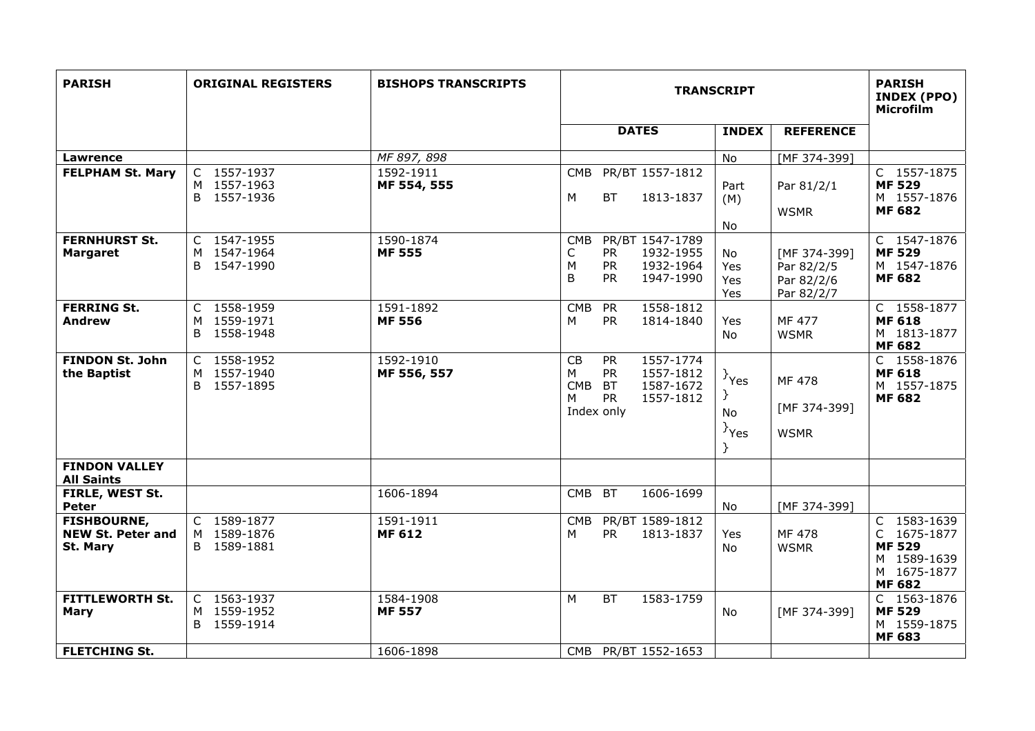| PARISH | ORIGINAL REGISTERS | BISHOPS TRANSCRIPTS | TRANSCRIPT | | | PARISH INDEX (PPO) Microfilm |
|---|---|---|---|---|---|---|
| | | | DATES | INDEX | REFERENCE | |
| **Lawrence** | | *MF 897, 898* | | No | [MF 374-399] | |
| **FELPHAM St. Mary** | C 1557-1937<br>M 1557-1963<br>B 1557-1936 | 1592-1911<br>**MF 554, 555** | CMB PR/BT 1557-1812<br>M BT 1813-1837 | Part (M)<br>No | Par 81/2/1<br>WSMR | C 1557-1875<br>**MF 529**<br>M 1557-1876<br>**MF 682** |
| **FERNHURST St. Margaret** | C 1547-1955<br>M 1547-1964<br>B 1547-1990 | 1590-1874<br>**MF 555** | CMB PR/BT 1547-1789<br>C PR 1932-1955<br>M PR 1932-1964<br>B PR 1947-1990 | No<br>Yes<br>Yes<br>Yes | [MF 374-399]<br>Par 82/2/5<br>Par 82/2/6<br>Par 82/2/7 | C 1547-1876<br>**MF 529**<br>M 1547-1876<br>**MF 682** |
| **FERRING St. Andrew** | C 1558-1959<br>M 1559-1971<br>B 1558-1948 | 1591-1892<br>**MF 556** | CMB PR 1558-1812<br>M PR 1814-1840 | Yes<br>No | MF 477<br>WSMR | C 1558-1877<br>**MF 618**<br>M 1813-1877<br>**MF 682** |
| **FINDON St. John the Baptist** | C 1558-1952<br>M 1557-1940<br>B 1557-1895 | 1592-1910<br>**MF 556, 557** | CB PR 1557-1774<br>M PR 1557-1812<br>CMB BT 1587-1672<br>M PR 1557-1812<br>Index only | }Yes<br>}<br>No<br>}Yes<br>} | MF 478<br>[MF 374-399]<br>WSMR | C 1558-1876<br>**MF 618**<br>M 1557-1875<br>**MF 682** |
| **FINDON VALLEY All Saints** | | | | | | |
| **FIRLE, WEST St. Peter** | | 1606-1894 | CMB BT 1606-1699 | No | [MF 374-399] | |
| **FISHBOURNE, NEW St. Peter and St. Mary** | C 1589-1877<br>M 1589-1876<br>B 1589-1881 | 1591-1911<br>**MF 612** | CMB PR/BT 1589-1812<br>M PR 1813-1837 | Yes<br>No | MF 478<br>WSMR | C 1583-1639<br>C 1675-1877<br>**MF 529**<br>M 1589-1639<br>M 1675-1877<br>**MF 682** |
| **FITTLEWORTH St. Mary** | C 1563-1937<br>M 1559-1952<br>B 1559-1914 | 1584-1908<br>**MF 557** | M BT 1583-1759 | No | [MF 374-399] | C 1563-1876<br>**MF 529**<br>M 1559-1875<br>**MF 683** |
| **FLETCHING St.** | | 1606-1898 | CMB PR/BT 1552-1653 | | | |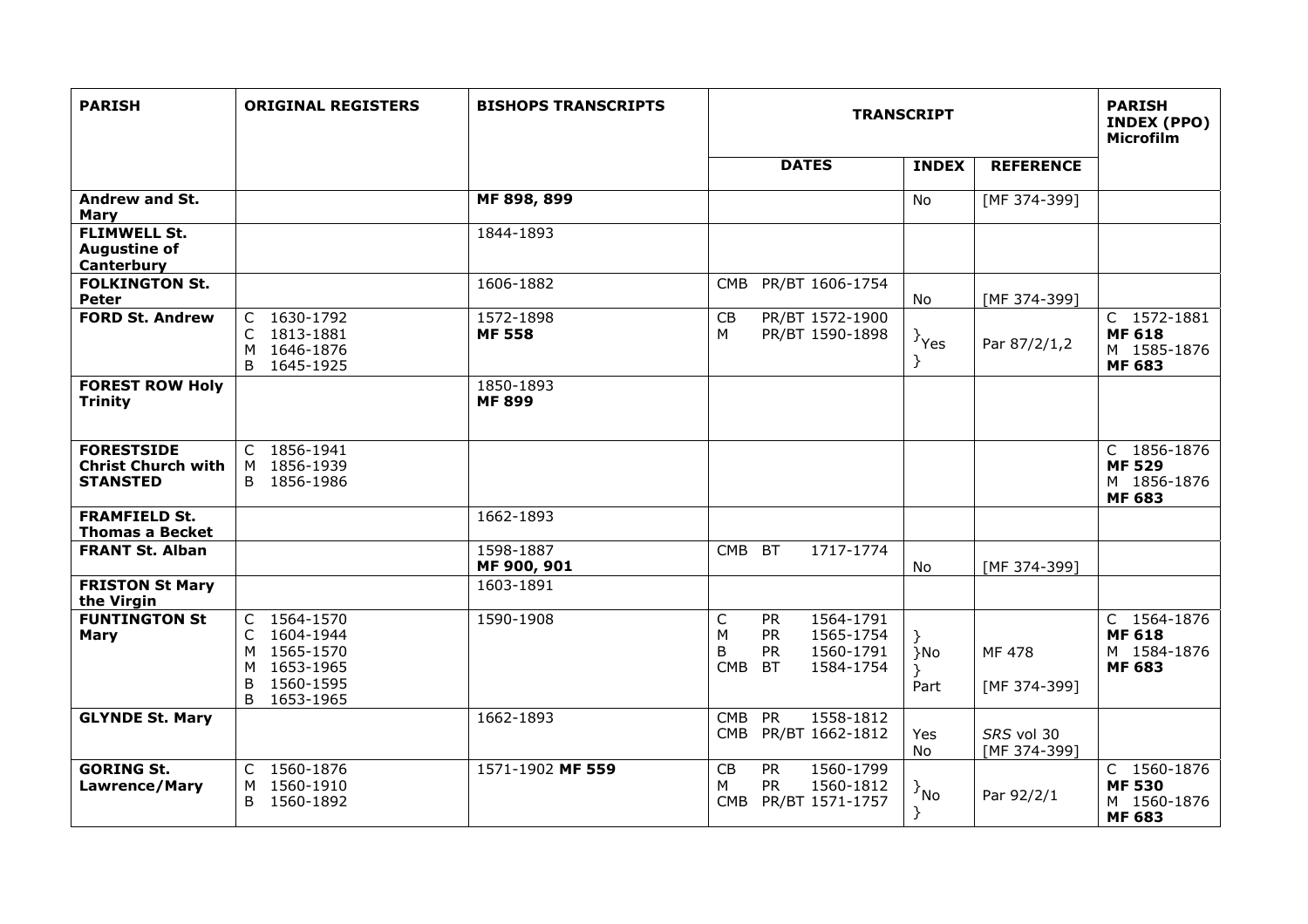| PARISH | ORIGINAL REGISTERS | BISHOPS TRANSCRIPTS | TRANSCRIPT | | | PARISH INDEX (PPO) Microfilm |
|---|---|---|---|---|---|---|
| | | | DATES | INDEX | REFERENCE | |
| **Andrew and St. Mary** | | **MF 898, 899** | | No | [MF 374-399] | |
| **FLIMWELL St. Augustine of Canterbury** | | 1844-1893 | | | | |
| **FOLKINGTON St. Peter** | | 1606-1882 | CMB PR/BT 1606-1754 | No | [MF 374-399] | |
| **FORD St. Andrew** | C 1630-1792<br>C 1813-1881<br>M 1646-1876<br>B 1645-1925 | 1572-1898<br>**MF 558** | CB PR/BT 1572-1900<br>M PR/BT 1590-1898 | }Yes<br>} | Par 87/2/1,2 | C 1572-1881<br>**MF 618**<br>M 1585-1876<br>**MF 683** |
| **FOREST ROW Holy Trinity** | | 1850-1893<br>**MF 899** | | | | |
| **FORESTSIDE Christ Church with STANSTED** | C 1856-1941<br>M 1856-1939<br>B 1856-1986 | | | | | C 1856-1876<br>**MF 529**<br>M 1856-1876<br>**MF 683** |
| **FRAMFIELD St. Thomas a Becket** | | 1662-1893 | | | | |
| **FRANT St. Alban** | | 1598-1887<br>**MF 900, 901** | CMB BT 1717-1774 | No | [MF 374-399] | |
| **FRISTON St Mary the Virgin** | | 1603-1891 | | | | |
| **FUNTINGTON St Mary** | C 1564-1570<br>C 1604-1944<br>M 1565-1570<br>M 1653-1965<br>B 1560-1595<br>B 1653-1965 | 1590-1908 | C PR 1564-1791<br>M PR 1565-1754<br>B PR 1560-1791<br>CMB BT 1584-1754 | }<br>}No<br>}<br>Part | MF 478<br><br>[MF 374-399] | C 1564-1876<br>**MF 618**<br>M 1584-1876<br>**MF 683** |
| **GLYNDE St. Mary** | | 1662-1893 | CMB PR 1558-1812<br>CMB PR/BT 1662-1812 | Yes<br>No | *SRS* vol 30<br>[MF 374-399] | |
| **GORING St. Lawrence/Mary** | C 1560-1876<br>M 1560-1910<br>B 1560-1892 | 1571-1902 **MF 559** | CB PR 1560-1799<br>M PR 1560-1812<br>CMB PR/BT 1571-1757 | }No<br>} | Par 92/2/1 | C 1560-1876<br>**MF 530**<br>M 1560-1876<br>**MF 683** |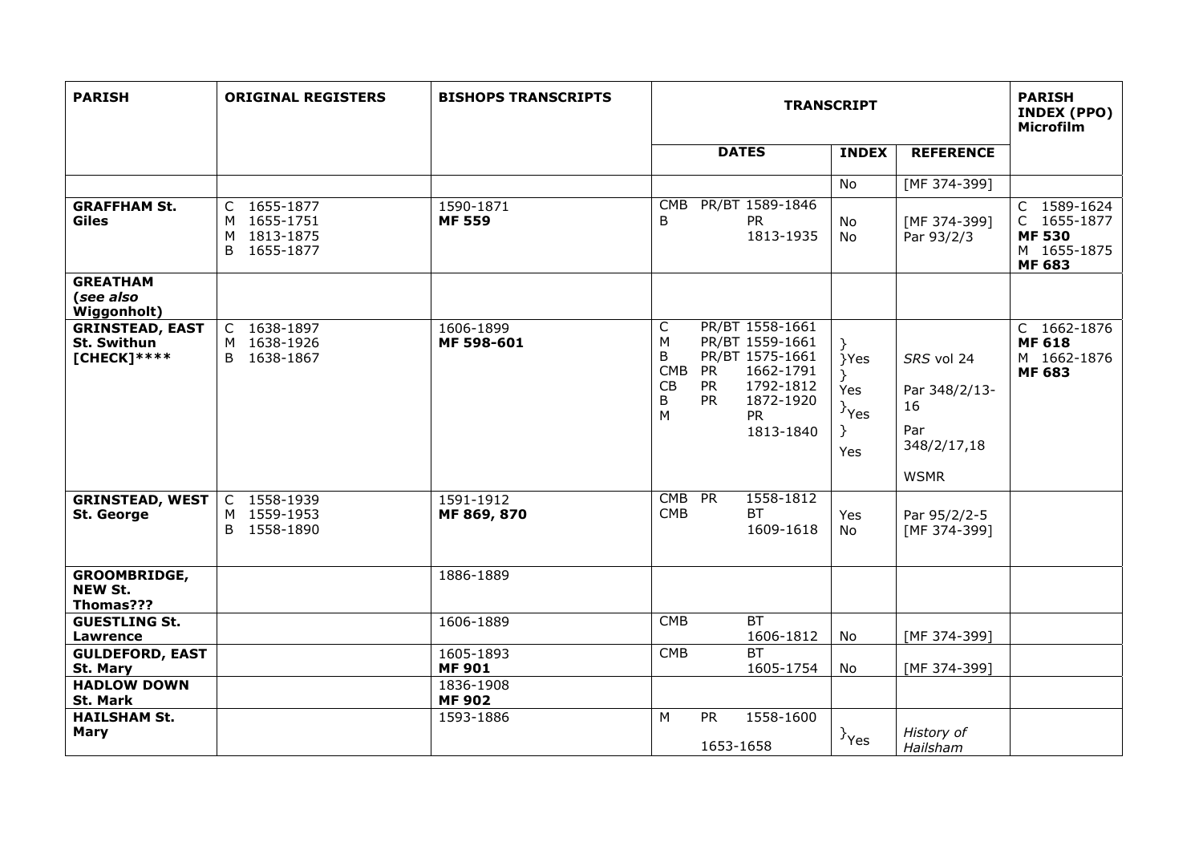| PARISH | ORIGINAL REGISTERS | BISHOPS TRANSCRIPTS | TRANSCRIPT | | | PARISH INDEX (PPO) Microfilm |
|---|---|---|---|---|---|---|
| | | | DATES | INDEX | REFERENCE | |
| | | | | No | [MF 374-399] | |
| **GRAFFHAM St. Giles** | C 1655-1877<br>M 1655-1751<br>M 1813-1875<br>B 1655-1877 | 1590-1871<br>**MF 559** | CMB PR/BT 1589-1846<br>B PR 1813-1935 | No<br>No | [MF 374-399]<br>Par 93/2/3 | C 1589-1624<br>C 1655-1877<br>**MF 530**<br>M 1655-1875<br>**MF 683** |
| **GREATHAM (*see also* Wiggonholt)** | | | | | | |
| **GRINSTEAD, EAST St. Swithun [CHECK]\*\*\*\*** | C 1638-1897<br>M 1638-1926<br>B 1638-1867 | 1606-1899<br>**MF 598-601** | C PR/BT 1558-1661<br>M PR/BT 1559-1661<br>B PR/BT 1575-1661<br>CMB PR 1662-1791<br>CB PR 1792-1812<br>B PR 1872-1920<br>M PR 1813-1840 | }<br>}Yes<br>}<br>Yes<br>}Yes<br>}<br>Yes | SRS vol 24<br>Par 348/2/13-16<br>Par 348/2/17,18<br>WSMR | C 1662-1876<br>**MF 618**<br>M 1662-1876<br>**MF 683** |
| **GRINSTEAD, WEST St. George** | C 1558-1939<br>M 1559-1953<br>B 1558-1890 | 1591-1912<br>**MF 869, 870** | CMB PR 1558-1812<br>CMB BT 1609-1618 | Yes<br>No | Par 95/2/2-5<br>[MF 374-399] | |
| **GROOMBRIDGE, NEW St. Thomas???** | | 1886-1889 | | | | |
| **GUESTLING St. Lawrence** | | 1606-1889 | CMB BT 1606-1812 | No | [MF 374-399] | |
| **GULDEFORD, EAST St. Mary** | | 1605-1893<br>**MF 901** | CMB BT 1605-1754 | No | [MF 374-399] | |
| **HADLOW DOWN St. Mark** | | 1836-1908<br>**MF 902** | | | | |
| **HAILSHAM St. Mary** | | 1593-1886 | M PR 1558-1600<br>1653-1658 | }Yes | *History of Hailsham* | |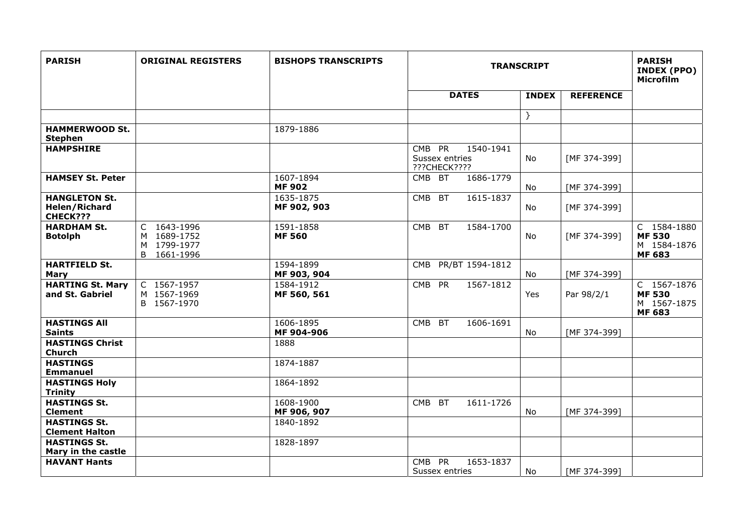| PARISH | ORIGINAL REGISTERS | BISHOPS TRANSCRIPTS | TRANSCRIPT | | | PARISH INDEX (PPO) Microfilm |
|---|---|---|---|---|---|---|
| | | | DATES | INDEX | REFERENCE | |
| | | | | } | | |
| **HAMMERWOOD St. Stephen** | | 1879-1886 | | | | |
| **HAMPSHIRE** | | | CMB PR 1540-1941 Sussex entries ???CHECK???? | No | [MF 374-399] | |
| **HAMSEY St. Peter** | | 1607-1894 **MF 902** | CMB BT 1686-1779 | No | [MF 374-399] | |
| **HANGLETON St. Helen/Richard CHECK???** | | 1635-1875 **MF 902, 903** | CMB BT 1615-1837 | No | [MF 374-399] | |
| **HARDHAM St. Botolph** | C 1643-1996 M 1689-1752 M 1799-1977 B 1661-1996 | 1591-1858 **MF 560** | CMB BT 1584-1700 | No | [MF 374-399] | C 1584-1880 **MF 530** M 1584-1876 **MF 683** |
| **HARTFIELD St. Mary** | | 1594-1899 **MF 903, 904** | CMB PR/BT 1594-1812 | No | [MF 374-399] | |
| **HARTING St. Mary and St. Gabriel** | C 1567-1957 M 1567-1969 B 1567-1970 | 1584-1912 **MF 560, 561** | CMB PR 1567-1812 | Yes | Par 98/2/1 | C 1567-1876 **MF 530** M 1567-1875 **MF 683** |
| **HASTINGS All Saints** | | 1606-1895 **MF 904-906** | CMB BT 1606-1691 | No | [MF 374-399] | |
| **HASTINGS Christ Church** | | 1888 | | | | |
| **HASTINGS Emmanuel** | | 1874-1887 | | | | |
| **HASTINGS Holy Trinity** | | 1864-1892 | | | | |
| **HASTINGS St. Clement** | | 1608-1900 **MF 906, 907** | CMB BT 1611-1726 | No | [MF 374-399] | |
| **HASTINGS St. Clement Halton** | | 1840-1892 | | | | |
| **HASTINGS St. Mary in the castle** | | 1828-1897 | | | | |
| **HAVANT Hants** | | | CMB PR 1653-1837 Sussex entries | No | [MF 374-399] | |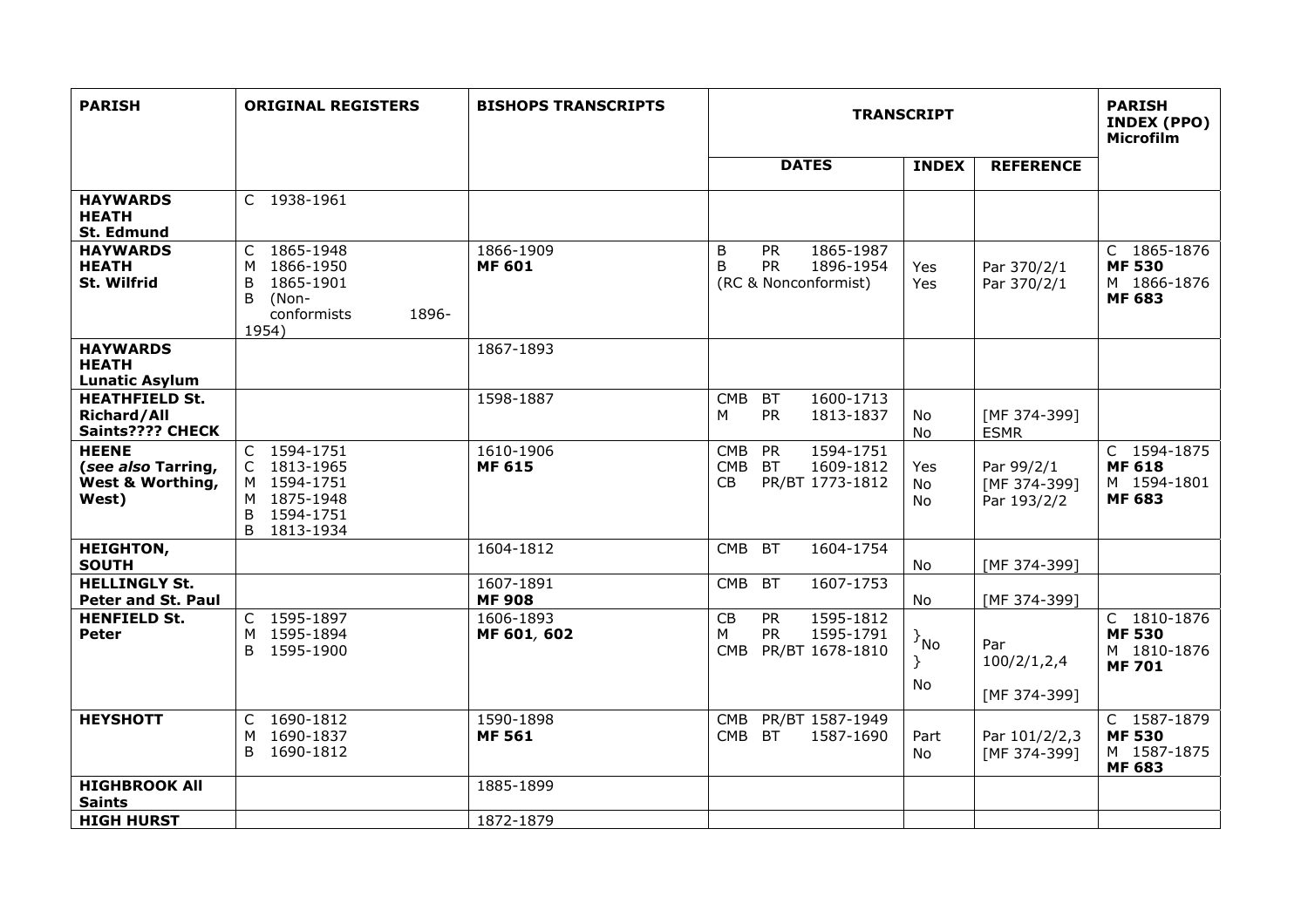| PARISH | ORIGINAL REGISTERS | BISHOPS TRANSCRIPTS | TRANSCRIPT | | | PARISH INDEX (PPO) Microfilm |
|---|---|---|---|---|---|---|
| | | | DATES | INDEX | REFERENCE | |
| **HAYWARDS HEATH St. Edmund** | C 1938-1961 | | | | | |
| **HAYWARDS HEATH St. Wilfrid** | C 1865-1948<br>M 1866-1950<br>B 1865-1901<br>B (Non-conformists 1896-1954) | 1866-1909<br>**MF 601** | B PR 1865-1987<br>B PR 1896-1954<br>(RC & Nonconformist) | Yes<br>Yes | Par 370/2/1<br>Par 370/2/1 | C 1865-1876<br>**MF 530**<br>M 1866-1876<br>**MF 683** |
| **HAYWARDS HEATH Lunatic Asylum** | | 1867-1893 | | | | |
| **HEATHFIELD St. Richard/All Saints???? CHECK** | | 1598-1887 | CMB BT 1600-1713<br>M PR 1813-1837 | No<br>No | [MF 374-399]<br>ESMR | |
| **HEENE (*see also* Tarring, West & Worthing, West)** | C 1594-1751<br>C 1813-1965<br>M 1594-1751<br>M 1875-1948<br>B 1594-1751<br>B 1813-1934 | 1610-1906<br>**MF 615** | CMB PR 1594-1751<br>CMB BT 1609-1812<br>CB PR/BT 1773-1812 | Yes<br>No<br>No | Par 99/2/1<br>[MF 374-399]<br>Par 193/2/2 | C 1594-1875<br>**MF 618**<br>M 1594-1801<br>**MF 683** |
| **HEIGHTON, SOUTH** | | 1604-1812 | CMB BT 1604-1754 | No | [MF 374-399] | |
| **HELLINGLY St. Peter and St. Paul** | | 1607-1891<br>**MF 908** | CMB BT 1607-1753 | No | [MF 374-399] | |
| **HENFIELD St. Peter** | C 1595-1897<br>M 1595-1894<br>B 1595-1900 | 1606-1893<br>**MF 601, 602** | CB PR 1595-1812<br>M PR 1595-1791<br>CMB PR/BT 1678-1810 | }No<br>}<br>No | Par 100/2/1,2,4<br>[MF 374-399] | C 1810-1876<br>**MF 530**<br>M 1810-1876<br>**MF 701** |
| **HEYSHOTT** | C 1690-1812<br>M 1690-1837<br>B 1690-1812 | 1590-1898<br>**MF 561** | CMB PR/BT 1587-1949<br>CMB BT 1587-1690 | Part<br>No | Par 101/2/2,3<br>[MF 374-399] | C 1587-1879<br>**MF 530**<br>M 1587-1875<br>**MF 683** |
| **HIGHBROOK All Saints** | | 1885-1899 | | | | |
| **HIGH HURST** | | 1872-1879 | | | | |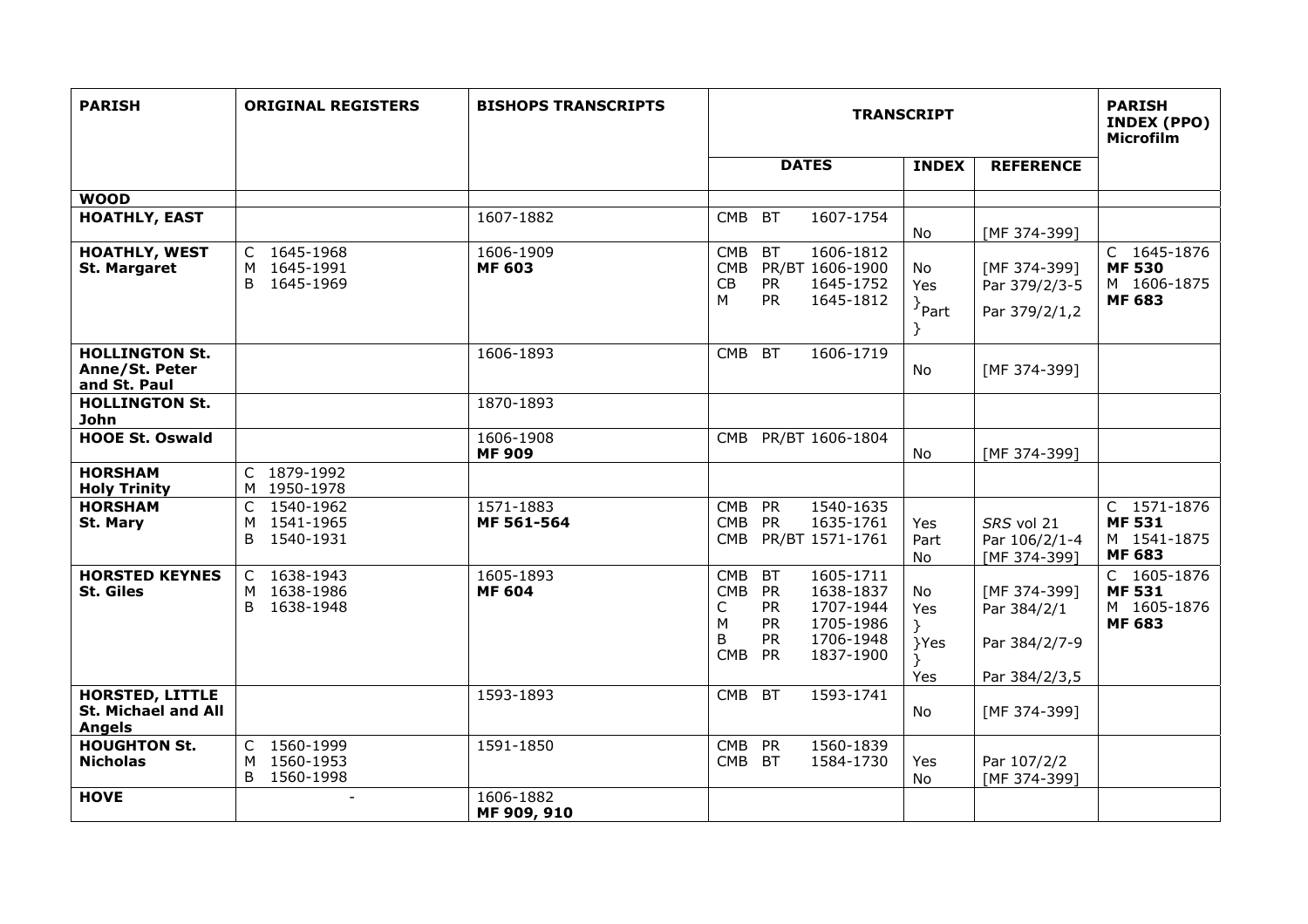| PARISH | ORIGINAL REGISTERS | BISHOPS TRANSCRIPTS | TRANSCRIPT | | | PARISH INDEX (PPO) Microfilm |
|---|---|---|---|---|---|---|
| | | | DATES | INDEX | REFERENCE | |
| **WOOD** | | | | | | |
| **HOATHLY, EAST** | | 1607-1882 | CMB BT 1607-1754 | No | [MF 374-399] | |
| **HOATHLY, WEST St. Margaret** | C 1645-1968<br>M 1645-1991<br>B 1645-1969 | 1606-1909<br>**MF 603** | CMB BT 1606-1812<br>CMB PR/BT 1606-1900<br>CB PR 1645-1752<br>M PR 1645-1812 | No<br>Yes<br>}Part<br>} | [MF 374-399]<br>Par 379/2/3-5<br>Par 379/2/1,2 | C 1645-1876<br>**MF 530**<br>M 1606-1875<br>**MF 683** |
| **HOLLINGTON St. Anne/St. Peter and St. Paul** | | 1606-1893 | CMB BT 1606-1719 | No | [MF 374-399] | |
| **HOLLINGTON St. John** | | 1870-1893 | | | | |
| **HOOE St. Oswald** | | 1606-1908<br>**MF 909** | CMB PR/BT 1606-1804 | No | [MF 374-399] | |
| **HORSHAM Holy Trinity** | C 1879-1992<br>M 1950-1978 | | | | | |
| **HORSHAM St. Mary** | C 1540-1962<br>M 1541-1965<br>B 1540-1931 | 1571-1883<br>**MF 561-564** | CMB PR 1540-1635<br>CMB PR 1635-1761<br>CMB PR/BT 1571-1761 | Yes<br>Part<br>No | *SRS* vol 21<br>Par 106/2/1-4<br>[MF 374-399] | C 1571-1876<br>**MF 531**<br>M 1541-1875<br>**MF 683** |
| **HORSTED KEYNES St. Giles** | C 1638-1943<br>M 1638-1986<br>B 1638-1948 | 1605-1893<br>**MF 604** | CMB BT 1605-1711<br>CMB PR 1638-1837<br>C PR 1707-1944<br>M PR 1705-1986<br>B PR 1706-1948<br>CMB PR 1837-1900 | No<br>Yes<br>}<br>}Yes<br>}<br>Yes | [MF 374-399]<br>Par 384/2/1<br><br>Par 384/2/7-9<br><br>Par 384/2/3,5 | C 1605-1876<br>**MF 531**<br>M 1605-1876<br>**MF 683** |
| **HORSTED, LITTLE St. Michael and All Angels** | | 1593-1893 | CMB BT 1593-1741 | No | [MF 374-399] | |
| **HOUGHTON St. Nicholas** | C 1560-1999<br>M 1560-1953<br>B 1560-1998 | 1591-1850 | CMB PR 1560-1839<br>CMB BT 1584-1730 | Yes<br>No | Par 107/2/2<br>[MF 374-399] | |
| **HOVE** | - | 1606-1882<br>**MF 909, 910** | | | | |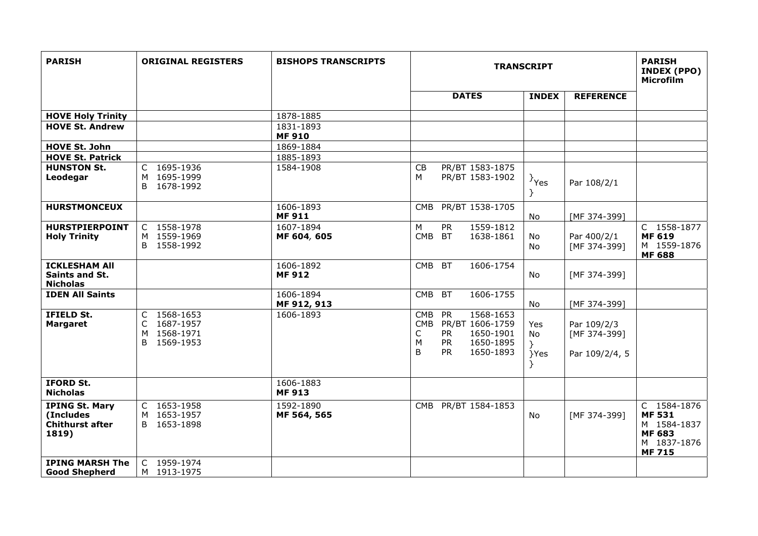| PARISH | ORIGINAL REGISTERS | BISHOPS TRANSCRIPTS | TRANSCRIPT | | | PARISH INDEX (PPO) Microfilm |
|---|---|---|---|---|---|---|
| | | | **DATES** | **INDEX** | **REFERENCE** | |
| **HOVE Holy Trinity** | | 1878-1885 | | | | |
| **HOVE St. Andrew** | | 1831-1893<br>**MF 910** | | | | |
| **HOVE St. John** | | 1869-1884 | | | | |
| **HOVE St. Patrick** | | 1885-1893 | | | | |
| **HUNSTON St. Leodegar** | C 1695-1936<br>M 1695-1999<br>B 1678-1992 | 1584-1908 | CB PR/BT 1583-1875<br>M PR/BT 1583-1902 | }Yes<br>} | Par 108/2/1 | |
| **HURSTMONCEUX** | | 1606-1893<br>**MF 911** | CMB PR/BT 1538-1705 | No | [MF 374-399] | |
| **HURSTPIERPOINT Holy Trinity** | C 1558-1978<br>M 1559-1969<br>B 1558-1992 | 1607-1894<br>**MF 604, 605** | M PR 1559-1812<br>CMB BT 1638-1861 | No<br>No | Par 400/2/1<br>[MF 374-399] | C 1558-1877<br>**MF 619**<br>M 1559-1876<br>**MF 688** |
| **ICKLESHAM All Saints and St. Nicholas** | | 1606-1892<br>**MF 912** | CMB BT 1606-1754 | No | [MF 374-399] | |
| **IDEN All Saints** | | 1606-1894<br>**MF 912, 913** | CMB BT 1606-1755 | No | [MF 374-399] | |
| **IFIELD St. Margaret** | C 1568-1653<br>C 1687-1957<br>M 1568-1971<br>B 1569-1953 | 1606-1893 | CMB PR 1568-1653<br>CMB PR/BT 1606-1759<br>C PR 1650-1901<br>M PR 1650-1895<br>B PR 1650-1893 | Yes<br>No<br>}<br>}Yes<br>} | Par 109/2/3<br>[MF 374-399]<br><br>Par 109/2/4, 5 | |
| **IFORD St. Nicholas** | | 1606-1883<br>**MF 913** | | | | |
| **IPING St. Mary (Includes Chithurst after 1819)** | C 1653-1958<br>M 1653-1957<br>B 1653-1898 | 1592-1890<br>**MF 564, 565** | CMB PR/BT 1584-1853 | No | [MF 374-399] | C 1584-1876<br>**MF 531**<br>M 1584-1837<br>**MF 683**<br>M 1837-1876<br>**MF 715** |
| **IPING MARSH The Good Shepherd** | C 1959-1974<br>M 1913-1975 | | | | | |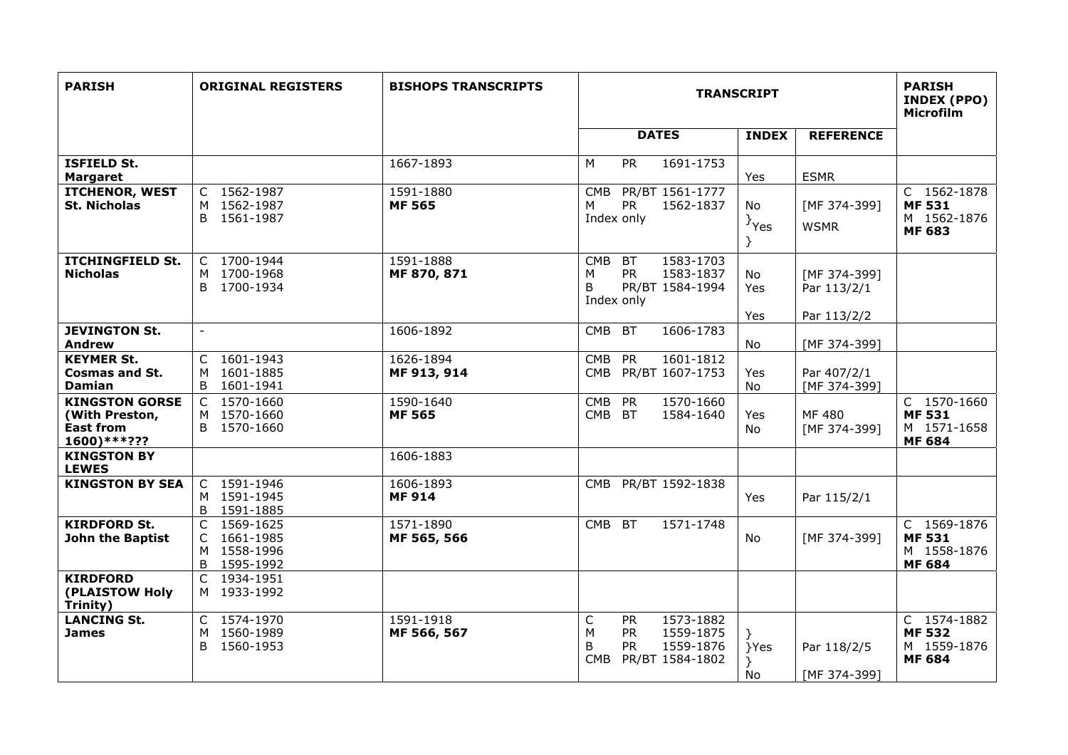| PARISH | ORIGINAL REGISTERS | BISHOPS TRANSCRIPTS | TRANSCRIPT | | | PARISH INDEX (PPO) Microfilm |
|---|---|---|---|---|---|---|
| | | | DATES | INDEX | REFERENCE | |
| **ISFIELD St. Margaret** | | 1667-1893 | M PR 1691-1753 | Yes | ESMR | |
| **ITCHENOR, WEST St. Nicholas** | C 1562-1987<br>M 1562-1987<br>B 1561-1987 | 1591-1880<br>**MF 565** | CMB PR/BT 1561-1777<br>M PR 1562-1837<br>Index only | No<br>}Yes<br>} | [MF 374-399]<br>WSMR | C 1562-1878<br>**MF 531**<br>M 1562-1876<br>**MF 683** |
| **ITCHINGFIELD St. Nicholas** | C 1700-1944<br>M 1700-1968<br>B 1700-1934 | 1591-1888<br>**MF 870, 871** | CMB BT 1583-1703<br>M PR 1583-1837<br>B PR/BT 1584-1994<br>Index only | No<br>Yes<br>Yes | [MF 374-399]<br>Par 113/2/1<br>Par 113/2/2 | |
| **JEVINGTON St. Andrew** | - | 1606-1892 | CMB BT 1606-1783 | No | [MF 374-399] | |
| **KEYMER St. Cosmas and St. Damian** | C 1601-1943<br>M 1601-1885<br>B 1601-1941 | 1626-1894<br>**MF 913, 914** | CMB PR 1601-1812<br>CMB PR/BT 1607-1753 | Yes<br>No | Par 407/2/1<br>[MF 374-399] | |
| **KINGSTON GORSE (With Preston, East from 1600)***???** | C 1570-1660<br>M 1570-1660<br>B 1570-1660 | 1590-1640<br>**MF 565** | CMB PR 1570-1660<br>CMB BT 1584-1640 | Yes<br>No | MF 480<br>[MF 374-399] | C 1570-1660<br>**MF 531**<br>M 1571-1658<br>**MF 684** |
| **KINGSTON BY LEWES** | | 1606-1883 | | | | |
| **KINGSTON BY SEA** | C 1591-1946<br>M 1591-1945<br>B 1591-1885 | 1606-1893<br>**MF 914** | CMB PR/BT 1592-1838 | Yes | Par 115/2/1 | |
| **KIRDFORD St. John the Baptist** | C 1569-1625<br>C 1661-1985<br>M 1558-1996<br>B 1595-1992 | 1571-1890<br>**MF 565, 566** | CMB BT 1571-1748 | No | [MF 374-399] | C 1569-1876<br>**MF 531**<br>M 1558-1876<br>**MF 684** |
| **KIRDFORD (PLAISTOW Holy Trinity)** | C 1934-1951<br>M 1933-1992 | | | | | |
| **LANCING St. James** | C 1574-1970<br>M 1560-1989<br>B 1560-1953 | 1591-1918<br>**MF 566, 567** | C PR 1573-1882<br>M PR 1559-1875<br>B PR 1559-1876<br>CMB PR/BT 1584-1802 | }<br>}Yes<br>}<br>No | Par 118/2/5<br>[MF 374-399] | C 1574-1882<br>**MF 532**<br>M 1559-1876<br>**MF 684** |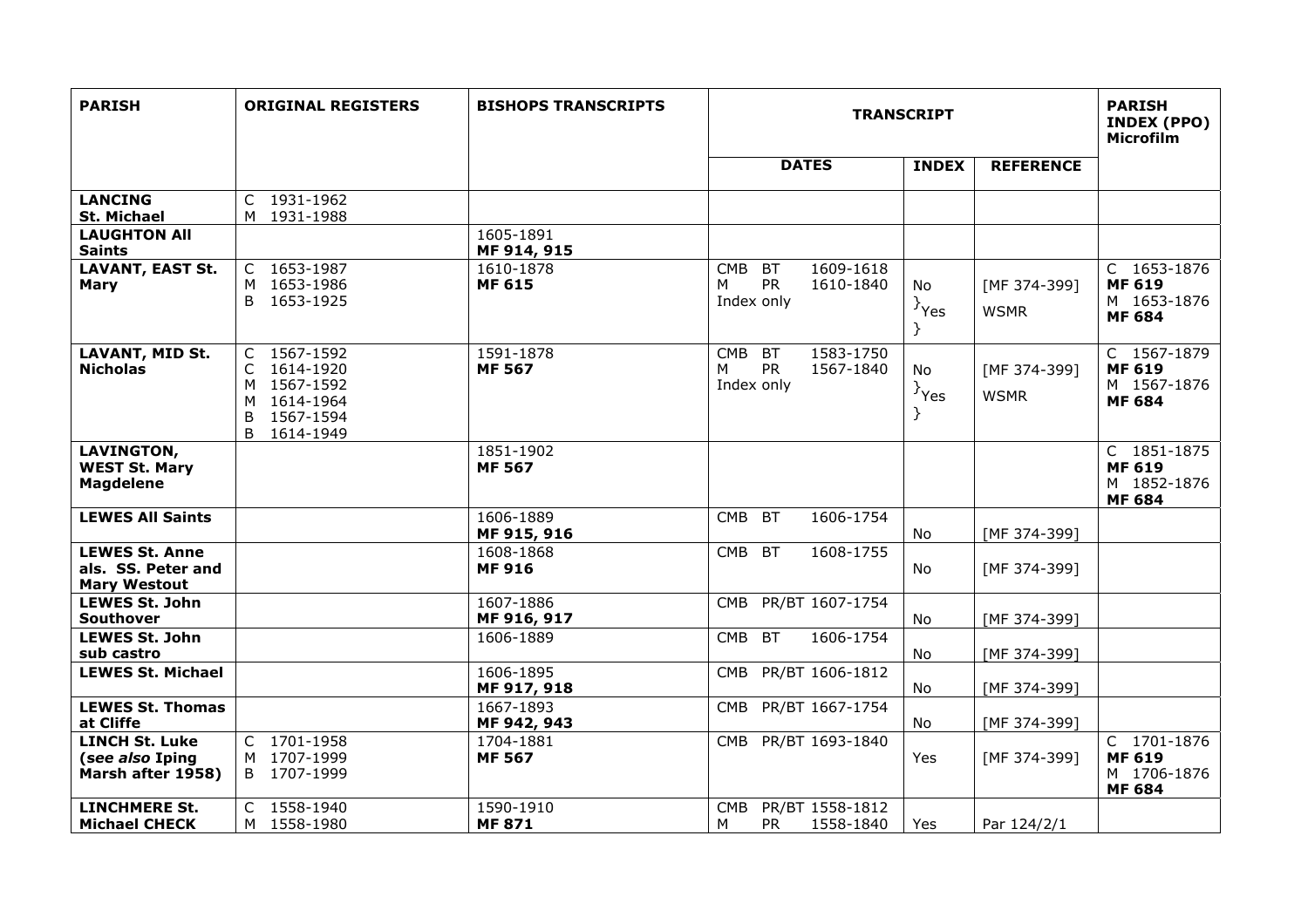| PARISH | ORIGINAL REGISTERS | BISHOPS TRANSCRIPTS | TRANSCRIPT | | | PARISH INDEX (PPO) Microfilm |
|---|---|---|---|---|---|---|
| | | | DATES | INDEX | REFERENCE | |
| **LANCING St. Michael** | C 1931-1962<br>M 1931-1988 | | | | | |
| **LAUGHTON All Saints** | | 1605-1891<br>**MF 914, 915** | | | | |
| **LAVANT, EAST St. Mary** | C 1653-1987<br>M 1653-1986<br>B 1653-1925 | 1610-1878<br>**MF 615** | CMB BT 1609-1618<br>M PR 1610-1840<br>Index only | No<br>}Yes<br>} | [MF 374-399]<br>WSMR | C 1653-1876<br>**MF 619**<br>M 1653-1876<br>**MF 684** |
| **LAVANT, MID St. Nicholas** | C 1567-1592<br>C 1614-1920<br>M 1567-1592<br>M 1614-1964<br>B 1567-1594<br>B 1614-1949 | 1591-1878<br>**MF 567** | CMB BT 1583-1750<br>M PR 1567-1840<br>Index only | No<br>}Yes<br>} | [MF 374-399]<br>WSMR | C 1567-1879<br>**MF 619**<br>M 1567-1876<br>**MF 684** |
| **LAVINGTON, WEST St. Mary Magdelene** | | 1851-1902<br>**MF 567** | | | | C 1851-1875<br>**MF 619**<br>M 1852-1876<br>**MF 684** |
| **LEWES All Saints** | | 1606-1889<br>**MF 915, 916** | CMB BT 1606-1754 | No | [MF 374-399] | |
| **LEWES St. Anne als. SS. Peter and Mary Westout** | | 1608-1868<br>**MF 916** | CMB BT 1608-1755 | No | [MF 374-399] | |
| **LEWES St. John Southover** | | 1607-1886<br>**MF 916, 917** | CMB PR/BT 1607-1754 | No | [MF 374-399] | |
| **LEWES St. John sub castro** | | 1606-1889 | CMB BT 1606-1754 | No | [MF 374-399] | |
| **LEWES St. Michael** | | 1606-1895<br>**MF 917, 918** | CMB PR/BT 1606-1812 | No | [MF 374-399] | |
| **LEWES St. Thomas at Cliffe** | | 1667-1893<br>**MF 942, 943** | CMB PR/BT 1667-1754 | No | [MF 374-399] | |
| **LINCH St. Luke (*see also* Iping Marsh after 1958)** | C 1701-1958<br>M 1707-1999<br>B 1707-1999 | 1704-1881<br>**MF 567** | CMB PR/BT 1693-1840 | Yes | [MF 374-399] | C 1701-1876<br>**MF 619**<br>M 1706-1876<br>**MF 684** |
| **LINCHMERE St. Michael CHECK** | C 1558-1940<br>M 1558-1980 | 1590-1910<br>**MF 871** | CMB PR/BT 1558-1812<br>M PR 1558-1840 | Yes | Par 124/2/1 | |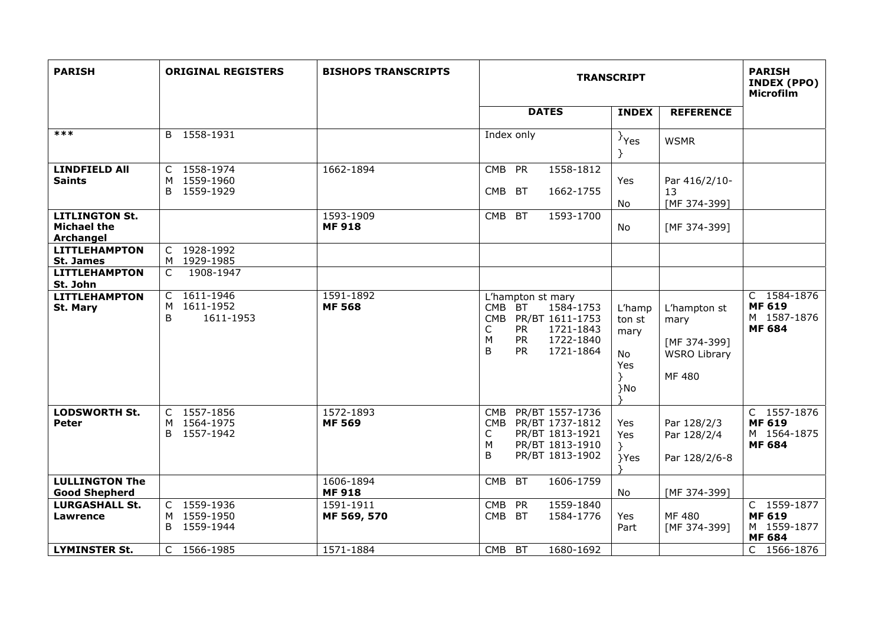| PARISH | ORIGINAL REGISTERS | BISHOPS TRANSCRIPTS | TRANSCRIPT | | | PARISH INDEX (PPO) Microfilm |
|---|---|---|---|---|---|---|
| | | | DATES | INDEX | REFERENCE | |
| *** | B 1558-1931 | | Index only | }Yes } | WSMR | |
| **LINDFIELD All Saints** | C 1558-1974<br>M 1559-1960<br>B 1559-1929 | 1662-1894 | CMB PR 1558-1812<br>CMB BT 1662-1755 | Yes<br>No | Par 416/2/10-13<br>[MF 374-399] | |
| **LITLINGTON St. Michael the Archangel** | | 1593-1909<br>**MF 918** | CMB BT 1593-1700 | No | [MF 374-399] | |
| **LITTLEHAMPTON St. James** | C 1928-1992<br>M 1929-1985 | | | | | |
| **LITTLEHAMPTON St. John** | C 1908-1947 | | | | | |
| **LITTLEHAMPTON St. Mary** | C 1611-1946<br>M 1611-1952<br>B 1611-1953 | 1591-1892<br>**MF 568** | L'hampton st mary<br>CMB BT 1584-1753<br>CMB PR/BT 1611-1753<br>C PR 1721-1843<br>M PR 1722-1840<br>B PR 1721-1864 | L'hampton st mary<br>No<br>Yes<br>}<br>}No<br>} | L'hampton st mary<br>[MF 374-399]<br>WSRO Library<br>MF 480 | C 1584-1876<br>**MF 619**<br>M 1587-1876<br>**MF 684** |
| **LODSWORTH St. Peter** | C 1557-1856<br>M 1564-1975<br>B 1557-1942 | 1572-1893<br>**MF 569** | CMB PR/BT 1557-1736<br>CMB PR/BT 1737-1812<br>C PR/BT 1813-1921<br>M PR/BT 1813-1910<br>B PR/BT 1813-1902 | Yes<br>Yes<br>}<br>}Yes<br>} | Par 128/2/3<br>Par 128/2/4<br>Par 128/2/6-8 | C 1557-1876<br>**MF 619**<br>M 1564-1875<br>**MF 684** |
| **LULLINGTON The Good Shepherd** | | 1606-1894<br>**MF 918** | CMB BT 1606-1759 | No | [MF 374-399] | |
| **LURGASHALL St. Lawrence** | C 1559-1936<br>M 1559-1950<br>B 1559-1944 | 1591-1911<br>**MF 569, 570** | CMB PR 1559-1840<br>CMB BT 1584-1776 | Yes<br>Part | MF 480<br>[MF 374-399] | C 1559-1877<br>**MF 619**<br>M 1559-1877<br>**MF 684** |
| **LYMINSTER St.** | C 1566-1985 | 1571-1884 | CMB BT 1680-1692 | | | C 1566-1876 |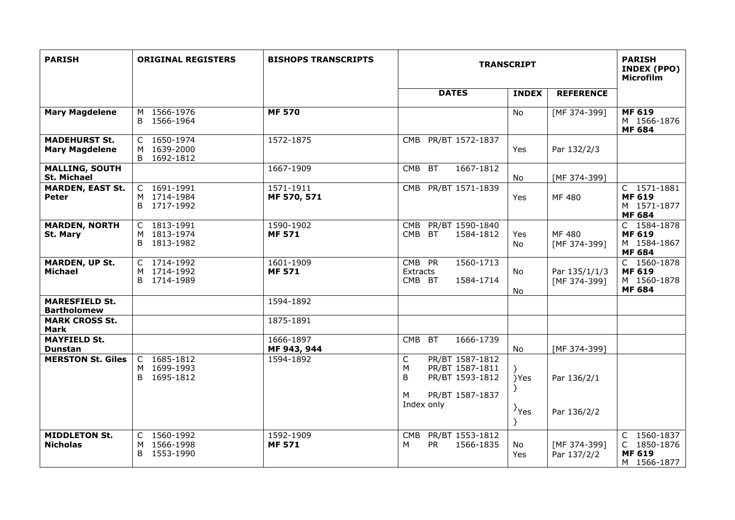| PARISH | ORIGINAL REGISTERS | BISHOPS TRANSCRIPTS | TRANSCRIPT | | | PARISH INDEX (PPO) Microfilm |
|---|---|---|---|---|---|---|
| | | | DATES | INDEX | REFERENCE | |
| **Mary Magdelene** | M 1566-1976<br>B 1566-1964 | **MF 570** | | No | [MF 374-399] | **MF 619**<br>M 1566-1876<br>**MF 684** |
| **MADEHURST St. Mary Magdelene** | C 1650-1974<br>M 1639-2000<br>B 1692-1812 | 1572-1875 | CMB PR/BT 1572-1837 | Yes | Par 132/2/3 | |
| **MALLING, SOUTH St. Michael** | | 1667-1909 | CMB BT 1667-1812 | No | [MF 374-399] | |
| **MARDEN, EAST St. Peter** | C 1691-1991<br>M 1714-1984<br>B 1717-1992 | 1571-1911<br>**MF 570, 571** | CMB PR/BT 1571-1839 | Yes | MF 480 | C 1571-1881<br>**MF 619**<br>M 1571-1877<br>**MF 684** |
| **MARDEN, NORTH St. Mary** | C 1813-1991<br>M 1813-1974<br>B 1813-1982 | 1590-1902<br>**MF 571** | CMB PR/BT 1590-1840<br>CMB BT 1584-1812 | Yes<br>No | MF 480<br>[MF 374-399] | C 1584-1878<br>**MF 619**<br>M 1584-1867<br>**MF 684** |
| **MARDEN, UP St. Michael** | C 1714-1992<br>M 1714-1992<br>B 1714-1989 | 1601-1909<br>**MF 571** | CMB PR 1560-1713 Extracts<br>CMB BT 1584-1714 | No<br>No | Par 135/1/1/3<br>[MF 374-399] | C 1560-1878<br>**MF 619**<br>M 1560-1878<br>**MF 684** |
| **MARESFIELD St. Bartholomew** | | 1594-1892 | | | | |
| **MARK CROSS St. Mark** | | 1875-1891 | | | | |
| **MAYFIELD St. Dunstan** | | 1666-1897<br>**MF 943, 944** | CMB BT 1666-1739 | No | [MF 374-399] | |
| **MERSTON St. Giles** | C 1685-1812<br>M 1699-1993<br>B 1695-1812 | 1594-1892 | C PR/BT 1587-1812<br>M PR/BT 1587-1811<br>B PR/BT 1593-1812<br>M PR/BT 1587-1837 Index only | }Yes<br>}Yes | Par 136/2/1<br>Par 136/2/2 | |
| **MIDDLETON St. Nicholas** | C 1560-1992<br>M 1566-1998<br>B 1553-1990 | 1592-1909<br>**MF 571** | CMB PR/BT 1553-1812<br>M PR 1566-1835 | No<br>Yes | [MF 374-399]<br>Par 137/2/2 | C 1560-1837<br>C 1850-1876<br>**MF 619**<br>M 1566-1877 |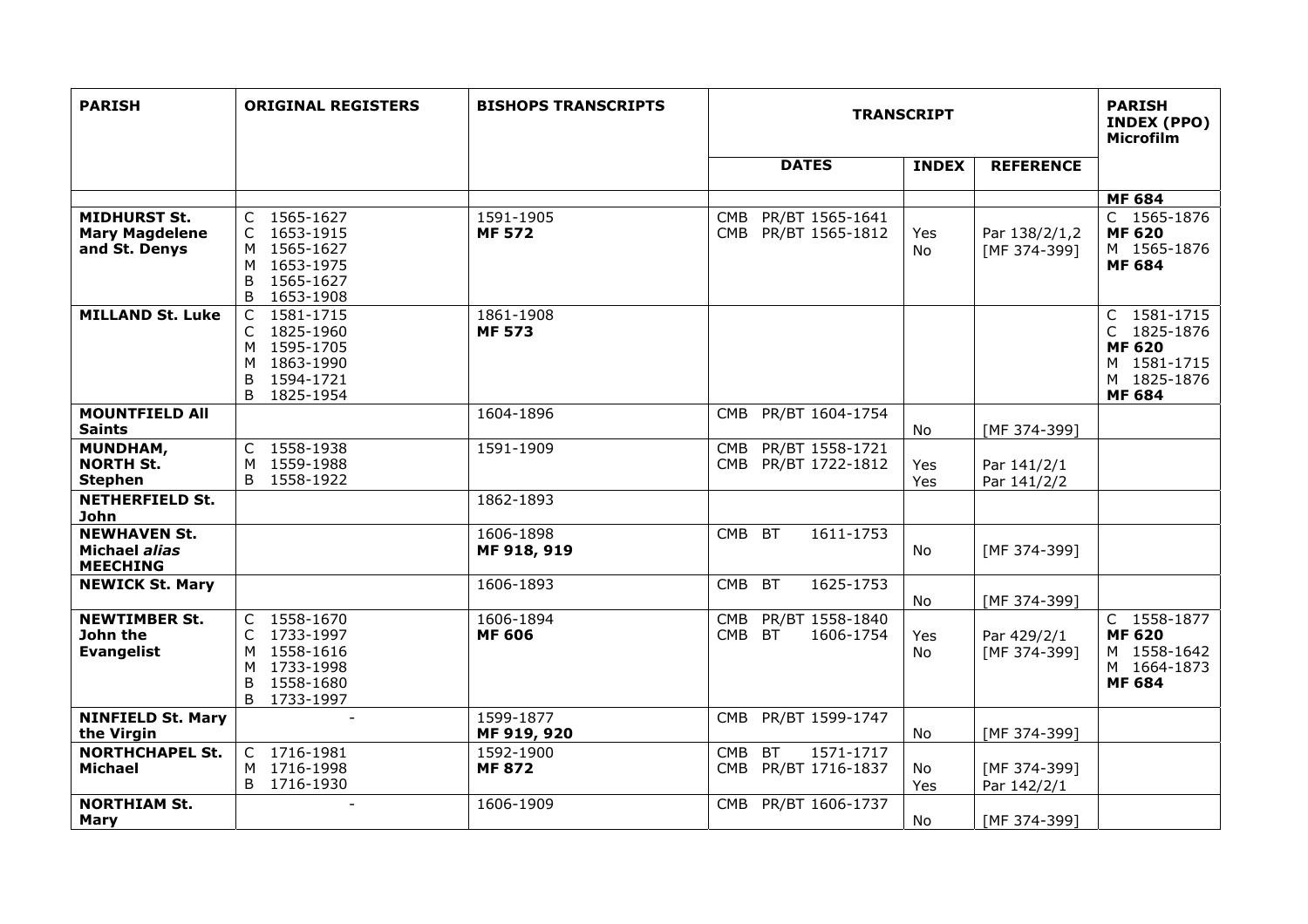| PARISH | ORIGINAL REGISTERS | BISHOPS TRANSCRIPTS | TRANSCRIPT | | | PARISH INDEX (PPO) Microfilm |
|---|---|---|---|---|---|---|
| | | | DATES | INDEX | REFERENCE | |
| | | | | | | **MF 684** |
| **MIDHURST St. Mary Magdelene and St. Denys** | C 1565-1627<br>C 1653-1915<br>M 1565-1627<br>M 1653-1975<br>B 1565-1627<br>B 1653-1908 | 1591-1905<br>**MF 572** | CMB PR/BT 1565-1641<br>CMB PR/BT 1565-1812 | Yes<br>No | Par 138/2/1,2<br>[MF 374-399] | C 1565-1876<br>**MF 620**<br>M 1565-1876<br>**MF 684** |
| **MILLAND St. Luke** | C 1581-1715<br>C 1825-1960<br>M 1595-1705<br>M 1863-1990<br>B 1594-1721<br>B 1825-1954 | 1861-1908<br>**MF 573** | | | | C 1581-1715<br>C 1825-1876<br>**MF 620**<br>M 1581-1715<br>M 1825-1876<br>**MF 684** |
| **MOUNTFIELD All Saints** | | 1604-1896 | CMB PR/BT 1604-1754 | No | [MF 374-399] | |
| **MUNDHAM, NORTH St. Stephen** | C 1558-1938<br>M 1559-1988<br>B 1558-1922 | 1591-1909 | CMB PR/BT 1558-1721<br>CMB PR/BT 1722-1812 | Yes<br>Yes | Par 141/2/1<br>Par 141/2/2 | |
| **NETHERFIELD St. John** | | 1862-1893 | | | | |
| **NEWHAVEN St. Michael *alias* MEECHING** | | 1606-1898<br>**MF 918, 919** | CMB BT 1611-1753 | No | [MF 374-399] | |
| **NEWICK St. Mary** | | 1606-1893 | CMB BT 1625-1753 | No | [MF 374-399] | |
| **NEWTIMBER St. John the Evangelist** | C 1558-1670<br>C 1733-1997<br>M 1558-1616<br>M 1733-1998<br>B 1558-1680<br>B 1733-1997 | 1606-1894<br>**MF 606** | CMB PR/BT 1558-1840<br>CMB BT 1606-1754 | Yes<br>No | Par 429/2/1<br>[MF 374-399] | C 1558-1877<br>**MF 620**<br>M 1558-1642<br>M 1664-1873<br>**MF 684** |
| **NINFIELD St. Mary the Virgin** | - | 1599-1877<br>**MF 919, 920** | CMB PR/BT 1599-1747 | No | [MF 374-399] | |
| **NORTHCHAPEL St. Michael** | C 1716-1981<br>M 1716-1998<br>B 1716-1930 | 1592-1900<br>**MF 872** | CMB BT 1571-1717<br>CMB PR/BT 1716-1837 | No<br>Yes | [MF 374-399]<br>Par 142/2/1 | |
| **NORTHIAM St. Mary** | - | 1606-1909 | CMB PR/BT 1606-1737 | No | [MF 374-399] | |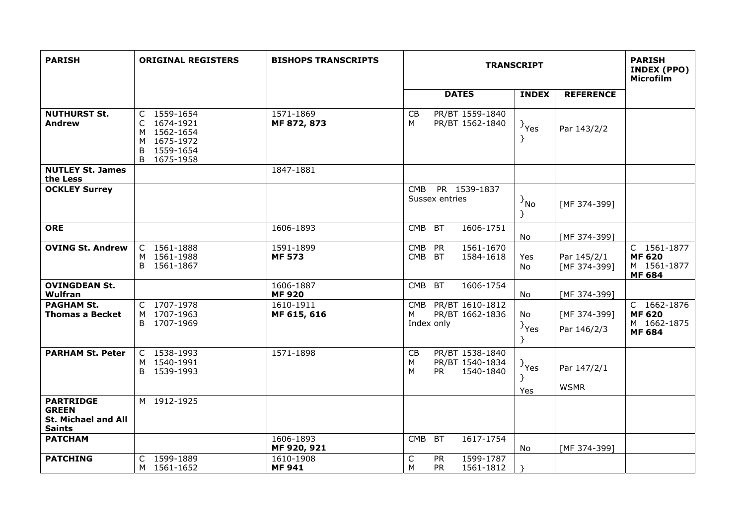| PARISH | ORIGINAL REGISTERS | BISHOPS TRANSCRIPTS | TRANSCRIPT | | | PARISH INDEX (PPO) Microfilm |
|---|---|---|---|---|---|---|
| | | | DATES | INDEX | REFERENCE | |
| **NUTHURST St. Andrew** | C 1559-1654<br>C 1674-1921<br>M 1562-1654<br>M 1675-1972<br>B 1559-1654<br>B 1675-1958 | 1571-1869<br>**MF 872, 873** | CB PR/BT 1559-1840<br>M PR/BT 1562-1840 | }Yes<br>} | Par 143/2/2 | |
| **NUTLEY St. James the Less** | | 1847-1881 | | | | |
| **OCKLEY Surrey** | | | CMB PR 1539-1837<br>Sussex entries | }No<br>} | [MF 374-399] | |
| **ORE** | | 1606-1893 | CMB BT 1606-1751 | No | [MF 374-399] | |
| **OVING St. Andrew** | C 1561-1888<br>M 1561-1988<br>B 1561-1867 | 1591-1899<br>**MF 573** | CMB PR 1561-1670<br>CMB BT 1584-1618 | Yes<br>No | Par 145/2/1<br>[MF 374-399] | C 1561-1877<br>**MF 620**<br>M 1561-1877<br>**MF 684** |
| **OVINGDEAN St. Wulfran** | | 1606-1887<br>**MF 920** | CMB BT 1606-1754 | No | [MF 374-399] | |
| **PAGHAM St. Thomas a Becket** | C 1707-1978<br>M 1707-1963<br>B 1707-1969 | 1610-1911<br>**MF 615, 616** | CMB PR/BT 1610-1812<br>M PR/BT 1662-1836<br>Index only | No<br>}Yes<br>} | [MF 374-399]<br>Par 146/2/3 | C 1662-1876<br>**MF 620**<br>M 1662-1875<br>**MF 684** |
| **PARHAM St. Peter** | C 1538-1993<br>M 1540-1991<br>B 1539-1993 | 1571-1898 | CB PR/BT 1538-1840<br>M PR/BT 1540-1834<br>M PR 1540-1840 | }Yes<br>}<br>Yes | Par 147/2/1<br>WSMR | |
| **PARTRIDGE GREEN St. Michael and All Saints** | M 1912-1925 | | | | | |
| **PATCHAM** | | 1606-1893<br>**MF 920, 921** | CMB BT 1617-1754 | No | [MF 374-399] | |
| **PATCHING** | C 1599-1889<br>M 1561-1652 | 1610-1908<br>**MF 941** | C PR 1599-1787<br>M PR 1561-1812 | } | | |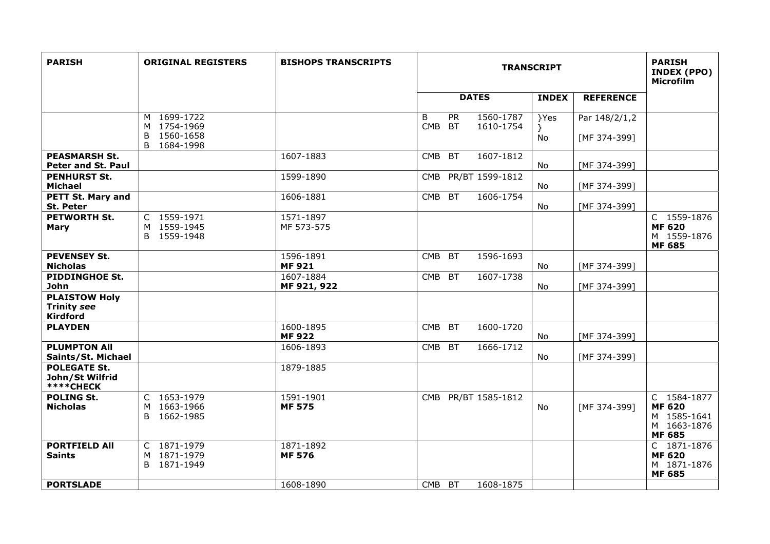| **PARISH** | **ORIGINAL REGISTERS** | **BISHOPS TRANSCRIPTS** | **TRANSCRIPT** | | | **PARISH INDEX (PPO) Microfilm** |
|---|---|---|---|---|---|---|
| | | | **DATES** | **INDEX** | **REFERENCE** | |
| | M 1699-1722<br>M 1754-1969<br>B 1560-1658<br>B 1684-1998 | | B PR 1560-1787<br>CMB BT 1610-1754 | }Yes<br>}<br>No | Par 148/2/1,2<br><br>[MF 374-399] | |
| **PEASMARSH St. Peter and St. Paul** | | 1607-1883 | CMB BT 1607-1812 | No | [MF 374-399] | |
| **PENHURST St. Michael** | | 1599-1890 | CMB PR/BT 1599-1812 | No | [MF 374-399] | |
| **PETT St. Mary and St. Peter** | | 1606-1881 | CMB BT 1606-1754 | No | [MF 374-399] | |
| **PETWORTH St. Mary** | C 1559-1971<br>M 1559-1945<br>B 1559-1948 | 1571-1897<br>MF 573-575 | | | | C 1559-1876<br>**MF 620**<br>M 1559-1876<br>**MF 685** |
| **PEVENSEY St. Nicholas** | | 1596-1891<br>**MF 921** | CMB BT 1596-1693 | No | [MF 374-399] | |
| **PIDDINGHOE St. John** | | 1607-1884<br>**MF 921, 922** | CMB BT 1607-1738 | No | [MF 374-399] | |
| **PLAISTOW Holy Trinity *see* Kirdford** | | | | | | |
| **PLAYDEN** | | 1600-1895<br>**MF 922** | CMB BT 1600-1720 | No | [MF 374-399] | |
| **PLUMPTON All Saints/St. Michael** | | 1606-1893 | CMB BT 1666-1712 | No | [MF 374-399] | |
| **POLEGATE St. John/St Wilfrid ****CHECK** | | 1879-1885 | | | | |
| **POLING St. Nicholas** | C 1653-1979<br>M 1663-1966<br>B 1662-1985 | 1591-1901<br>**MF 575** | CMB PR/BT 1585-1812 | No | [MF 374-399] | C 1584-1877<br>**MF 620**<br>M 1585-1641<br>M 1663-1876<br>**MF 685** |
| **PORTFIELD All Saints** | C 1871-1979<br>M 1871-1979<br>B 1871-1949 | 1871-1892<br>**MF 576** | | | | C 1871-1876<br>**MF 620**<br>M 1871-1876<br>**MF 685** |
| **PORTSLADE** | | 1608-1890 | CMB BT 1608-1875 | | | |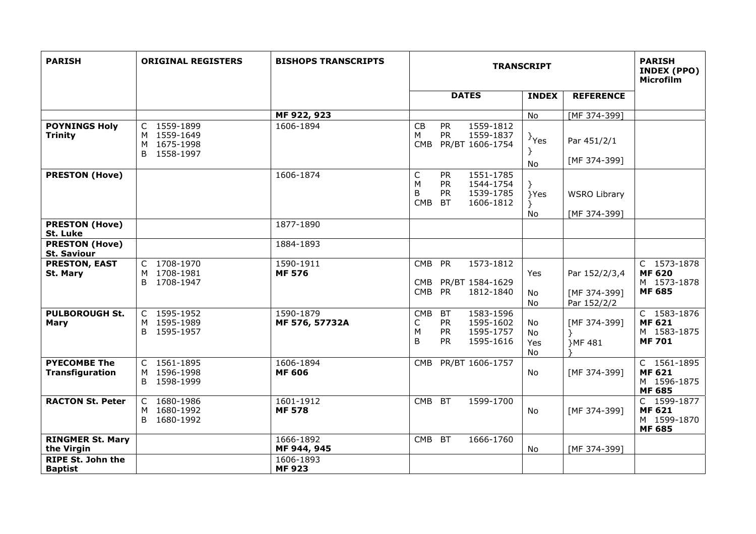| PARISH | ORIGINAL REGISTERS | BISHOPS TRANSCRIPTS | TRANSCRIPT | | | PARISH INDEX (PPO) Microfilm |
|---|---|---|---|---|---|---|
| | | | DATES | INDEX | REFERENCE | |
| | | **MF 922, 923** | | No | [MF 374-399] | |
| **POYNINGS Holy Trinity** | C 1559-1899<br>M 1559-1649<br>M 1675-1998<br>B 1558-1997 | 1606-1894 | CB PR 1559-1812<br>M PR 1559-1837<br>CMB PR/BT 1606-1754 | }Yes<br>}<br>No | Par 451/2/1<br><br>[MF 374-399] | |
| **PRESTON (Hove)** | | 1606-1874 | C PR 1551-1785<br>M PR 1544-1754<br>B PR 1539-1785<br>CMB BT 1606-1812 | }<br>}Yes<br>}<br>No | WSRO Library<br><br>[MF 374-399] | |
| **PRESTON (Hove) St. Luke** | | 1877-1890 | | | | |
| **PRESTON (Hove) St. Saviour** | | 1884-1893 | | | | |
| **PRESTON, EAST St. Mary** | C 1708-1970<br>M 1708-1981<br>B 1708-1947 | 1590-1911<br>**MF 576** | CMB PR 1573-1812<br><br>CMB PR/BT 1584-1629<br>CMB PR 1812-1840 | Yes<br><br>No<br>No | Par 152/2/3,4<br><br>[MF 374-399]<br>Par 152/2/2 | C 1573-1878<br>**MF 620**<br>M 1573-1878<br>**MF 685** |
| **PULBOROUGH St. Mary** | C 1595-1952<br>M 1595-1989<br>B 1595-1957 | 1590-1879<br>**MF 576, 57732A** | CMB BT 1583-1596<br>C PR 1595-1602<br>M PR 1595-1757<br>B PR 1595-1616 | No<br>No<br>Yes<br>No | [MF 374-399]<br>}<br>}MF 481<br>} | C 1583-1876<br>**MF 621**<br>M 1583-1875<br>**MF 701** |
| **PYECOMBE The Transfiguration** | C 1561-1895<br>M 1596-1998<br>B 1598-1999 | 1606-1894<br>**MF 606** | CMB PR/BT 1606-1757 | No | [MF 374-399] | C 1561-1895<br>**MF 621**<br>M 1596-1875<br>**MF 685** |
| **RACTON St. Peter** | C 1680-1986<br>M 1680-1992<br>B 1680-1992 | 1601-1912<br>**MF 578** | CMB BT 1599-1700 | No | [MF 374-399] | C 1599-1877<br>**MF 621**<br>M 1599-1870<br>**MF 685** |
| **RINGMER St. Mary the Virgin** | | 1666-1892<br>**MF 944, 945** | CMB BT 1666-1760 | No | [MF 374-399] | |
| **RIPE St. John the Baptist** | | 1606-1893<br>**MF 923** | | | | |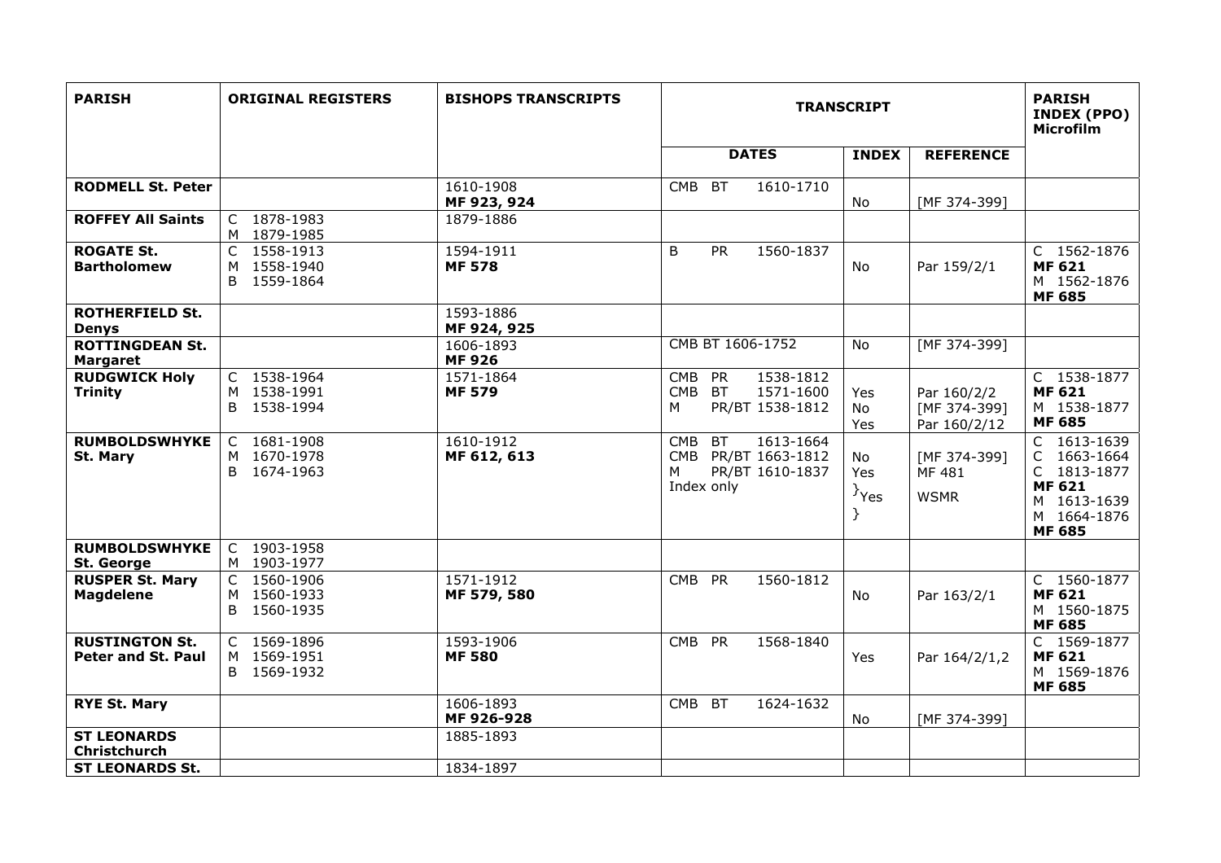| PARISH | ORIGINAL REGISTERS | BISHOPS TRANSCRIPTS | TRANSCRIPT | | | PARISH INDEX (PPO) Microfilm |
|---|---|---|---|---|---|---|
| | | | DATES | INDEX | REFERENCE | |
| **RODMELL St. Peter** | | 1610-1908 **MF 923, 924** | CMB BT 1610-1710 | No | [MF 374-399] | |
| **ROFFEY All Saints** | C 1878-1983 M 1879-1985 | 1879-1886 | | | | |
| **ROGATE St. Bartholomew** | C 1558-1913 M 1558-1940 B 1559-1864 | 1594-1911 **MF 578** | B PR 1560-1837 | No | Par 159/2/1 | C 1562-1876 **MF 621** M 1562-1876 **MF 685** |
| **ROTHERFIELD St. Denys** | | 1593-1886 **MF 924, 925** | | | | |
| **ROTTINGDEAN St. Margaret** | | 1606-1893 **MF 926** | CMB BT 1606-1752 | No | [MF 374-399] | |
| **RUDGWICK Holy Trinity** | C 1538-1964 M 1538-1991 B 1538-1994 | 1571-1864 **MF 579** | CMB PR 1538-1812 CMB BT 1571-1600 M PR/BT 1538-1812 | Yes No Yes | Par 160/2/2 [MF 374-399] Par 160/2/12 | C 1538-1877 **MF 621** M 1538-1877 **MF 685** |
| **RUMBOLDSWHYKE St. Mary** | C 1681-1908 M 1670-1978 B 1674-1963 | 1610-1912 **MF 612, 613** | CMB BT 1613-1664 CMB PR/BT 1663-1812 M PR/BT 1610-1837 Index only | No Yes }Yes } | [MF 374-399] MF 481 WSMR | C 1613-1639 C 1663-1664 C 1813-1877 **MF 621** M 1613-1639 M 1664-1876 **MF 685** |
| **RUMBOLDSWHYKE St. George** | C 1903-1958 M 1903-1977 | | | | | |
| **RUSPER St. Mary Magdelene** | C 1560-1906 M 1560-1933 B 1560-1935 | 1571-1912 **MF 579, 580** | CMB PR 1560-1812 | No | Par 163/2/1 | C 1560-1877 **MF 621** M 1560-1875 **MF 685** |
| **RUSTINGTON St. Peter and St. Paul** | C 1569-1896 M 1569-1951 B 1569-1932 | 1593-1906 **MF 580** | CMB PR 1568-1840 | Yes | Par 164/2/1,2 | C 1569-1877 **MF 621** M 1569-1876 **MF 685** |
| **RYE St. Mary** | | 1606-1893 **MF 926-928** | CMB BT 1624-1632 | No | [MF 374-399] | |
| **ST LEONARDS Christchurch** | | 1885-1893 | | | | |
| **ST LEONARDS St.** | | 1834-1897 | | | | |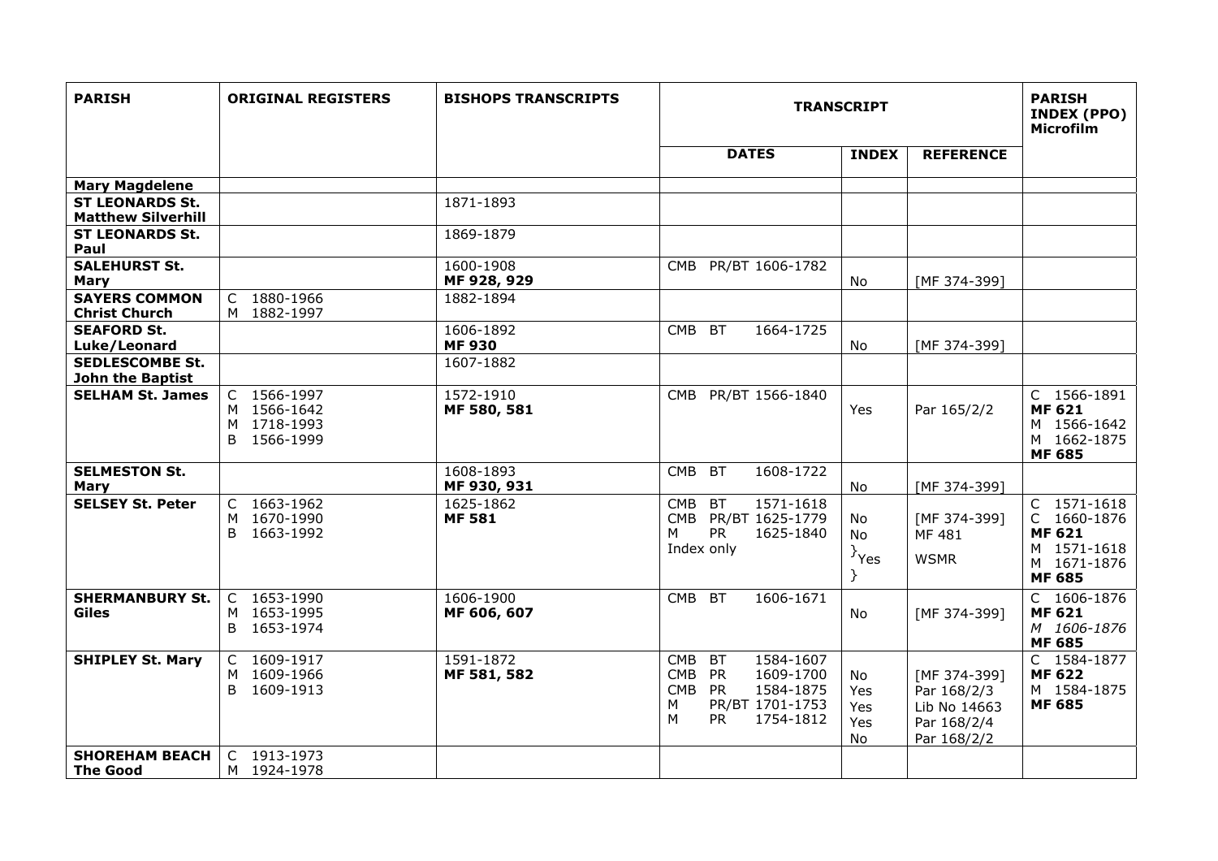| PARISH | ORIGINAL REGISTERS | BISHOPS TRANSCRIPTS | TRANSCRIPT | | | PARISH INDEX (PPO) Microfilm |
|---|---|---|---|---|---|---|
| | | | DATES | INDEX | REFERENCE | |
| **Mary Magdelene** | | | | | | |
| **ST LEONARDS St. Matthew Silverhill** | | 1871-1893 | | | | |
| **ST LEONARDS St. Paul** | | 1869-1879 | | | | |
| **SALEHURST St. Mary** | | 1600-1908<br>**MF 928, 929** | CMB PR/BT 1606-1782 | No | [MF 374-399] | |
| **SAYERS COMMON Christ Church** | C 1880-1966<br>M 1882-1997 | 1882-1894 | | | | |
| **SEAFORD St. Luke/Leonard** | | 1606-1892<br>**MF 930** | CMB BT 1664-1725 | No | [MF 374-399] | |
| **SEDLESCOMBE St. John the Baptist** | | 1607-1882 | | | | |
| **SELHAM St. James** | C 1566-1997<br>M 1566-1642<br>M 1718-1993<br>B 1566-1999 | 1572-1910<br>**MF 580, 581** | CMB PR/BT 1566-1840 | Yes | Par 165/2/2 | C 1566-1891<br>**MF 621**<br>M 1566-1642<br>M 1662-1875<br>**MF 685** |
| **SELMESTON St. Mary** | | 1608-1893<br>**MF 930, 931** | CMB BT 1608-1722 | No | [MF 374-399] | |
| **SELSEY St. Peter** | C 1663-1962<br>M 1670-1990<br>B 1663-1992 | 1625-1862<br>**MF 581** | CMB BT 1571-1618<br>CMB PR/BT 1625-1779<br>M PR 1625-1840<br>Index only | No<br>No<br>}Yes<br>} | [MF 374-399]<br>MF 481<br>WSMR | C 1571-1618<br>C 1660-1876<br>**MF 621**<br>M 1571-1618<br>M 1671-1876<br>**MF 685** |
| **SHERMANBURY St. Giles** | C 1653-1990<br>M 1653-1995<br>B 1653-1974 | 1606-1900<br>**MF 606, 607** | CMB BT 1606-1671 | No | [MF 374-399] | C 1606-1876<br>**MF 621**<br>*M 1606-1876*<br>**MF 685** |
| **SHIPLEY St. Mary** | C 1609-1917<br>M 1609-1966<br>B 1609-1913 | 1591-1872<br>**MF 581, 582** | CMB BT 1584-1607<br>CMB PR 1609-1700<br>CMB PR 1584-1875<br>M PR/BT 1701-1753<br>M PR 1754-1812 | No<br>Yes<br>Yes<br>Yes<br>No | [MF 374-399]<br>Par 168/2/3<br>Lib No 14663<br>Par 168/2/4<br>Par 168/2/2 | C 1584-1877<br>**MF 622**<br>M 1584-1875<br>**MF 685** |
| **SHOREHAM BEACH The Good** | C 1913-1973<br>M 1924-1978 | | | | | |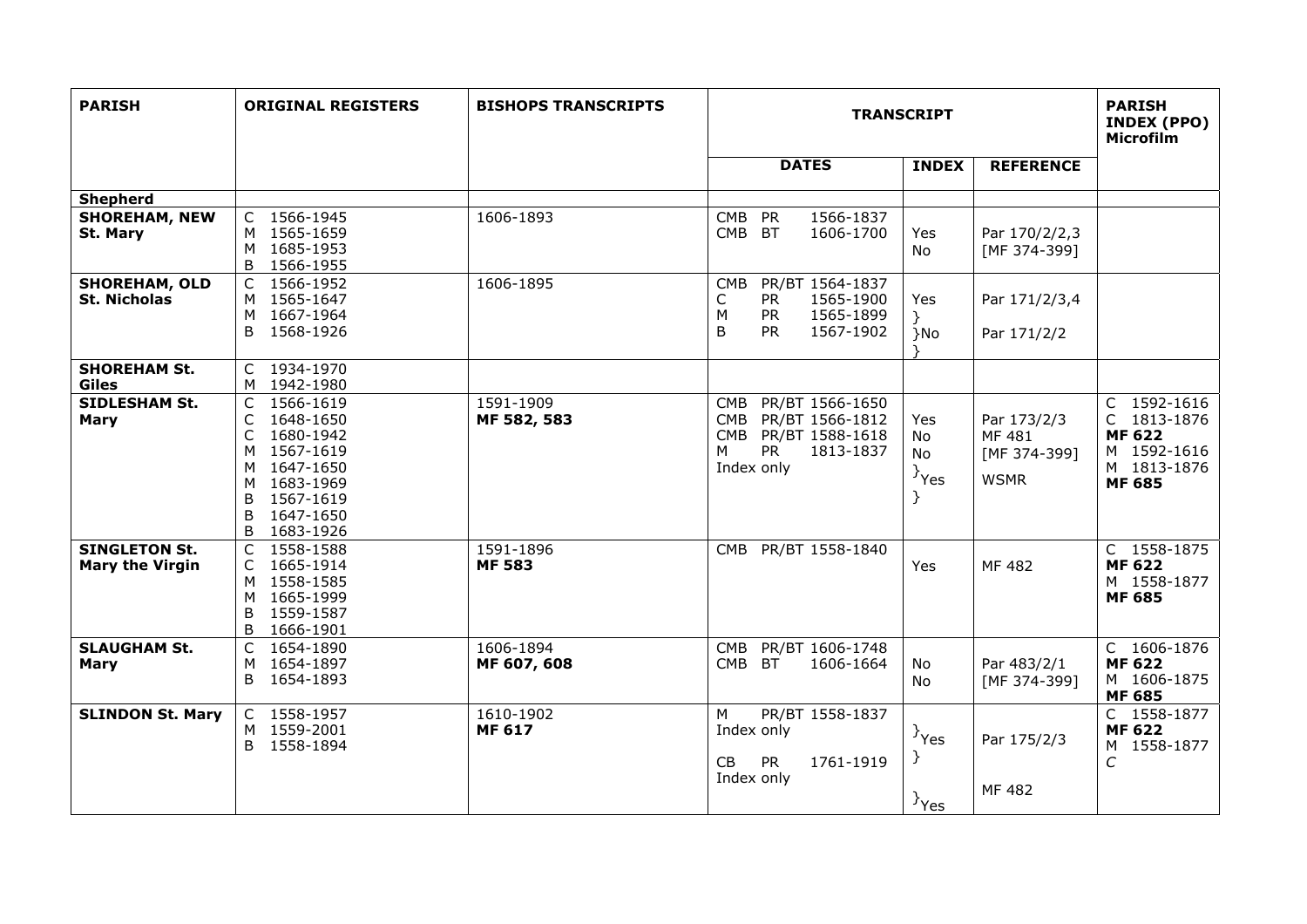| PARISH | ORIGINAL REGISTERS | BISHOPS TRANSCRIPTS | TRANSCRIPT | | | PARISH INDEX (PPO) Microfilm |
|---|---|---|---|---|---|---|
| | | | DATES | INDEX | REFERENCE | |
| **Shepherd** | | | | | | |
| **SHOREHAM, NEW St. Mary** | C 1566-1945<br>M 1565-1659<br>M 1685-1953<br>B 1566-1955 | 1606-1893 | CMB PR 1566-1837<br>CMB BT 1606-1700 | Yes<br>No | Par 170/2/2,3<br>[MF 374-399] | |
| **SHOREHAM, OLD St. Nicholas** | C 1566-1952<br>M 1565-1647<br>M 1667-1964<br>B 1568-1926 | 1606-1895 | CMB PR/BT 1564-1837<br>C PR 1565-1900<br>M PR 1565-1899<br>B PR 1567-1902 | Yes<br>}<br>}No<br>} | Par 171/2/3,4<br>Par 171/2/2 | |
| **SHOREHAM St. Giles** | C 1934-1970<br>M 1942-1980 | | | | | |
| **SIDLESHAM St. Mary** | C 1566-1619<br>C 1648-1650<br>C 1680-1942<br>M 1567-1619<br>M 1647-1650<br>M 1683-1969<br>B 1567-1619<br>B 1647-1650<br>B 1683-1926 | 1591-1909<br>MF 582, 583 | CMB PR/BT 1566-1650<br>CMB PR/BT 1566-1812<br>CMB PR/BT 1588-1618<br>M PR 1813-1837<br>Index only | Yes<br>No<br>No<br>}Yes<br>} | Par 173/2/3<br>MF 481<br>[MF 374-399]<br>WSMR | C 1592-1616<br>C 1813-1876<br>**MF 622**<br>M 1592-1616<br>M 1813-1876<br>**MF 685** |
| **SINGLETON St. Mary the Virgin** | C 1558-1588<br>C 1665-1914<br>M 1558-1585<br>M 1665-1999<br>B 1559-1587<br>B 1666-1901 | 1591-1896<br>**MF 583** | CMB PR/BT 1558-1840 | Yes | MF 482 | C 1558-1875<br>**MF 622**<br>M 1558-1877<br>**MF 685** |
| **SLAUGHAM St. Mary** | C 1654-1890<br>M 1654-1897<br>B 1654-1893 | 1606-1894<br>MF 607, 608 | CMB PR/BT 1606-1748<br>CMB BT 1606-1664 | No<br>No | Par 483/2/1<br>[MF 374-399] | C 1606-1876<br>**MF 622**<br>M 1606-1875<br>**MF 685** |
| **SLINDON St. Mary** | C 1558-1957<br>M 1559-2001<br>B 1558-1894 | 1610-1902<br>**MF 617** | M PR/BT 1558-1837<br>Index only<br>CB PR 1761-1919<br>Index only | }Yes<br>}<br>}Yes | Par 175/2/3<br>MF 482 | C 1558-1877<br>**MF 622**<br>M 1558-1877<br>*C* |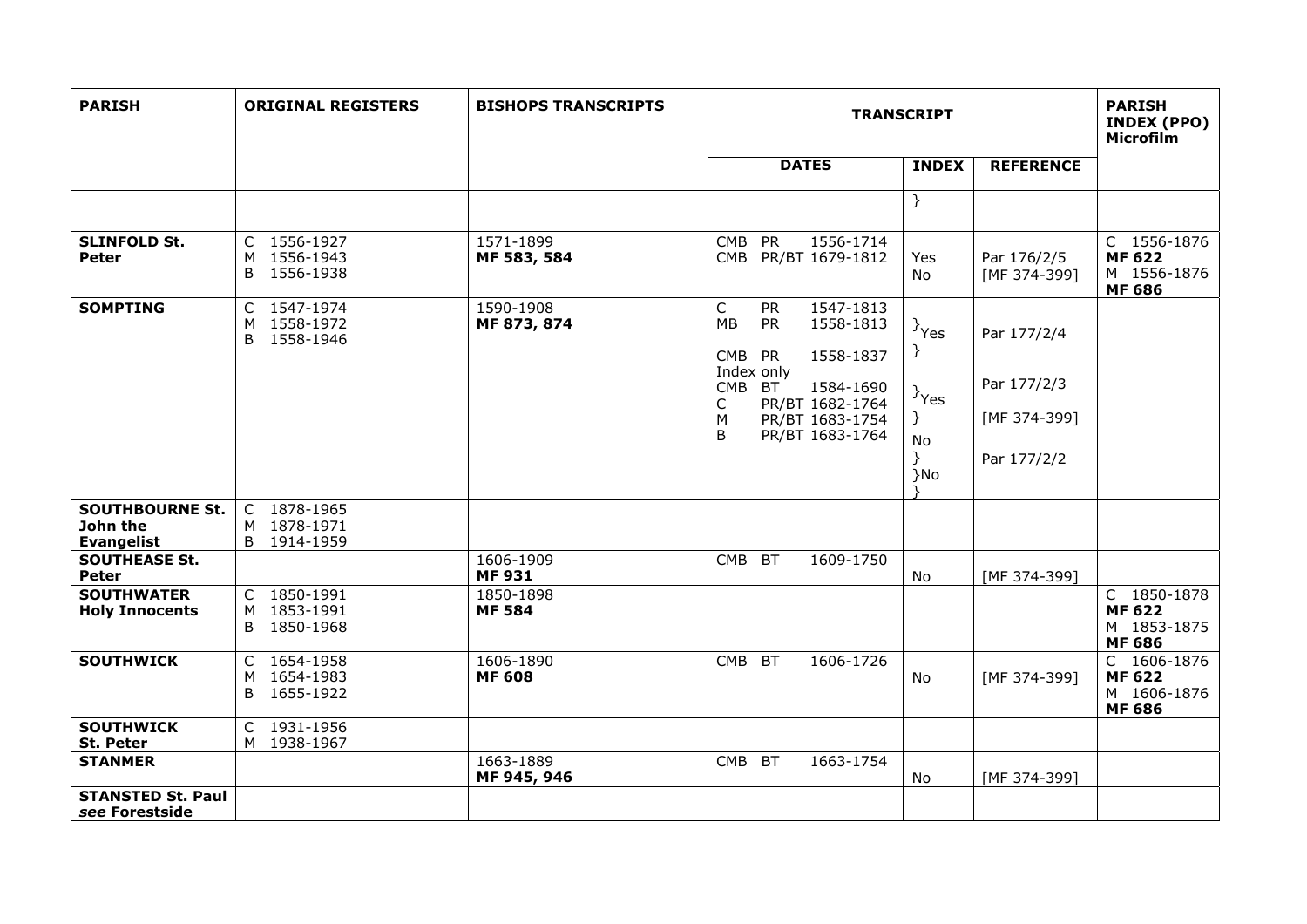| PARISH | ORIGINAL REGISTERS | BISHOPS TRANSCRIPTS | TRANSCRIPT | | | PARISH INDEX (PPO) Microfilm |
|---|---|---|---|---|---|---|
| | | | DATES | INDEX | REFERENCE | |
| | | | | } | | |
| **SLINFOLD St. Peter** | C 1556-1927<br>M 1556-1943<br>B 1556-1938 | 1571-1899<br>**MF 583, 584** | CMB PR 1556-1714<br>CMB PR/BT 1679-1812 | Yes<br>No | Par 176/2/5<br>[MF 374-399] | C 1556-1876<br>**MF 622**<br>M 1556-1876<br>**MF 686** |
| **SOMPTING** | C 1547-1974<br>M 1558-1972<br>B 1558-1946 | 1590-1908<br>**MF 873, 874** | C PR 1547-1813<br>MB PR 1558-1813<br>CMB PR 1558-1837<br>Index only<br>CMB BT 1584-1690<br>C PR/BT 1682-1764<br>M PR/BT 1683-1754<br>B PR/BT 1683-1764 | }Yes<br>}<br>}Yes<br>}<br>No<br>}<br>}No<br>} | Par 177/2/4<br>Par 177/2/3<br>[MF 374-399]<br>Par 177/2/2 | |
| **SOUTHBOURNE St. John the Evangelist** | C 1878-1965<br>M 1878-1971<br>B 1914-1959 | | | | | |
| **SOUTHEASE St. Peter** | | 1606-1909<br>**MF 931** | CMB BT 1609-1750 | No | [MF 374-399] | |
| **SOUTHWATER Holy Innocents** | C 1850-1991<br>M 1853-1991<br>B 1850-1968 | 1850-1898<br>**MF 584** | | | | C 1850-1878<br>**MF 622**<br>M 1853-1875<br>**MF 686** |
| **SOUTHWICK** | C 1654-1958<br>M 1654-1983<br>B 1655-1922 | 1606-1890<br>**MF 608** | CMB BT 1606-1726 | No | [MF 374-399] | C 1606-1876<br>**MF 622**<br>M 1606-1876<br>**MF 686** |
| **SOUTHWICK St. Peter** | C 1931-1956<br>M 1938-1967 | | | | | |
| **STANMER** | | 1663-1889<br>**MF 945, 946** | CMB BT 1663-1754 | No | [MF 374-399] | |
| **STANSTED St. Paul** ***see* Forestside** | | | | | | |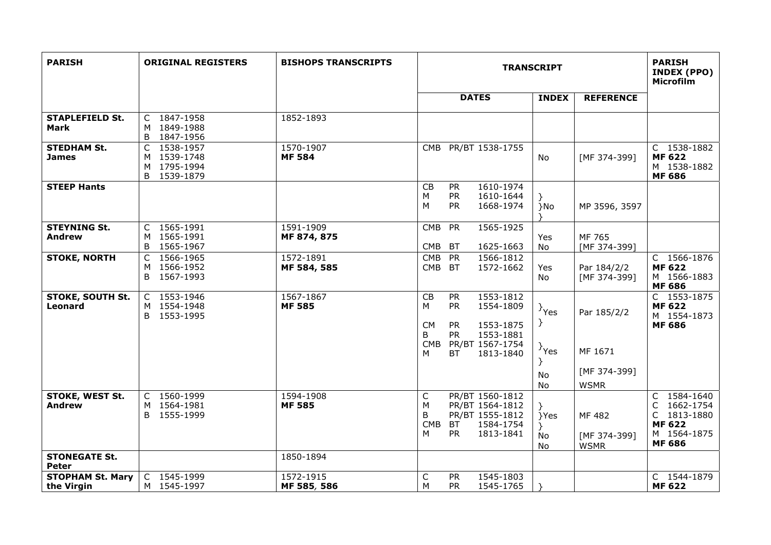| PARISH | ORIGINAL REGISTERS | BISHOPS TRANSCRIPTS | TRANSCRIPT | | | PARISH INDEX (PPO) Microfilm |
|---|---|---|---|---|---|---|
| | | | DATES | INDEX | REFERENCE | |
| **STAPLEFIELD St. Mark** | C 1847-1958<br>M 1849-1988<br>B 1847-1956 | 1852-1893 | | | | |
| **STEDHAM St. James** | C 1538-1957<br>M 1539-1748<br>M 1795-1994<br>B 1539-1879 | 1570-1907<br>**MF 584** | CMB PR/BT 1538-1755 | No | [MF 374-399] | C 1538-1882<br>**MF 622**<br>M 1538-1882<br>**MF 686** |
| **STEEP Hants** | | | CB PR 1610-1974<br>M PR 1610-1644<br>M PR 1668-1974 | }<br>}No<br>} | MP 3596, 3597 | |
| **STEYNING St. Andrew** | C 1565-1991<br>M 1565-1991<br>B 1565-1967 | 1591-1909<br>**MF 874, 875** | CMB PR 1565-1925<br>CMB BT 1625-1663 | Yes<br>No | MF 765<br>[MF 374-399] | |
| **STOKE, NORTH** | C 1566-1965<br>M 1566-1952<br>B 1567-1993 | 1572-1891<br>**MF 584, 585** | CMB PR 1566-1812<br>CMB BT 1572-1662 | Yes<br>No | Par 184/2/2<br>[MF 374-399] | C 1566-1876<br>**MF 622**<br>M 1566-1883<br>**MF 686** |
| **STOKE, SOUTH St. Leonard** | C 1553-1946<br>M 1554-1948<br>B 1553-1995 | 1567-1867<br>**MF 585** | CB PR 1553-1812<br>M PR 1554-1809<br>CM PR 1553-1875<br>B PR 1553-1881<br>CMB PR/BT 1567-1754<br>M BT 1813-1840 | }Yes<br>}<br>}Yes<br>}<br>No<br>No | Par 185/2/2<br>MF 1671<br>[MF 374-399]<br>WSMR | C 1553-1875<br>**MF 622**<br>M 1554-1873<br>**MF 686** |
| **STOKE, WEST St. Andrew** | C 1560-1999<br>M 1564-1981<br>B 1555-1999 | 1594-1908<br>**MF 585** | C PR/BT 1560-1812<br>M PR/BT 1564-1812<br>B PR/BT 1555-1812<br>CMB BT 1584-1754<br>M PR 1813-1841 | }<br>}Yes<br>}<br>No<br>No | MF 482<br>[MF 374-399]<br>WSMR | C 1584-1640<br>C 1662-1754<br>C 1813-1880<br>**MF 622**<br>M 1564-1875<br>**MF 686** |
| **STONEGATE St. Peter** | | 1850-1894 | | | | |
| **STOPHAM St. Mary the Virgin** | C 1545-1999<br>M 1545-1997 | 1572-1915<br>**MF 585, 586** | C PR 1545-1803<br>M PR 1545-1765 | } | | C 1544-1879<br>**MF 622** |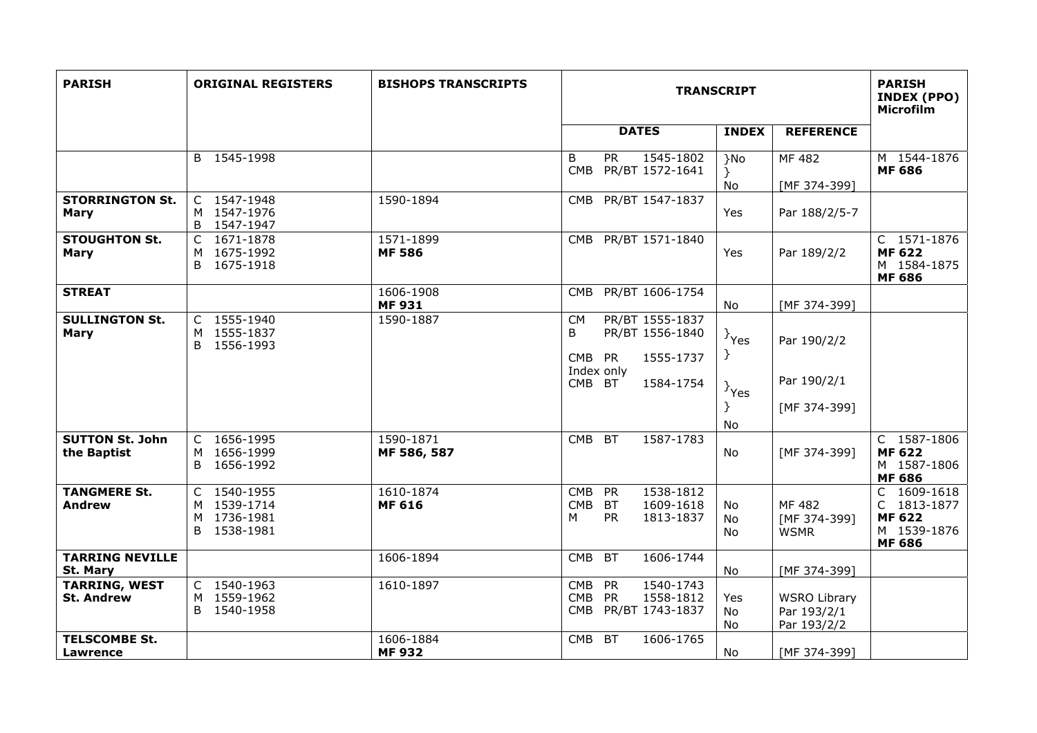| PARISH | ORIGINAL REGISTERS | BISHOPS TRANSCRIPTS | TRANSCRIPT | | | PARISH INDEX (PPO) Microfilm |
|---|---|---|---|---|---|---|
| | | | DATES | INDEX | REFERENCE | |
| | B 1545-1998 | | B PR 1545-1802<br>CMB PR/BT 1572-1641 | }No<br>}<br>No | MF 482<br>[MF 374-399] | M 1544-1876<br>**MF 686** |
| **STORRINGTON St. Mary** | C 1547-1948<br>M 1547-1976<br>B 1547-1947 | 1590-1894 | CMB PR/BT 1547-1837 | Yes | Par 188/2/5-7 | |
| **STOUGHTON St. Mary** | C 1671-1878<br>M 1675-1992<br>B 1675-1918 | 1571-1899<br>**MF 586** | CMB PR/BT 1571-1840 | Yes | Par 189/2/2 | C 1571-1876<br>**MF 622**<br>M 1584-1875<br>**MF 686** |
| **STREAT** | | 1606-1908<br>**MF 931** | CMB PR/BT 1606-1754 | No | [MF 374-399] | |
| **SULLINGTON St. Mary** | C 1555-1940<br>M 1555-1837<br>B 1556-1993 | 1590-1887 | CM PR/BT 1555-1837<br>B PR/BT 1556-1840<br>CMB PR 1555-1737<br>Index only<br>CMB BT 1584-1754 | }Yes<br>}<br>}Yes<br>}<br>No | Par 190/2/2<br>Par 190/2/1<br>[MF 374-399] | |
| **SUTTON St. John the Baptist** | C 1656-1995<br>M 1656-1999<br>B 1656-1992 | 1590-1871<br>MF 586, 587 | CMB BT 1587-1783 | No | [MF 374-399] | C 1587-1806<br>**MF 622**<br>M 1587-1806<br>**MF 686** |
| **TANGMERE St. Andrew** | C 1540-1955<br>M 1539-1714<br>M 1736-1981<br>B 1538-1981 | 1610-1874<br>**MF 616** | CMB PR 1538-1812<br>CMB BT 1609-1618<br>M PR 1813-1837 | No<br>No<br>No | MF 482<br>[MF 374-399]<br>WSMR | C 1609-1618<br>C 1813-1877<br>**MF 622**<br>M 1539-1876<br>**MF 686** |
| **TARRING NEVILLE St. Mary** | | 1606-1894 | CMB BT 1606-1744 | No | [MF 374-399] | |
| **TARRING, WEST St. Andrew** | C 1540-1963<br>M 1559-1962<br>B 1540-1958 | 1610-1897 | CMB PR 1540-1743<br>CMB PR 1558-1812<br>CMB PR/BT 1743-1837 | Yes<br>No<br>No | WSRO Library<br>Par 193/2/1<br>Par 193/2/2 | |
| **TELSCOMBE St. Lawrence** | | 1606-1884<br>**MF 932** | CMB BT 1606-1765 | No | [MF 374-399] | |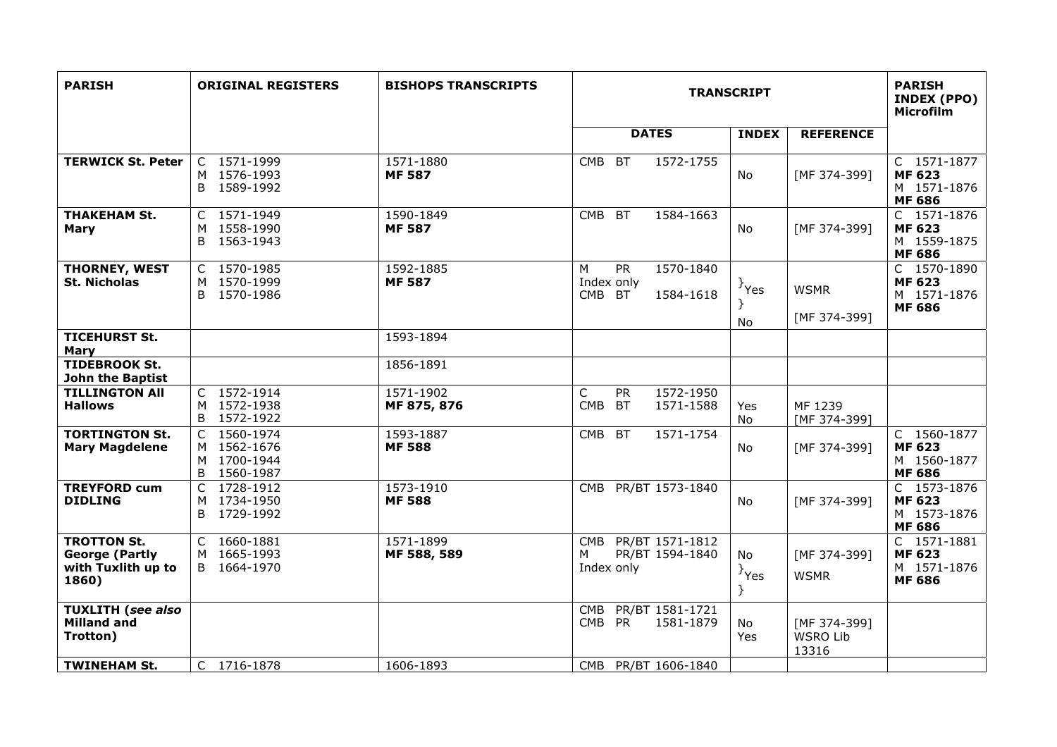| **PARISH** | **ORIGINAL REGISTERS** | **BISHOPS TRANSCRIPTS** | **TRANSCRIPT** | | | **PARISH INDEX (PPO) Microfilm** |
|---|---|---|---|---|---|---|
| | | | **DATES** | **INDEX** | **REFERENCE** | |
| **TERWICK St. Peter** | C 1571-1999<br>M 1576-1993<br>B 1589-1992 | 1571-1880<br>**MF 587** | CMB BT 1572-1755 | No | [MF 374-399] | C 1571-1877<br>**MF 623**<br>M 1571-1876<br>**MF 686** |
| **THAKEHAM St. Mary** | C 1571-1949<br>M 1558-1990<br>B 1563-1943 | 1590-1849<br>**MF 587** | CMB BT 1584-1663 | No | [MF 374-399] | C 1571-1876<br>**MF 623**<br>M 1559-1875<br>**MF 686** |
| **THORNEY, WEST St. Nicholas** | C 1570-1985<br>M 1570-1999<br>B 1570-1986 | 1592-1885<br>**MF 587** | M PR 1570-1840<br>Index only<br>CMB BT 1584-1618 | }Yes<br>}<br>No | WSMR<br>[MF 374-399] | C 1570-1890<br>**MF 623**<br>M 1571-1876<br>**MF 686** |
| **TICEHURST St. Mary** | | 1593-1894 | | | | |
| **TIDEBROOK St. John the Baptist** | | 1856-1891 | | | | |
| **TILLINGTON All Hallows** | C 1572-1914<br>M 1572-1938<br>B 1572-1922 | 1571-1902<br>**MF 875, 876** | C PR 1572-1950<br>CMB BT 1571-1588 | Yes<br>No | MF 1239<br>[MF 374-399] | |
| **TORTINGTON St. Mary Magdelene** | C 1560-1974<br>M 1562-1676<br>M 1700-1944<br>B 1560-1987 | 1593-1887<br>**MF 588** | CMB BT 1571-1754 | No | [MF 374-399] | C 1560-1877<br>**MF 623**<br>M 1560-1877<br>**MF 686** |
| **TREYFORD cum DIDLING** | C 1728-1912<br>M 1734-1950<br>B 1729-1992 | 1573-1910<br>**MF 588** | CMB PR/BT 1573-1840 | No | [MF 374-399] | C 1573-1876<br>**MF 623**<br>M 1573-1876<br>**MF 686** |
| **TROTTON St. George (Partly with Tuxlith up to 1860)** | C 1660-1881<br>M 1665-1993<br>B 1664-1970 | 1571-1899<br>**MF 588, 589** | CMB PR/BT 1571-1812<br>M PR/BT 1594-1840<br>Index only | No<br>}Yes<br>} | [MF 374-399]<br>WSMR | C 1571-1881<br>**MF 623**<br>M 1571-1876<br>**MF 686** |
| **TUXLITH (*see also* Milland and Trotton)** | | | CMB PR/BT 1581-1721<br>CMB PR 1581-1879 | No<br>Yes | [MF 374-399]<br>WSRO Lib 13316 | |
| **TWINEHAM St.** | C 1716-1878 | 1606-1893 | CMB PR/BT 1606-1840 | | | |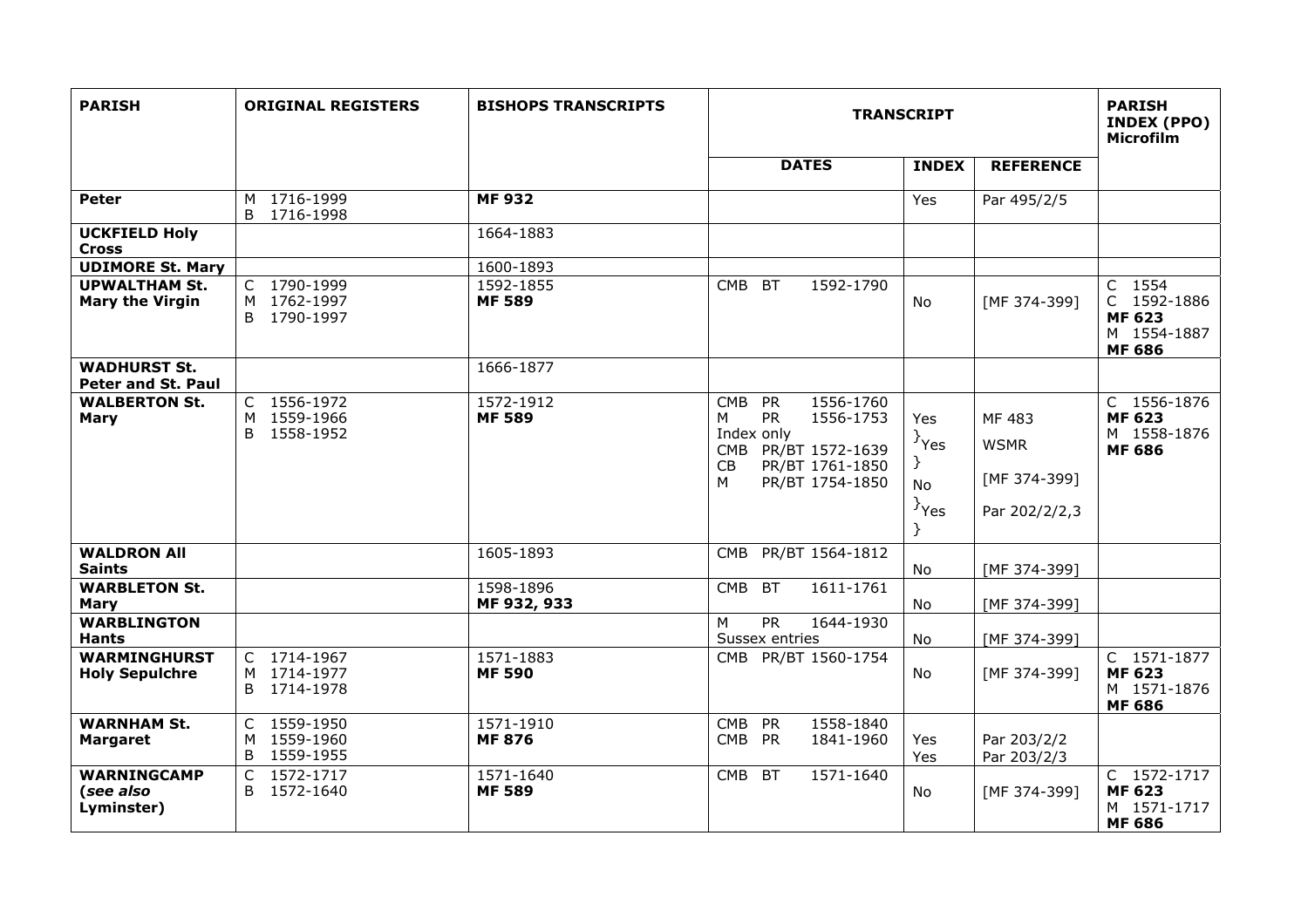| PARISH | ORIGINAL REGISTERS | BISHOPS TRANSCRIPTS | TRANSCRIPT | | | PARISH INDEX (PPO) Microfilm |
|---|---|---|---|---|---|---|
| | | | DATES | INDEX | REFERENCE | |
| **Peter** | M 1716-1999<br>B 1716-1998 | **MF 932** | | Yes | Par 495/2/5 | |
| **UCKFIELD Holy Cross** | | 1664-1883 | | | | |
| **UDIMORE St. Mary** | | 1600-1893 | | | | |
| **UPWALTHAM St. Mary the Virgin** | C 1790-1999<br>M 1762-1997<br>B 1790-1997 | 1592-1855<br>**MF 589** | CMB BT 1592-1790 | No | [MF 374-399] | C 1554<br>C 1592-1886<br>**MF 623**<br>M 1554-1887<br>**MF 686** |
| **WADHURST St. Peter and St. Paul** | | 1666-1877 | | | | |
| **WALBERTON St. Mary** | C 1556-1972<br>M 1559-1966<br>B 1558-1952 | 1572-1912<br>**MF 589** | CMB PR 1556-1760<br>M PR 1556-1753<br>Index only<br>CMB PR/BT 1572-1639<br>CB PR/BT 1761-1850<br>M PR/BT 1754-1850 | Yes<br>}Yes<br>}<br>No<br>}Yes<br>} | MF 483<br>WSMR<br>[MF 374-399]<br>Par 202/2/2,3 | C 1556-1876<br>**MF 623**<br>M 1558-1876<br>**MF 686** |
| **WALDRON All Saints** | | 1605-1893 | CMB PR/BT 1564-1812 | No | [MF 374-399] | |
| **WARBLETON St. Mary** | | 1598-1896<br>**MF 932, 933** | CMB BT 1611-1761 | No | [MF 374-399] | |
| **WARBLINGTON Hants** | | | M PR 1644-1930<br>Sussex entries | No | [MF 374-399] | |
| **WARMINGHURST Holy Sepulchre** | C 1714-1967<br>M 1714-1977<br>B 1714-1978 | 1571-1883<br>**MF 590** | CMB PR/BT 1560-1754 | No | [MF 374-399] | C 1571-1877<br>**MF 623**<br>M 1571-1876<br>**MF 686** |
| **WARNHAM St. Margaret** | C 1559-1950<br>M 1559-1960<br>B 1559-1955 | 1571-1910<br>**MF 876** | CMB PR 1558-1840<br>CMB PR 1841-1960 | Yes<br>Yes | Par 203/2/2<br>Par 203/2/3 | |
| **WARNINGCAMP (*see also* Lyminster)** | C 1572-1717<br>B 1572-1640 | 1571-1640<br>**MF 589** | CMB BT 1571-1640 | No | [MF 374-399] | C 1572-1717<br>**MF 623**<br>M 1571-1717<br>**MF 686** |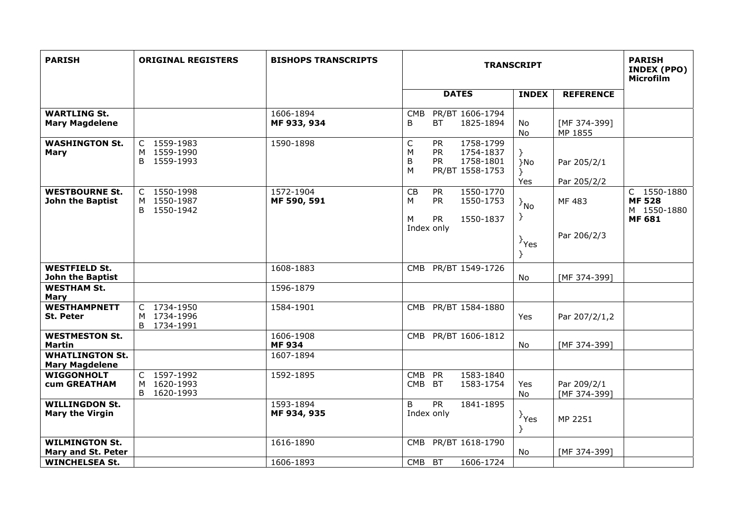| PARISH | ORIGINAL REGISTERS | BISHOPS TRANSCRIPTS | TRANSCRIPT | | | PARISH INDEX (PPO) Microfilm |
|---|---|---|---|---|---|---|
| | | | DATES | INDEX | REFERENCE | |
| **WARTLING St. Mary Magdelene** | | 1606-1894 **MF 933, 934** | CMB PR/BT 1606-1794<br>B BT 1825-1894 | No<br>No | [MF 374-399]<br>MP 1855 | |
| **WASHINGTON St. Mary** | C 1559-1983<br>M 1559-1990<br>B 1559-1993 | 1590-1898 | C PR 1758-1799<br>M PR 1754-1837<br>B PR 1758-1801<br>M PR/BT 1558-1753 | }<br>}No<br>}<br>Yes | Par 205/2/1<br><br>Par 205/2/2 | |
| **WESTBOURNE St. John the Baptist** | C 1550-1998<br>M 1550-1987<br>B 1550-1942 | 1572-1904 **MF 590, 591** | CB PR 1550-1770<br>M PR 1550-1753<br>M PR 1550-1837<br>Index only | }No<br>}<br>}Yes<br>} | MF 483<br><br>Par 206/2/3 | C 1550-1880 **MF 528**<br>M 1550-1880 **MF 681** |
| **WESTFIELD St. John the Baptist** | | 1608-1883 | CMB PR/BT 1549-1726 | No | [MF 374-399] | |
| **WESTHAM St. Mary** | | 1596-1879 | | | | |
| **WESTHAMPNETT St. Peter** | C 1734-1950<br>M 1734-1996<br>B 1734-1991 | 1584-1901 | CMB PR/BT 1584-1880 | Yes | Par 207/2/1,2 | |
| **WESTMESTON St. Martin** | | 1606-1908 **MF 934** | CMB PR/BT 1606-1812 | No | [MF 374-399] | |
| **WHATLINGTON St. Mary Magdelene** | | 1607-1894 | | | | |
| **WIGGONHOLT cum GREATHAM** | C 1597-1992<br>M 1620-1993<br>B 1620-1993 | 1592-1895 | CMB PR 1583-1840<br>CMB BT 1583-1754 | Yes<br>No | Par 209/2/1<br>[MF 374-399] | |
| **WILLINGDON St. Mary the Virgin** | | 1593-1894 **MF 934, 935** | B PR 1841-1895<br>Index only | }Yes<br>} | MP 2251 | |
| **WILMINGTON St. Mary and St. Peter** | | 1616-1890 | CMB PR/BT 1618-1790 | No | [MF 374-399] | |
| **WINCHELSEA St.** | | 1606-1893 | CMB BT 1606-1724 | | | |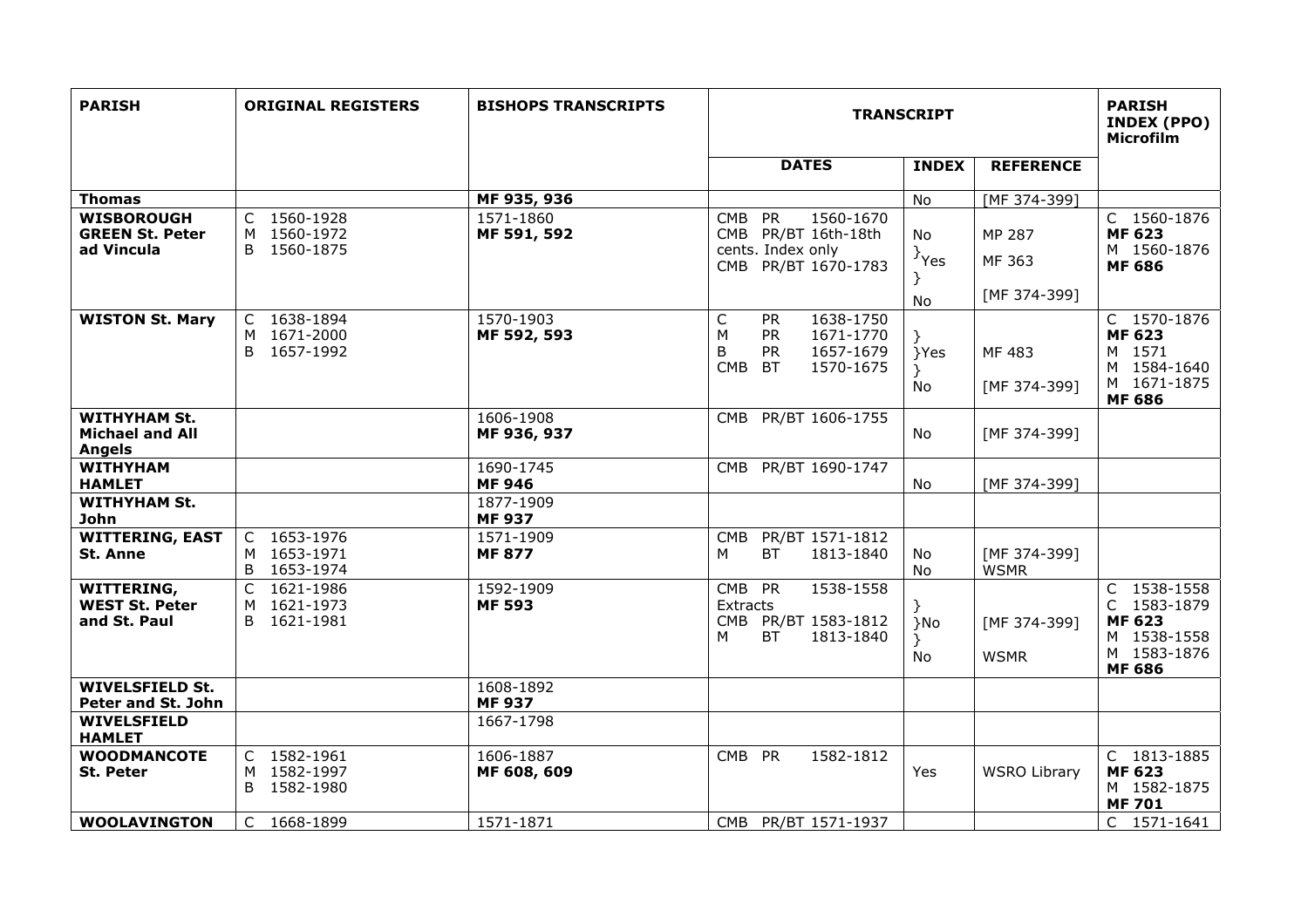| PARISH | ORIGINAL REGISTERS | BISHOPS TRANSCRIPTS | TRANSCRIPT | | | PARISH INDEX (PPO) Microfilm |
|---|---|---|---|---|---|---|
| | | | DATES | INDEX | REFERENCE | |
| **Thomas** | | **MF 935, 936** | | No | [MF 374-399] | |
| **WISBOROUGH GREEN St. Peter ad Vincula** | C 1560-1928<br>M 1560-1972<br>B 1560-1875 | 1571-1860<br>**MF 591, 592** | CMB PR 1560-1670<br>CMB PR/BT 16th-18th cents. Index only<br>CMB PR/BT 1670-1783 | No<br>}Yes<br>}<br>No | MP 287<br>MF 363<br>[MF 374-399] | C 1560-1876<br>**MF 623**<br>M 1560-1876<br>**MF 686** |
| **WISTON St. Mary** | C 1638-1894<br>M 1671-2000<br>B 1657-1992 | 1570-1903<br>**MF 592, 593** | C PR 1638-1750<br>M PR 1671-1770<br>B PR 1657-1679<br>CMB BT 1570-1675 | }<br>}Yes<br>}<br>No | MF 483<br>[MF 374-399] | C 1570-1876<br>**MF 623**<br>M 1571<br>M 1584-1640<br>M 1671-1875<br>**MF 686** |
| **WITHYHAM St. Michael and All Angels** | | 1606-1908<br>**MF 936, 937** | CMB PR/BT 1606-1755 | No | [MF 374-399] | |
| **WITHYHAM HAMLET** | | 1690-1745<br>**MF 946** | CMB PR/BT 1690-1747 | No | [MF 374-399] | |
| **WITHYHAM St. John** | | 1877-1909<br>**MF 937** | | | | |
| **WITTERING, EAST St. Anne** | C 1653-1976<br>M 1653-1971<br>B 1653-1974 | 1571-1909<br>**MF 877** | CMB PR/BT 1571-1812<br>M BT 1813-1840 | No<br>No | [MF 374-399]<br>WSMR | |
| **WITTERING, WEST St. Peter and St. Paul** | C 1621-1986<br>M 1621-1973<br>B 1621-1981 | 1592-1909<br>**MF 593** | CMB PR 1538-1558 Extracts<br>CMB PR/BT 1583-1812<br>M BT 1813-1840 | }<br>}No<br>}<br>No | [MF 374-399]<br>WSMR | C 1538-1558<br>C 1583-1879<br>**MF 623**<br>M 1538-1558<br>M 1583-1876<br>**MF 686** |
| **WIVELSFIELD St. Peter and St. John** | | 1608-1892<br>**MF 937** | | | | |
| **WIVELSFIELD HAMLET** | | 1667-1798 | | | | |
| **WOODMANCOTE St. Peter** | C 1582-1961<br>M 1582-1997<br>B 1582-1980 | 1606-1887<br>**MF 608, 609** | CMB PR 1582-1812 | Yes | WSRO Library | C 1813-1885<br>**MF 623**<br>M 1582-1875<br>**MF 701** |
| **WOOLAVINGTON** | C 1668-1899 | 1571-1871 | CMB PR/BT 1571-1937 | | | C 1571-1641 |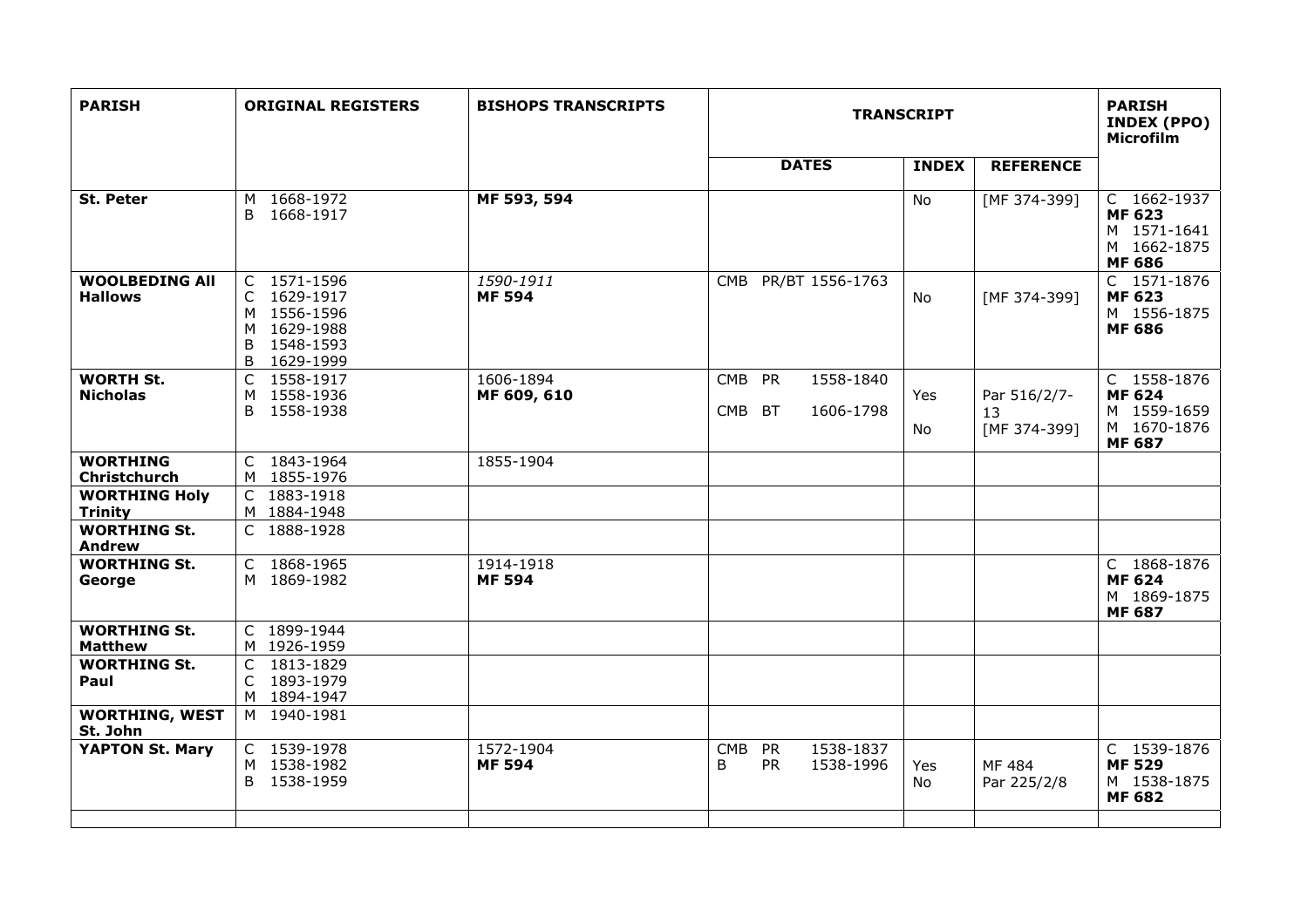| PARISH | ORIGINAL REGISTERS | BISHOPS TRANSCRIPTS | TRANSCRIPT | | | PARISH INDEX (PPO) Microfilm |
|---|---|---|---|---|---|---|
| | | | DATES | INDEX | REFERENCE | |
| **St. Peter** | M 1668-1972<br>B 1668-1917 | **MF 593, 594** | | No | [MF 374-399] | C 1662-1937<br>**MF 623**<br>M 1571-1641<br>M 1662-1875<br>**MF 686** |
| **WOOLBEDING All Hallows** | C 1571-1596<br>C 1629-1917<br>M 1556-1596<br>M 1629-1988<br>B 1548-1593<br>B 1629-1999 | *1590-1911*<br>**MF 594** | CMB PR/BT 1556-1763 | No | [MF 374-399] | C 1571-1876<br>**MF 623**<br>M 1556-1875<br>**MF 686** |
| **WORTH St. Nicholas** | C 1558-1917<br>M 1558-1936<br>B 1558-1938 | 1606-1894<br>**MF 609, 610** | CMB PR 1558-1840<br>CMB BT 1606-1798 | Yes<br>No | Par 516/2/7-13<br>[MF 374-399] | C 1558-1876<br>**MF 624**<br>M 1559-1659<br>M 1670-1876<br>**MF 687** |
| **WORTHING Christchurch** | C 1843-1964<br>M 1855-1976 | 1855-1904 | | | | |
| **WORTHING Holy Trinity** | C 1883-1918<br>M 1884-1948 | | | | | |
| **WORTHING St. Andrew** | C 1888-1928 | | | | | |
| **WORTHING St. George** | C 1868-1965<br>M 1869-1982 | 1914-1918<br>**MF 594** | | | | C 1868-1876<br>**MF 624**<br>M 1869-1875<br>**MF 687** |
| **WORTHING St. Matthew** | C 1899-1944<br>M 1926-1959 | | | | | |
| **WORTHING St. Paul** | C 1813-1829<br>C 1893-1979<br>M 1894-1947 | | | | | |
| **WORTHING, WEST St. John** | M 1940-1981 | | | | | |
| **YAPTON St. Mary** | C 1539-1978<br>M 1538-1982<br>B 1538-1959 | 1572-1904<br>**MF 594** | CMB PR 1538-1837<br>B PR 1538-1996 | Yes<br>No | MF 484<br>Par 225/2/8 | C 1539-1876<br>**MF 529**<br>M 1538-1875<br>**MF 682** |
| | | | | | | |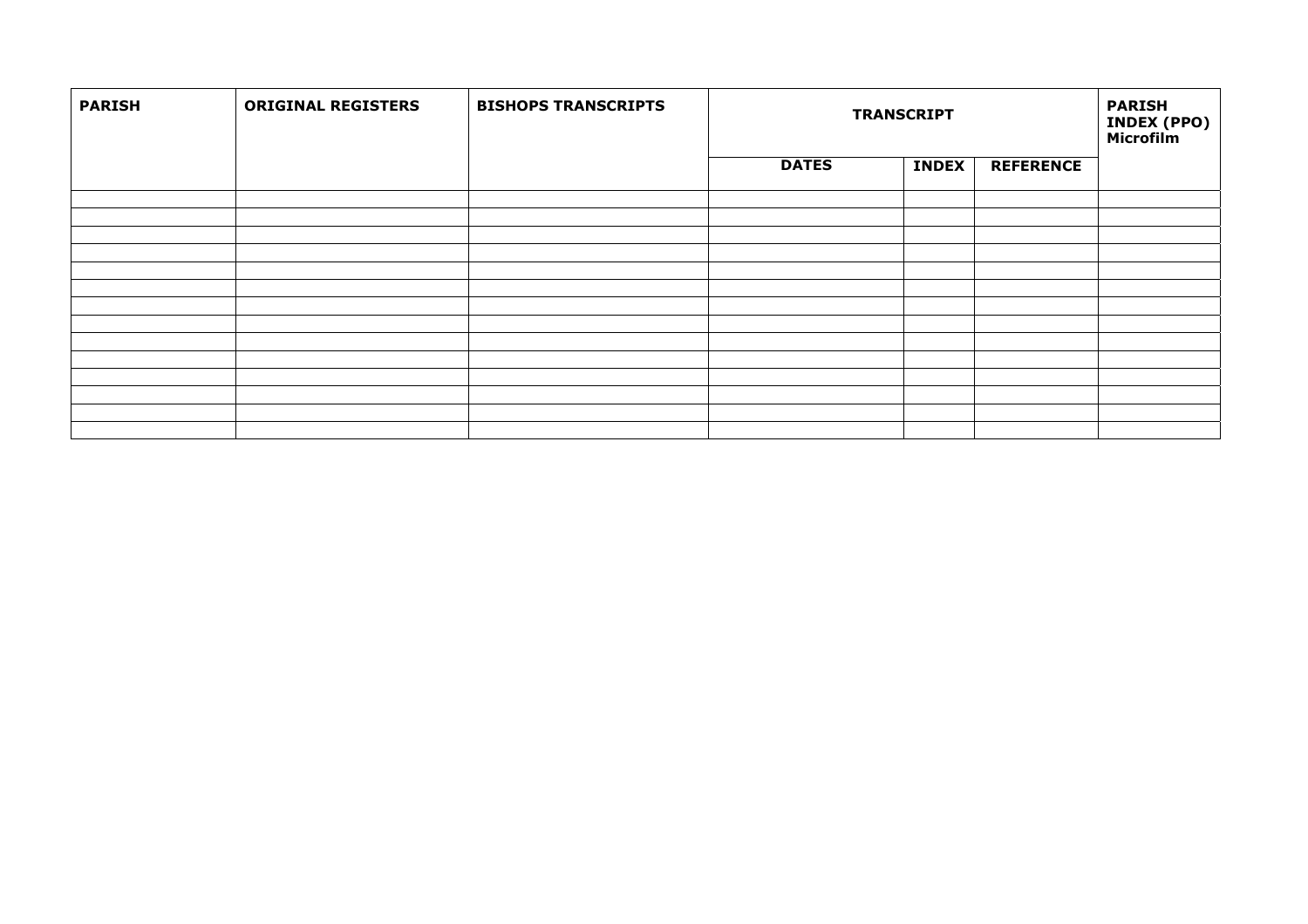| PARISH | ORIGINAL REGISTERS | BISHOPS TRANSCRIPTS | TRANSCRIPT | | | PARISH INDEX (PPO) Microfilm |
|---|---|---|---|---|---|---|
| | | | DATES | INDEX | REFERENCE | |
| | | | | | | |
| | | | | | | |
| | | | | | | |
| | | | | | | |
| | | | | | | |
| | | | | | | |
| | | | | | | |
| | | | | | | |
| | | | | | | |
| | | | | | | |
| | | | | | | |
| | | | | | | |
| | | | | | | |
| | | | | | | |